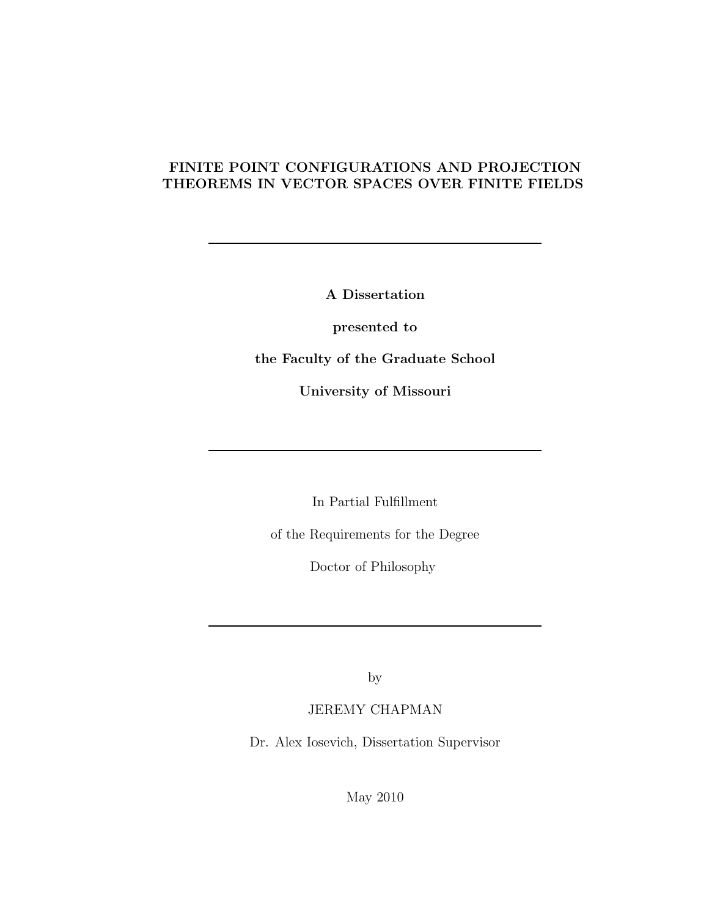# FINITE POINT CONFIGURATIONS AND PROJECTION THEOREMS IN VECTOR SPACES OVER FINITE FIELDS

---

**A Dissertation**

**presented to**

**the Faculty of the Graduate School**

**University of Missouri**

---

In Partial Fulfillment

of the Requirements for the Degree

Doctor of Philosophy

---

by

JEREMY CHAPMAN

Dr. Alex Iosevich, Dissertation Supervisor

May 2010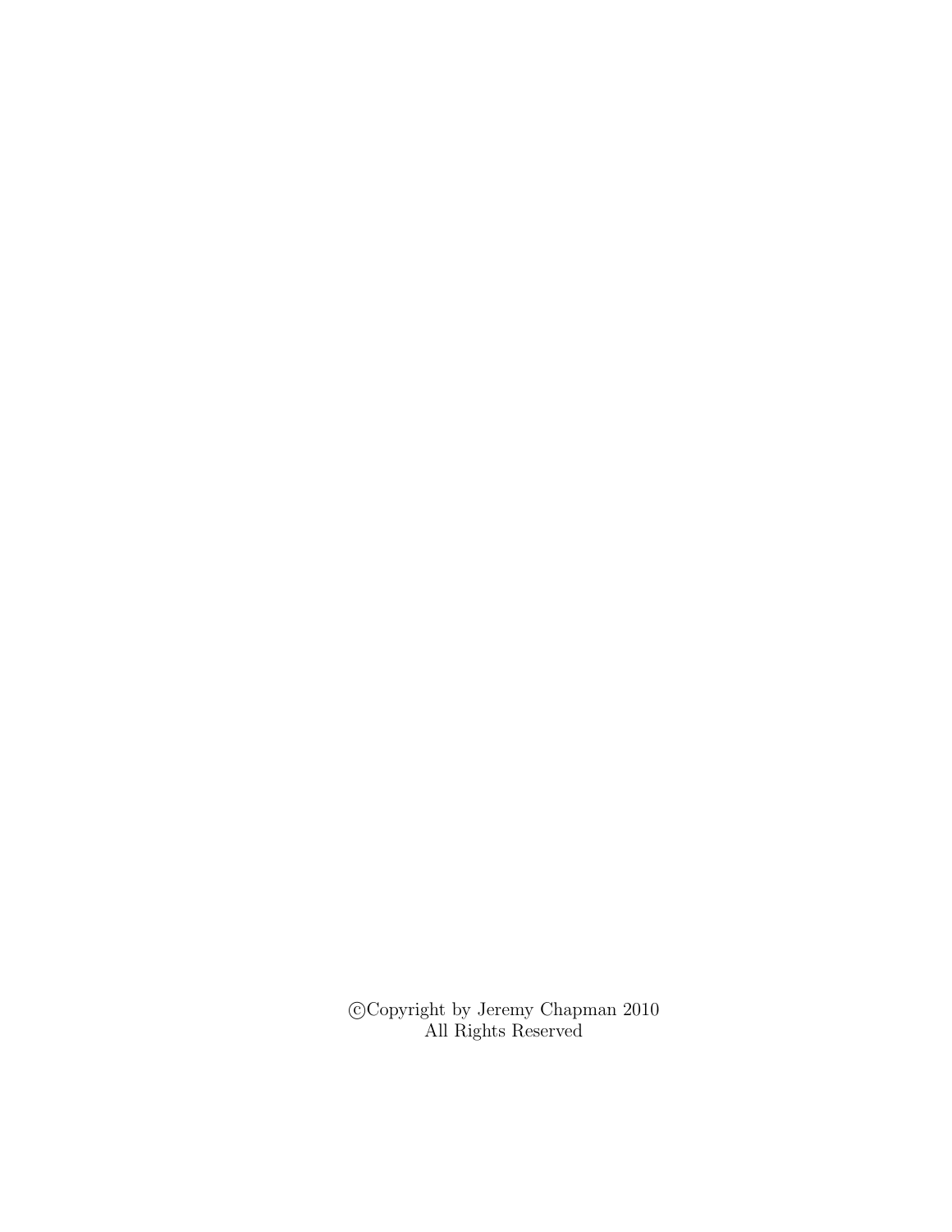©Copyright by Jeremy Chapman 2010
All Rights Reserved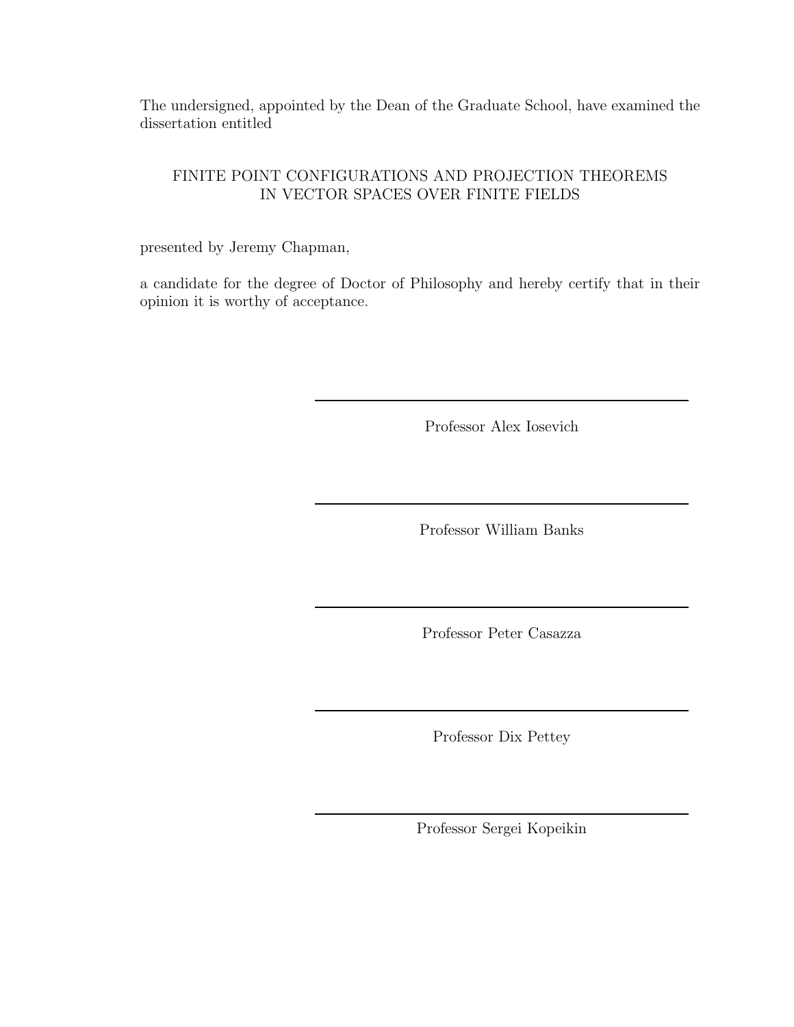The undersigned, appointed by the Dean of the Graduate School, have examined the dissertation entitled

FINITE POINT CONFIGURATIONS AND PROJECTION THEOREMS IN VECTOR SPACES OVER FINITE FIELDS

presented by Jeremy Chapman,

a candidate for the degree of Doctor of Philosophy and hereby certify that in their opinion it is worthy of acceptance.

Professor Alex Iosevich

Professor William Banks

Professor Peter Casazza

Professor Dix Pettey

Professor Sergei Kopeikin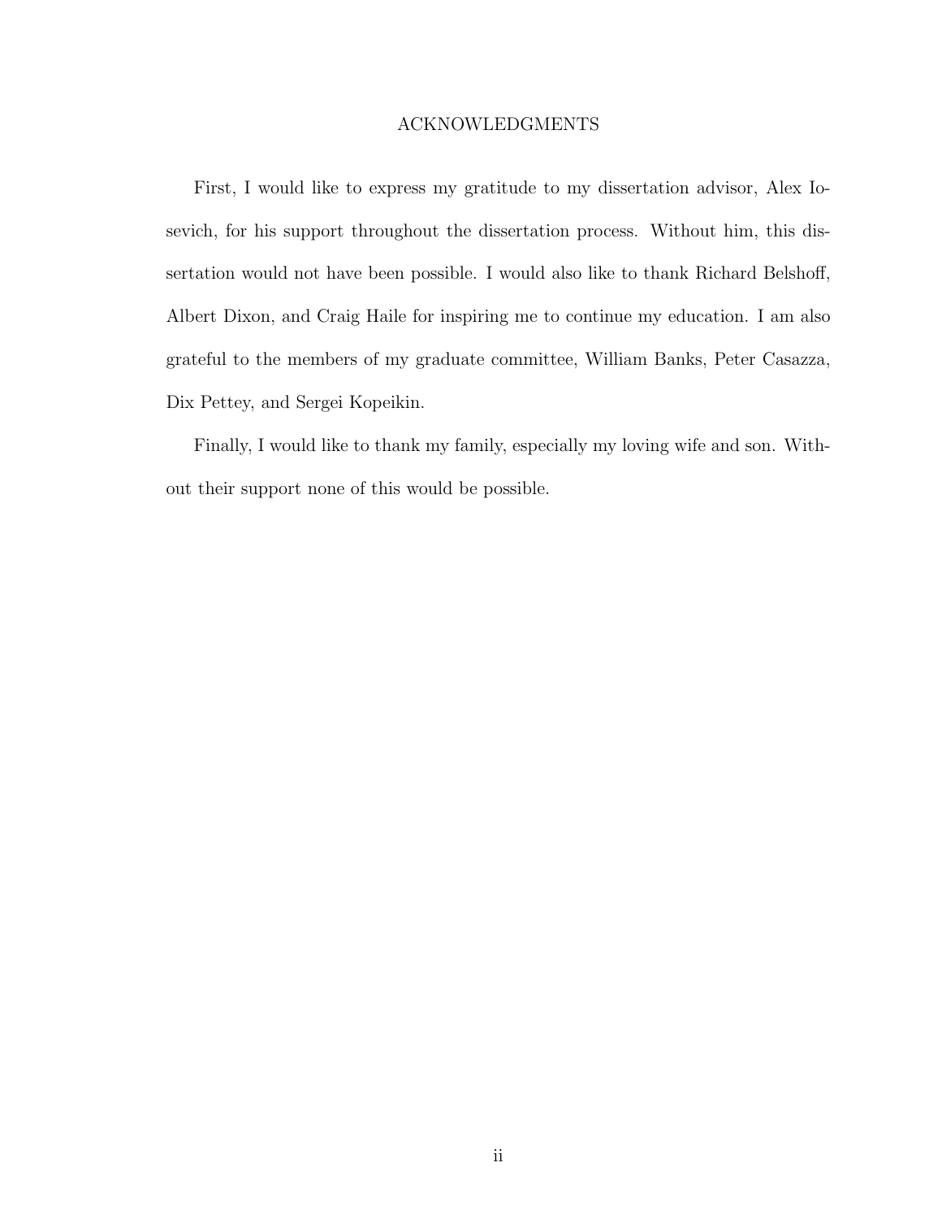# ACKNOWLEDGMENTS

First, I would like to express my gratitude to my dissertation advisor, Alex Iosevich, for his support throughout the dissertation process. Without him, this dissertation would not have been possible. I would also like to thank Richard Belshoff, Albert Dixon, and Craig Haile for inspiring me to continue my education. I am also grateful to the members of my graduate committee, William Banks, Peter Casazza, Dix Pettey, and Sergei Kopeikin.

Finally, I would like to thank my family, especially my loving wife and son. Without their support none of this would be possible.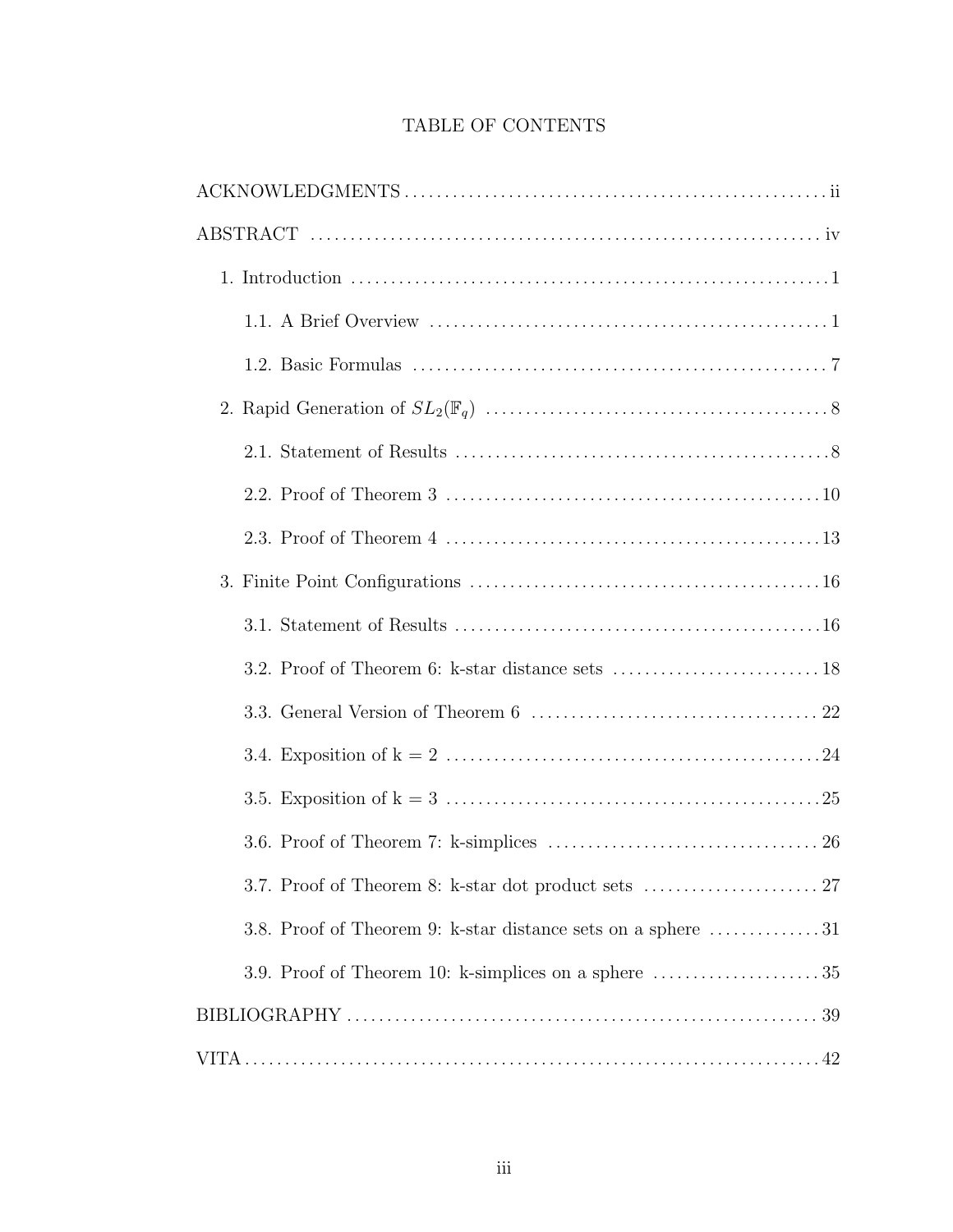# TABLE OF CONTENTS

ACKNOWLEDGMENTS ..... ii

ABSTRACT ..... iv

- 1. Introduction ..... 1
  - 1.1. A Brief Overview ..... 1
  - 1.2. Basic Formulas ..... 7
- 2. Rapid Generation of $SL_2(\mathbb{F}_q)$ ..... 8
  - 2.1. Statement of Results ..... 8
  - 2.2. Proof of Theorem 3 ..... 10
  - 2.3. Proof of Theorem 4 ..... 13
- 3. Finite Point Configurations ..... 16
  - 3.1. Statement of Results ..... 16
  - 3.2. Proof of Theorem 6: k-star distance sets ..... 18
  - 3.3. General Version of Theorem 6 ..... 22
  - 3.4. Exposition of k = 2 ..... 24
  - 3.5. Exposition of k = 3 ..... 25
  - 3.6. Proof of Theorem 7: k-simplices ..... 26
  - 3.7. Proof of Theorem 8: k-star dot product sets ..... 27
  - 3.8. Proof of Theorem 9: k-star distance sets on a sphere ..... 31
  - 3.9. Proof of Theorem 10: k-simplices on a sphere ..... 35

BIBLIOGRAPHY ..... 39

VITA ..... 42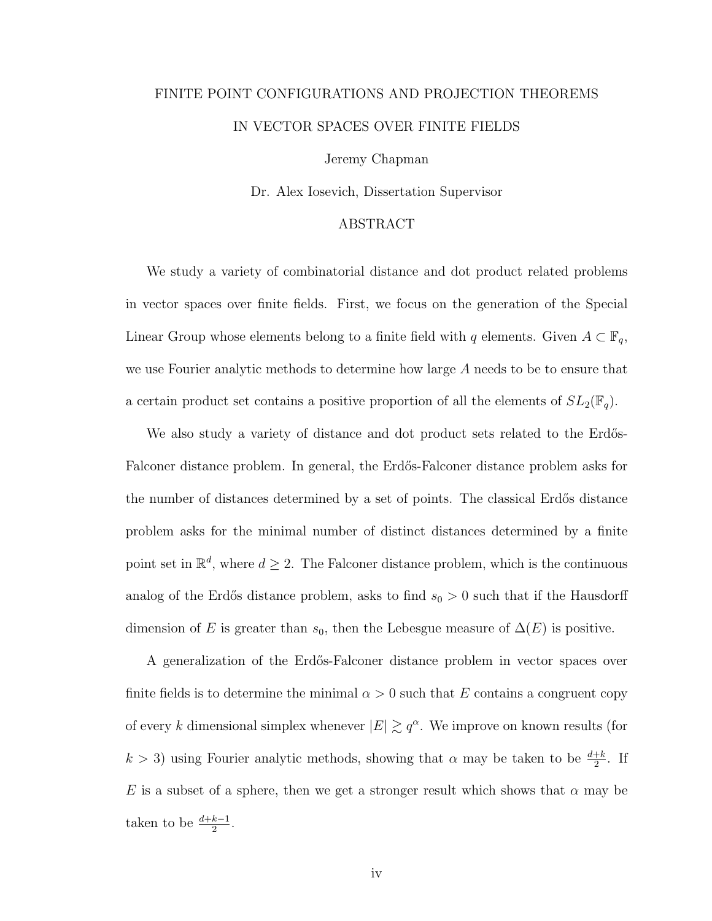FINITE POINT CONFIGURATIONS AND PROJECTION THEOREMS

IN VECTOR SPACES OVER FINITE FIELDS

Jeremy Chapman

Dr. Alex Iosevich, Dissertation Supervisor

## ABSTRACT

We study a variety of combinatorial distance and dot product related problems in vector spaces over finite fields. First, we focus on the generation of the Special Linear Group whose elements belong to a finite field with $q$ elements. Given $A \subset \mathbb{F}_q$, we use Fourier analytic methods to determine how large $A$ needs to be to ensure that a certain product set contains a positive proportion of all the elements of $SL_2(\mathbb{F}_q)$.

We also study a variety of distance and dot product sets related to the Erdős-Falconer distance problem. In general, the Erdős-Falconer distance problem asks for the number of distances determined by a set of points. The classical Erdős distance problem asks for the minimal number of distinct distances determined by a finite point set in $\mathbb{R}^d$, where $d \geq 2$. The Falconer distance problem, which is the continuous analog of the Erdős distance problem, asks to find $s_0 > 0$ such that if the Hausdorff dimension of $E$ is greater than $s_0$, then the Lebesgue measure of $\Delta(E)$ is positive.

A generalization of the Erdős-Falconer distance problem in vector spaces over finite fields is to determine the minimal $\alpha > 0$ such that $E$ contains a congruent copy of every $k$ dimensional simplex whenever $|E| \gtrsim q^\alpha$. We improve on known results (for $k > 3$) using Fourier analytic methods, showing that $\alpha$ may be taken to be $\frac{d+k}{2}$. If $E$ is a subset of a sphere, then we get a stronger result which shows that $\alpha$ may be taken to be $\frac{d+k-1}{2}$.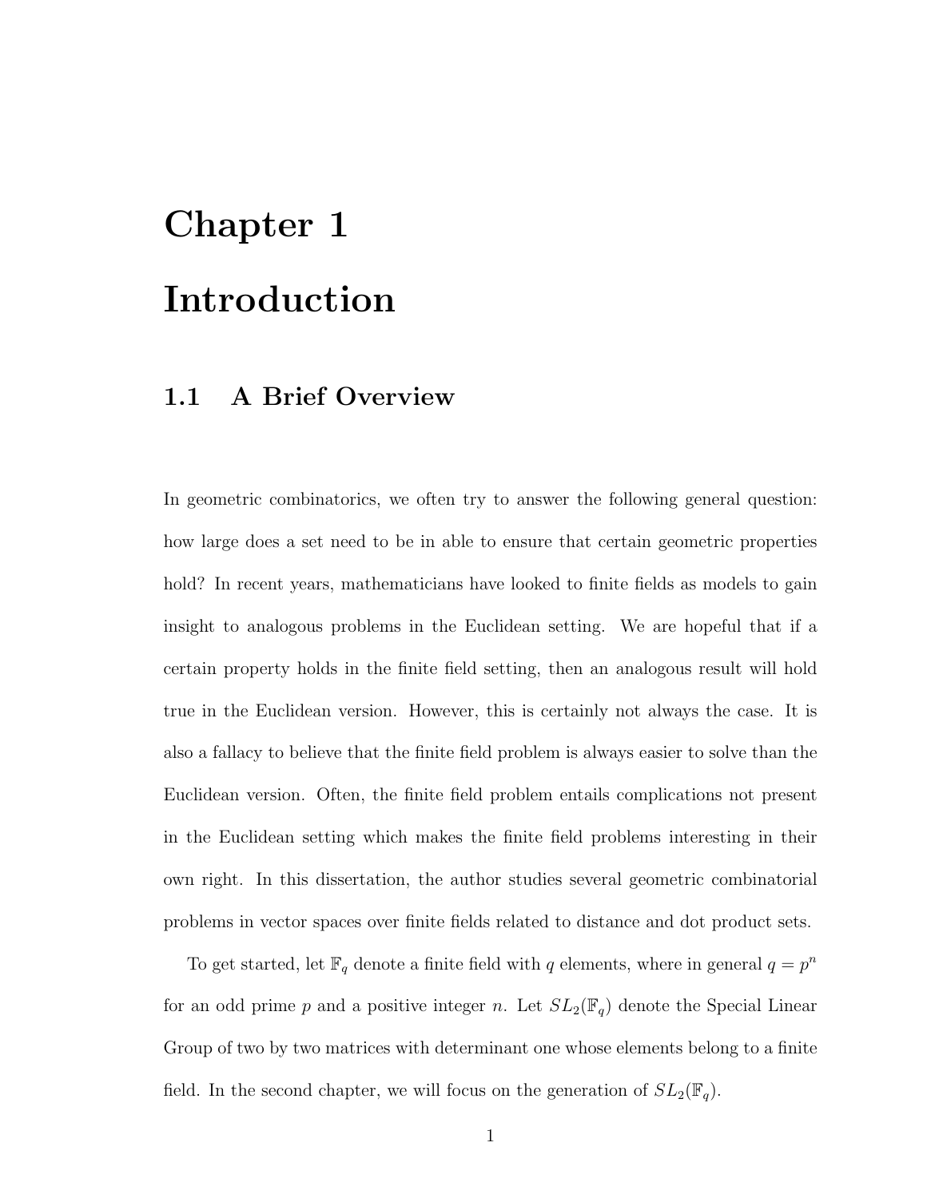# Chapter 1

# Introduction

## 1.1 A Brief Overview

In geometric combinatorics, we often try to answer the following general question: how large does a set need to be in able to ensure that certain geometric properties hold? In recent years, mathematicians have looked to finite fields as models to gain insight to analogous problems in the Euclidean setting. We are hopeful that if a certain property holds in the finite field setting, then an analogous result will hold true in the Euclidean version. However, this is certainly not always the case. It is also a fallacy to believe that the finite field problem is always easier to solve than the Euclidean version. Often, the finite field problem entails complications not present in the Euclidean setting which makes the finite field problems interesting in their own right. In this dissertation, the author studies several geometric combinatorial problems in vector spaces over finite fields related to distance and dot product sets.

To get started, let $\mathbb{F}_q$ denote a finite field with $q$ elements, where in general $q = p^n$ for an odd prime $p$ and a positive integer $n$. Let $SL_2(\mathbb{F}_q)$ denote the Special Linear Group of two by two matrices with determinant one whose elements belong to a finite field. In the second chapter, we will focus on the generation of $SL_2(\mathbb{F}_q)$.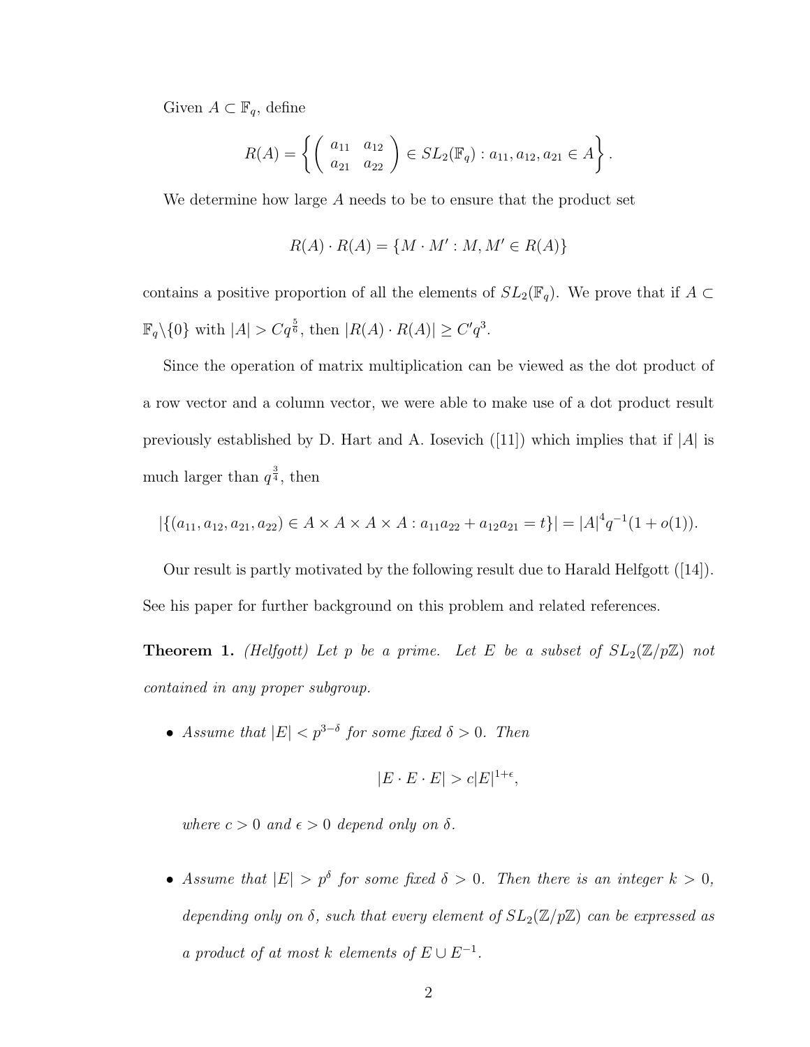Given $A \subset \mathbb{F}_q$, define

$$R(A) = \left\{ \begin{pmatrix} a_{11} & a_{12} \\ a_{21} & a_{22} \end{pmatrix} \in SL_2(\mathbb{F}_q) : a_{11}, a_{12}, a_{21} \in A \right\}.$$

We determine how large $A$ needs to be to ensure that the product set

$$R(A) \cdot R(A) = \{M \cdot M' : M, M' \in R(A)\}$$

contains a positive proportion of all the elements of $SL_2(\mathbb{F}_q)$. We prove that if $A \subset \mathbb{F}_q \backslash \{0\}$ with $|A| > Cq^{\frac{5}{6}}$, then $|R(A) \cdot R(A)| \geq C' q^3$.

Since the operation of matrix multiplication can be viewed as the dot product of a row vector and a column vector, we were able to make use of a dot product result previously established by D. Hart and A. Iosevich ([11]) which implies that if $|A|$ is much larger than $q^{\frac{3}{4}}$, then

$$|\{(a_{11}, a_{12}, a_{21}, a_{22}) \in A \times A \times A \times A : a_{11}a_{22} + a_{12}a_{21} = t\}| = |A|^4 q^{-1}(1 + o(1)).$$

Our result is partly motivated by the following result due to Harald Helfgott ([14]). See his paper for further background on this problem and related references.

**Theorem 1.** *(Helfgott) Let $p$ be a prime. Let $E$ be a subset of $SL_2(\mathbb{Z}/p\mathbb{Z})$ not contained in any proper subgroup.*

- *Assume that $|E| < p^{3-\delta}$ for some fixed $\delta > 0$. Then*

$$|E \cdot E \cdot E| > c|E|^{1+\epsilon},$$

*where $c > 0$ and $\epsilon > 0$ depend only on $\delta$.*

- *Assume that $|E| > p^{\delta}$ for some fixed $\delta > 0$. Then there is an integer $k > 0$, depending only on $\delta$, such that every element of $SL_2(\mathbb{Z}/p\mathbb{Z})$ can be expressed as a product of at most $k$ elements of $E \cup E^{-1}$.*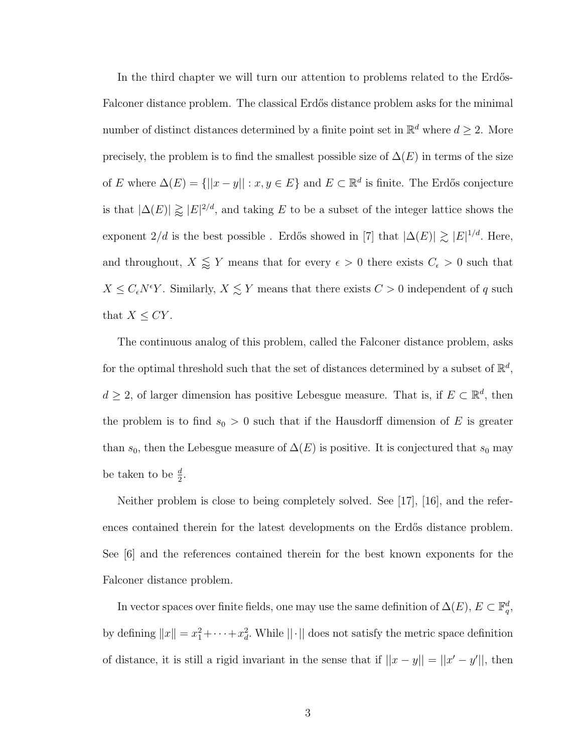In the third chapter we will turn our attention to problems related to the Erdős-Falconer distance problem. The classical Erdős distance problem asks for the minimal number of distinct distances determined by a finite point set in $\mathbb{R}^d$ where $d \geq 2$. More precisely, the problem is to find the smallest possible size of $\Delta(E)$ in terms of the size of $E$ where $\Delta(E) = \{||x-y|| : x, y \in E\}$ and $E \subset \mathbb{R}^d$ is finite. The Erdős conjecture is that $|\Delta(E)| \gtrapprox |E|^{2/d}$, and taking $E$ to be a subset of the integer lattice shows the exponent $2/d$ is the best possible . Erdős showed in [7] that $|\Delta(E)| \gtrsim |E|^{1/d}$. Here, and throughout, $X \lessapprox Y$ means that for every $\epsilon > 0$ there exists $C_\epsilon > 0$ such that $X \leq C_\epsilon N^\epsilon Y$. Similarly, $X \lesssim Y$ means that there exists $C > 0$ independent of $q$ such that $X \leq CY$.

The continuous analog of this problem, called the Falconer distance problem, asks for the optimal threshold such that the set of distances determined by a subset of $\mathbb{R}^d$, $d \geq 2$, of larger dimension has positive Lebesgue measure. That is, if $E \subset \mathbb{R}^d$, then the problem is to find $s_0 > 0$ such that if the Hausdorff dimension of $E$ is greater than $s_0$, then the Lebesgue measure of $\Delta(E)$ is positive. It is conjectured that $s_0$ may be taken to be $\frac{d}{2}$.

Neither problem is close to being completely solved. See [17], [16], and the references contained therein for the latest developments on the Erdős distance problem. See [6] and the references contained therein for the best known exponents for the Falconer distance problem.

In vector spaces over finite fields, one may use the same definition of $\Delta(E)$, $E \subset \mathbb{F}_q^d$, by defining $\|x\| = x_1^2 + \cdots + x_d^2$. While $||\cdot||$ does not satisfy the metric space definition of distance, it is still a rigid invariant in the sense that if $||x-y|| = ||x'-y'||$, then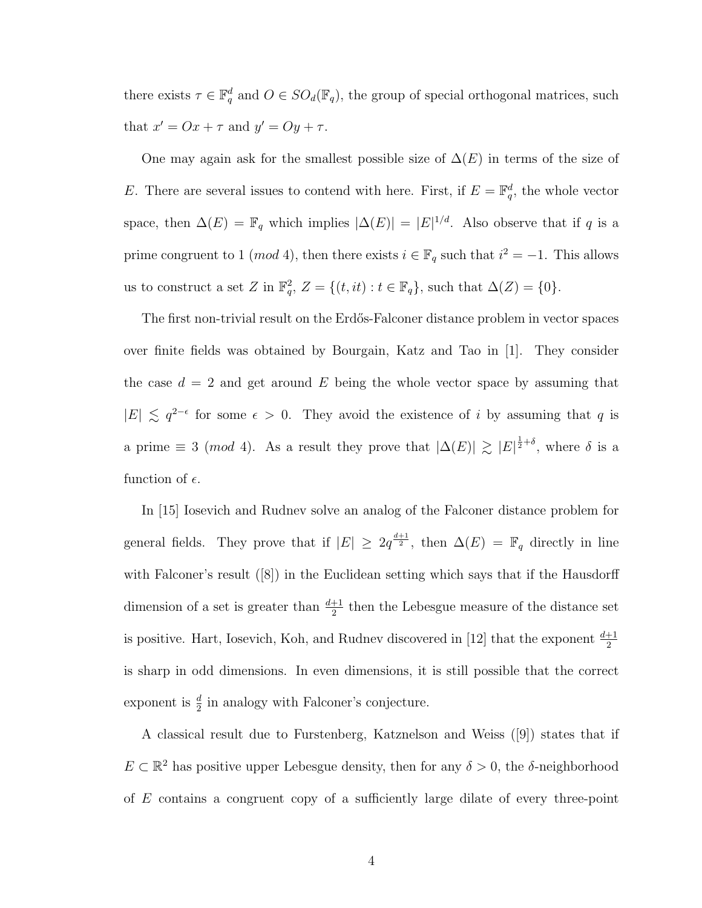there exists $\tau \in \mathbb{F}_q^d$ and $O \in SO_d(\mathbb{F}_q)$, the group of special orthogonal matrices, such that $x' = Ox + \tau$ and $y' = Oy + \tau$.

One may again ask for the smallest possible size of $\Delta(E)$ in terms of the size of $E$. There are several issues to contend with here. First, if $E = \mathbb{F}_q^d$, the whole vector space, then $\Delta(E) = \mathbb{F}_q$ which implies $|\Delta(E)| = |E|^{1/d}$. Also observe that if $q$ is a prime congruent to 1 $(mod\ 4)$, then there exists $i \in \mathbb{F}_q$ such that $i^2 = -1$. This allows us to construct a set $Z$ in $\mathbb{F}_q^2$, $Z = \{(t, it) : t \in \mathbb{F}_q\}$, such that $\Delta(Z) = \{0\}$.

The first non-trivial result on the Erdős-Falconer distance problem in vector spaces over finite fields was obtained by Bourgain, Katz and Tao in [1]. They consider the case $d = 2$ and get around $E$ being the whole vector space by assuming that $|E| \lesssim q^{2-\epsilon}$ for some $\epsilon > 0$. They avoid the existence of $i$ by assuming that $q$ is a prime $\equiv 3\ (mod\ 4)$. As a result they prove that $|\Delta(E)| \gtrsim |E|^{\frac{1}{2}+\delta}$, where $\delta$ is a function of $\epsilon$.

In [15] Iosevich and Rudnev solve an analog of the Falconer distance problem for general fields. They prove that if $|E| \geq 2q^{\frac{d+1}{2}}$, then $\Delta(E) = \mathbb{F}_q$ directly in line with Falconer's result ([8]) in the Euclidean setting which says that if the Hausdorff dimension of a set is greater than $\frac{d+1}{2}$ then the Lebesgue measure of the distance set is positive. Hart, Iosevich, Koh, and Rudnev discovered in [12] that the exponent $\frac{d+1}{2}$ is sharp in odd dimensions. In even dimensions, it is still possible that the correct exponent is $\frac{d}{2}$ in analogy with Falconer's conjecture.

A classical result due to Furstenberg, Katznelson and Weiss ([9]) states that if $E \subset \mathbb{R}^2$ has positive upper Lebesgue density, then for any $\delta > 0$, the $\delta$-neighborhood of $E$ contains a congruent copy of a sufficiently large dilate of every three-point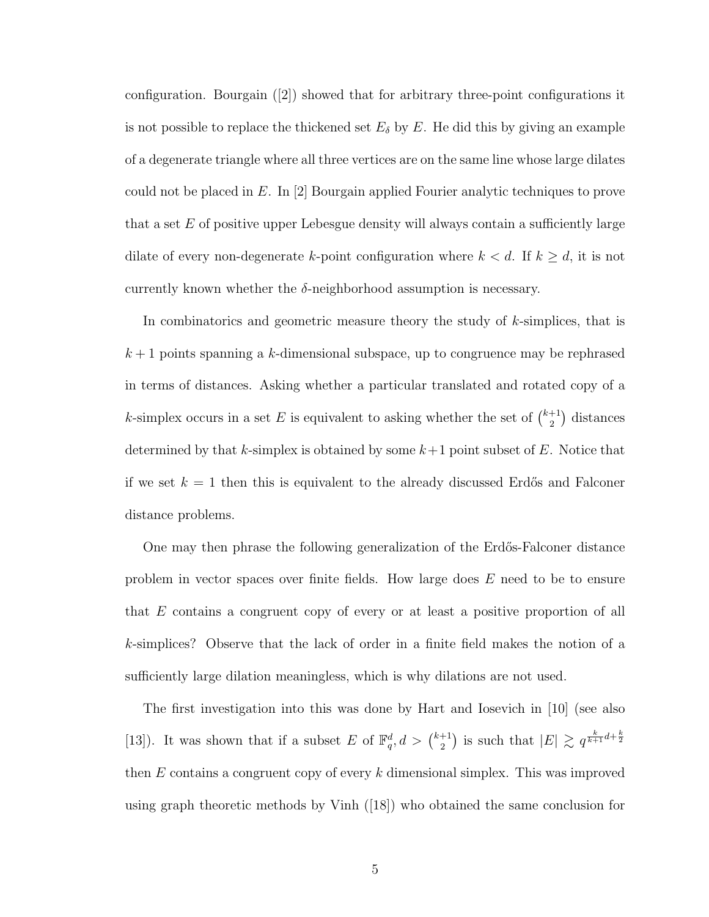configuration. Bourgain ([2]) showed that for arbitrary three-point configurations it is not possible to replace the thickened set $E_\delta$ by $E$. He did this by giving an example of a degenerate triangle where all three vertices are on the same line whose large dilates could not be placed in $E$. In [2] Bourgain applied Fourier analytic techniques to prove that a set $E$ of positive upper Lebesgue density will always contain a sufficiently large dilate of every non-degenerate $k$-point configuration where $k < d$. If $k \geq d$, it is not currently known whether the $\delta$-neighborhood assumption is necessary.

In combinatorics and geometric measure theory the study of $k$-simplices, that is $k+1$ points spanning a $k$-dimensional subspace, up to congruence may be rephrased in terms of distances. Asking whether a particular translated and rotated copy of a $k$-simplex occurs in a set $E$ is equivalent to asking whether the set of $\binom{k+1}{2}$ distances determined by that $k$-simplex is obtained by some $k+1$ point subset of $E$. Notice that if we set $k = 1$ then this is equivalent to the already discussed Erdős and Falconer distance problems.

One may then phrase the following generalization of the Erdős-Falconer distance problem in vector spaces over finite fields. How large does $E$ need to be to ensure that $E$ contains a congruent copy of every or at least a positive proportion of all $k$-simplices? Observe that the lack of order in a finite field makes the notion of a sufficiently large dilation meaningless, which is why dilations are not used.

The first investigation into this was done by Hart and Iosevich in [10] (see also [13]). It was shown that if a subset $E$ of $\mathbb{F}_q^d, d > \binom{k+1}{2}$ is such that $|E| \gtrsim q^{\frac{k}{k+1}d+\frac{k}{2}}$ then $E$ contains a congruent copy of every $k$ dimensional simplex. This was improved using graph theoretic methods by Vinh ([18]) who obtained the same conclusion for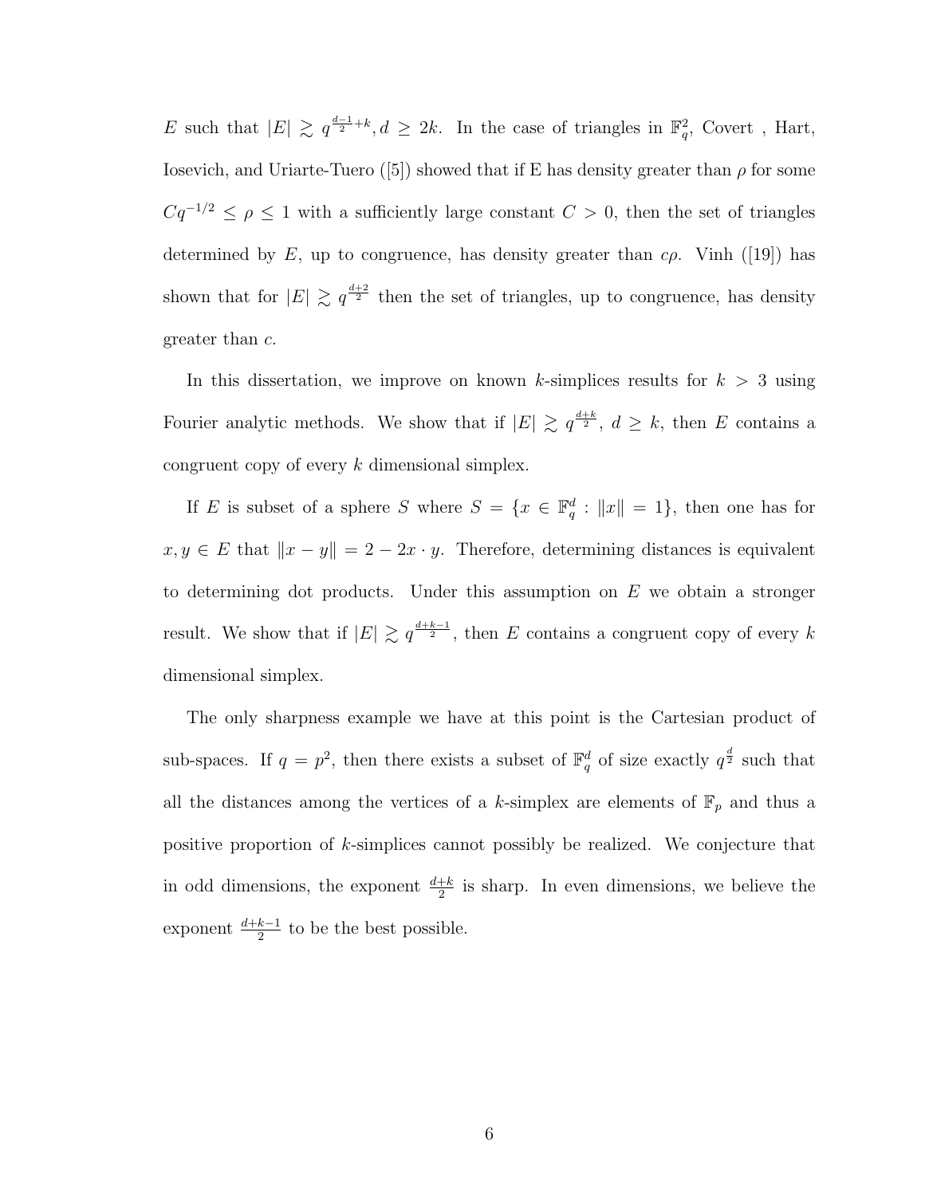$E$ such that $|E| \gtrsim q^{\frac{d-1}{2}+k}, d \geq 2k$. In the case of triangles in $\mathbb{F}_q^2$, Covert , Hart, Iosevich, and Uriarte-Tuero ([5]) showed that if E has density greater than $\rho$ for some $Cq^{-1/2} \leq \rho \leq 1$ with a sufficiently large constant $C > 0$, then the set of triangles determined by $E$, up to congruence, has density greater than $c\rho$. Vinh ([19]) has shown that for $|E| \gtrsim q^{\frac{d+2}{2}}$ then the set of triangles, up to congruence, has density greater than $c$.

In this dissertation, we improve on known $k$-simplices results for $k > 3$ using Fourier analytic methods. We show that if $|E| \gtrsim q^{\frac{d+k}{2}}$, $d \geq k$, then $E$ contains a congruent copy of every $k$ dimensional simplex.

If $E$ is subset of a sphere $S$ where $S = \{x \in \mathbb{F}_q^d : \|x\| = 1\}$, then one has for $x, y \in E$ that $\|x - y\| = 2 - 2x \cdot y$. Therefore, determining distances is equivalent to determining dot products. Under this assumption on $E$ we obtain a stronger result. We show that if $|E| \gtrsim q^{\frac{d+k-1}{2}}$, then $E$ contains a congruent copy of every $k$ dimensional simplex.

The only sharpness example we have at this point is the Cartesian product of sub-spaces. If $q = p^2$, then there exists a subset of $\mathbb{F}_q^d$ of size exactly $q^{\frac{d}{2}}$ such that all the distances among the vertices of a $k$-simplex are elements of $\mathbb{F}_p$ and thus a positive proportion of $k$-simplices cannot possibly be realized. We conjecture that in odd dimensions, the exponent $\frac{d+k}{2}$ is sharp. In even dimensions, we believe the exponent $\frac{d+k-1}{2}$ to be the best possible.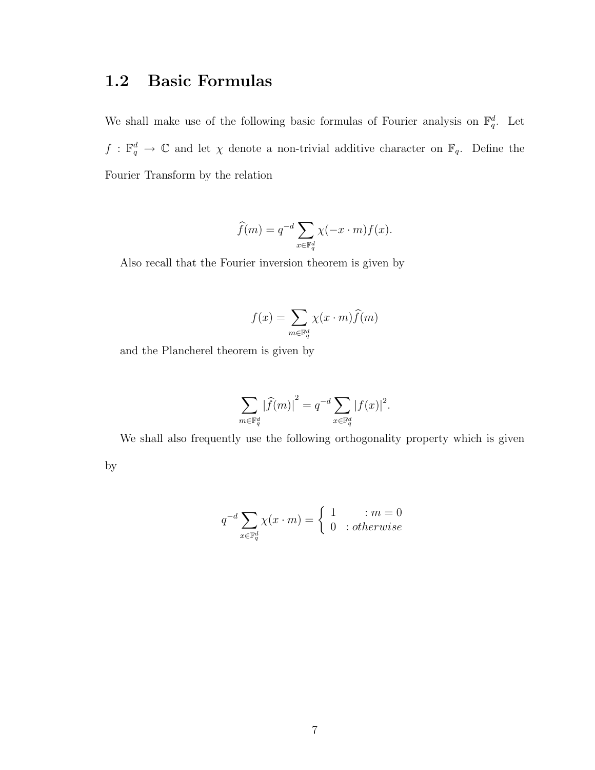## 1.2 Basic Formulas

We shall make use of the following basic formulas of Fourier analysis on $\mathbb{F}_q^d$. Let $f : \mathbb{F}_q^d \to \mathbb{C}$ and let $\chi$ denote a non-trivial additive character on $\mathbb{F}_q$. Define the Fourier Transform by the relation

$$\widehat{f}(m) = q^{-d} \sum_{x \in \mathbb{F}_q^d} \chi(-x \cdot m) f(x).$$

Also recall that the Fourier inversion theorem is given by

$$f(x) = \sum_{m \in \mathbb{F}_q^d} \chi(x \cdot m) \widehat{f}(m)$$

and the Plancherel theorem is given by

$$\sum_{m \in \mathbb{F}_q^d} |\widehat{f}(m)|^2 = q^{-d} \sum_{x \in \mathbb{F}_q^d} |f(x)|^2.$$

We shall also frequently use the following orthogonality property which is given by

$$q^{-d} \sum_{x \in \mathbb{F}_q^d} \chi(x \cdot m) = \begin{cases} 1 & : m = 0 \\ 0 & : otherwise \end{cases}$$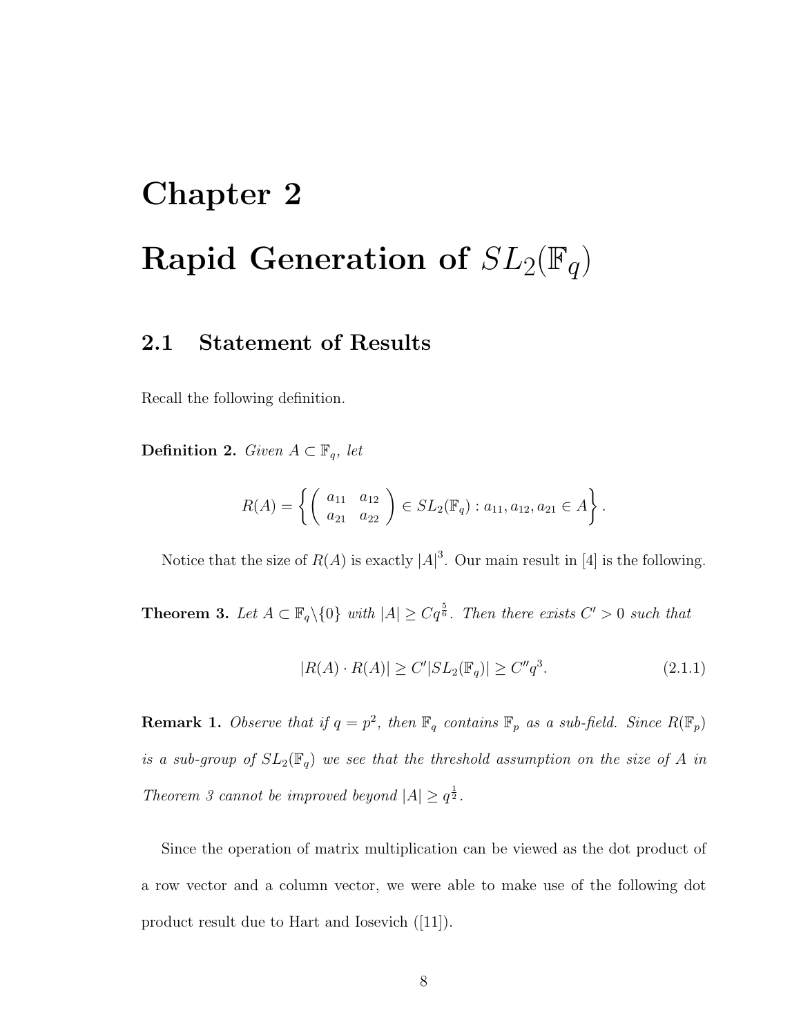# Chapter 2

# Rapid Generation of $SL_2(\mathbb{F}_q)$

## 2.1 Statement of Results

Recall the following definition.

**Definition 2.** *Given $A \subset \mathbb{F}_q$, let*

$$R(A) = \left\{ \begin{pmatrix} a_{11} & a_{12} \\ a_{21} & a_{22} \end{pmatrix} \in SL_2(\mathbb{F}_q) : a_{11}, a_{12}, a_{21} \in A \right\}.$$

Notice that the size of $R(A)$ is exactly $|A|^3$. Our main result in [4] is the following.

**Theorem 3.** *Let $A \subset \mathbb{F}_q \backslash \{0\}$ with $|A| \geq Cq^{\frac{5}{6}}$. Then there exists $C' > 0$ such that*

$$|R(A) \cdot R(A)| \geq C' |SL_2(\mathbb{F}_q)| \geq C'' q^3. \tag{2.1.1}$$

**Remark 1.** *Observe that if $q = p^2$, then $\mathbb{F}_q$ contains $\mathbb{F}_p$ as a sub-field. Since $R(\mathbb{F}_p)$ is a sub-group of $SL_2(\mathbb{F}_q)$ we see that the threshold assumption on the size of $A$ in Theorem 3 cannot be improved beyond $|A| \geq q^{\frac{1}{2}}$.*

Since the operation of matrix multiplication can be viewed as the dot product of a row vector and a column vector, we were able to make use of the following dot product result due to Hart and Iosevich ([11]).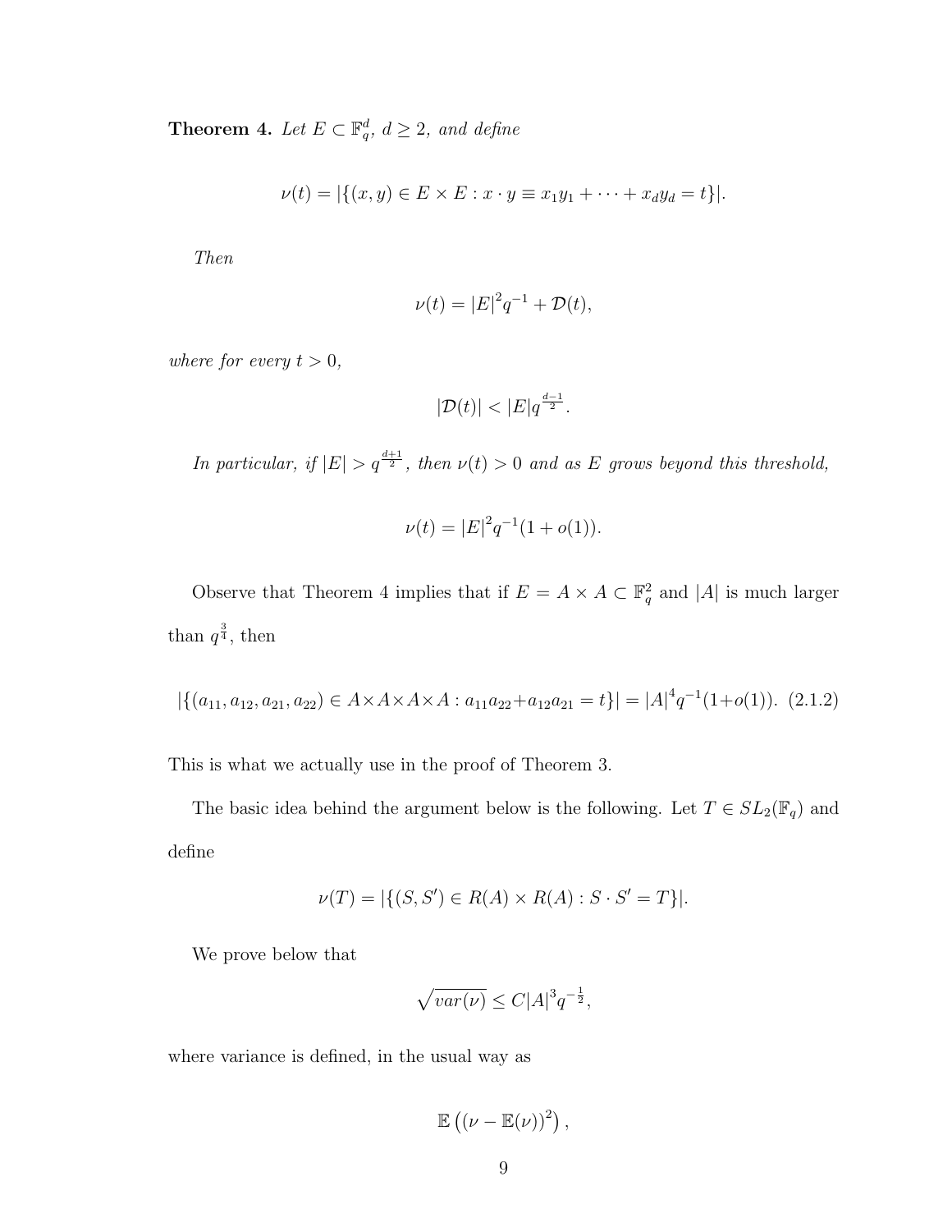**Theorem 4.** *Let $E \subset \mathbb{F}_q^d$, $d \geq 2$, and define*

$$\nu(t) = |\{(x, y) \in E \times E : x \cdot y \equiv x_1y_1 + \cdots + x_dy_d = t\}|.$$

*Then*

$$\nu(t) = |E|^2 q^{-1} + \mathcal{D}(t),$$

*where for every $t > 0$,*

$$|\mathcal{D}(t)| < |E| q^{\frac{d-1}{2}}.$$

*In particular, if $|E| > q^{\frac{d+1}{2}}$, then $\nu(t) > 0$ and as $E$ grows beyond this threshold,*

$$\nu(t) = |E|^2 q^{-1}(1 + o(1)).$$

Observe that Theorem 4 implies that if $E = A \times A \subset \mathbb{F}_q^2$ and $|A|$ is much larger than $q^{\frac{3}{4}}$, then

$$|\{(a_{11}, a_{12}, a_{21}, a_{22}) \in A \times A \times A \times A : a_{11}a_{22} + a_{12}a_{21} = t\}| = |A|^4 q^{-1}(1 + o(1)). \quad (2.1.2)$$

This is what we actually use in the proof of Theorem 3.

The basic idea behind the argument below is the following. Let $T \in SL_2(\mathbb{F}_q)$ and define

$$\nu(T) = |\{(S, S') \in R(A) \times R(A) : S \cdot S' = T\}|.$$

We prove below that

$$\sqrt{var(\nu)} \leq C|A|^3 q^{-\frac{1}{2}},$$

where variance is defined, in the usual way as

$$\mathbb{E}\left((\nu - \mathbb{E}(\nu))^2\right),$$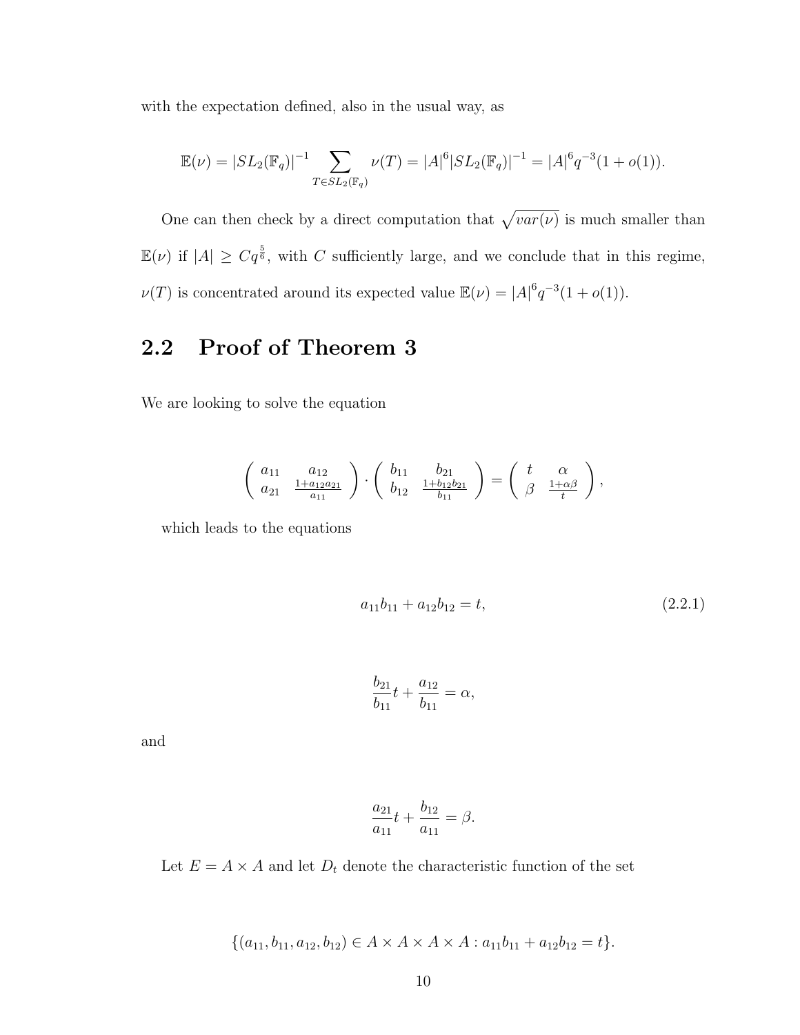with the expectation defined, also in the usual way, as

$$\mathbb{E}(\nu) = |SL_2(\mathbb{F}_q)|^{-1} \sum_{T \in SL_2(\mathbb{F}_q)} \nu(T) = |A|^6 |SL_2(\mathbb{F}_q)|^{-1} = |A|^6 q^{-3}(1 + o(1)).$$

One can then check by a direct computation that $\sqrt{var(\nu)}$ is much smaller than $\mathbb{E}(\nu)$ if $|A| \geq Cq^{\frac{5}{6}}$, with $C$ sufficiently large, and we conclude that in this regime, $\nu(T)$ is concentrated around its expected value $\mathbb{E}(\nu) = |A|^6 q^{-3}(1 + o(1))$.

## 2.2 Proof of Theorem 3

We are looking to solve the equation

$$\begin{pmatrix} a_{11} & a_{12} \\ a_{21} & \frac{1+a_{12}a_{21}}{a_{11}} \end{pmatrix} \cdot \begin{pmatrix} b_{11} & b_{21} \\ b_{12} & \frac{1+b_{12}b_{21}}{b_{11}} \end{pmatrix} = \begin{pmatrix} t & \alpha \\ \beta & \frac{1+\alpha\beta}{t} \end{pmatrix},$$

which leads to the equations

$$a_{11}b_{11} + a_{12}b_{12} = t, \tag{2.2.1}$$

$$\frac{b_{21}}{b_{11}} t + \frac{a_{12}}{b_{11}} = \alpha,$$

and

$$\frac{a_{21}}{a_{11}} t + \frac{b_{12}}{a_{11}} = \beta.$$

Let $E = A \times A$ and let $D_t$ denote the characteristic function of the set

$$\{(a_{11}, b_{11}, a_{12}, b_{12}) \in A \times A \times A \times A : a_{11}b_{11} + a_{12}b_{12} = t\}.$$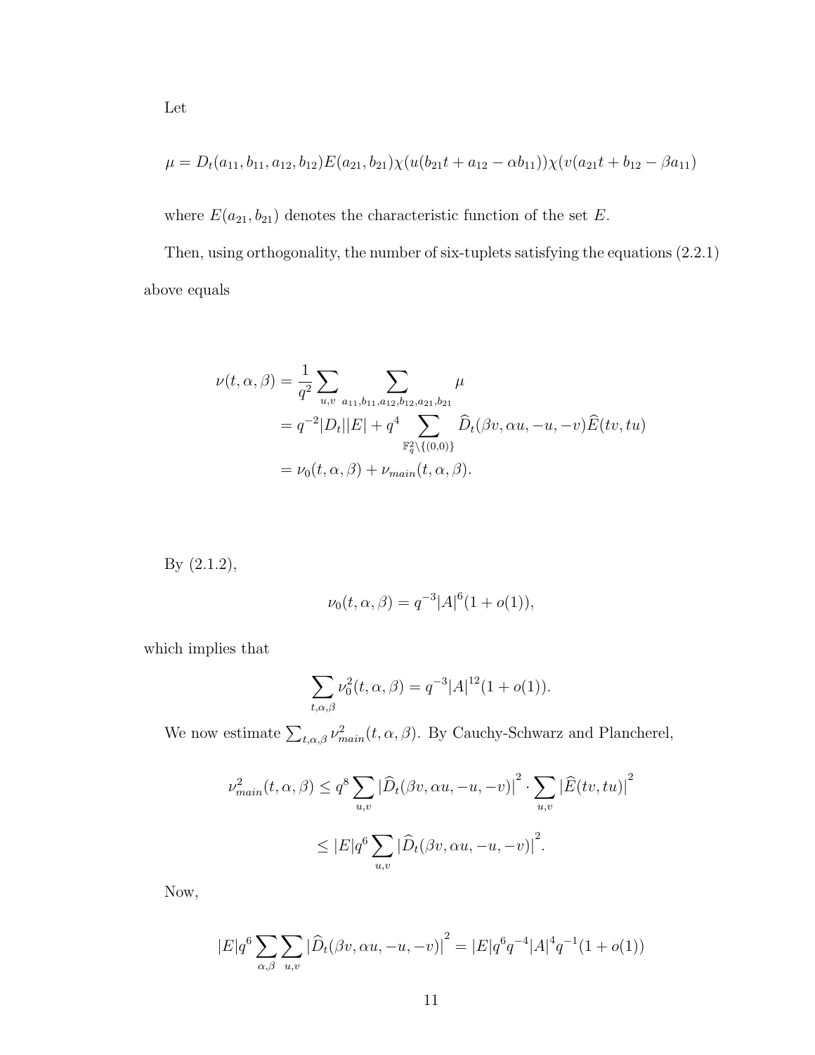Let

$$\mu = D_t(a_{11}, b_{11}, a_{12}, b_{12})E(a_{21}, b_{21})\chi(u(b_{21}t + a_{12} - \alpha b_{11}))\chi(v(a_{21}t + b_{12} - \beta a_{11})$$

where $E(a_{21}, b_{21})$ denotes the characteristic function of the set $E$.

Then, using orthogonality, the number of six-tuplets satisfying the equations (2.2.1) above equals

$$\begin{aligned}
\nu(t, \alpha, \beta) &= \frac{1}{q^2} \sum_{u,v} \sum_{a_{11}, b_{11}, a_{12}, b_{12}, a_{21}, b_{21}} \mu \\
&= q^{-2}|D_t||E| + q^4 \sum_{\mathbb{F}_q^2 \setminus \{(0,0)\}} \widehat{D}_t(\beta v, \alpha u, -u, -v)\widehat{E}(tv, tu) \\
&= \nu_0(t, \alpha, \beta) + \nu_{main}(t, \alpha, \beta).
\end{aligned}$$

By (2.1.2),

$$\nu_0(t, \alpha, \beta) = q^{-3}|A|^6(1 + o(1)),$$

which implies that

$$\sum_{t, \alpha, \beta} \nu_0^2(t, \alpha, \beta) = q^{-3}|A|^{12}(1 + o(1)).$$

We now estimate $\sum_{t,\alpha,\beta} \nu_{main}^2(t, \alpha, \beta)$. By Cauchy-Schwarz and Plancherel,

$$\nu_{main}^2(t, \alpha, \beta) \leq q^8 \sum_{u,v} \left|\widehat{D}_t(\beta v, \alpha u, -u, -v)\right|^2 \cdot \sum_{u,v} \left|\widehat{E}(tv, tu)\right|^2$$

$$\leq |E|q^6 \sum_{u,v} \left|\widehat{D}_t(\beta v, \alpha u, -u, -v)\right|^2.$$

Now,

$$|E|q^6 \sum_{\alpha,\beta} \sum_{u,v} \left|\widehat{D}_t(\beta v, \alpha u, -u, -v)\right|^2 = |E|q^6 q^{-4}|A|^4 q^{-1}(1 + o(1))$$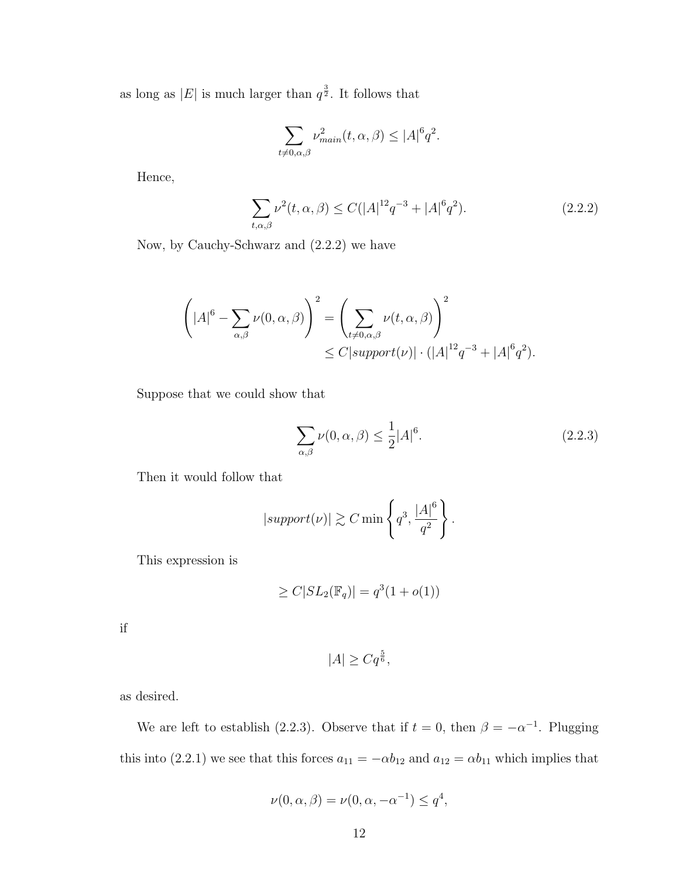as long as $|E|$ is much larger than $q^{\frac{3}{2}}$. It follows that

$$\sum_{t \neq 0, \alpha, \beta} \nu_{main}^2(t, \alpha, \beta) \leq |A|^6 q^2.$$

Hence,

$$\sum_{t, \alpha, \beta} \nu^2(t, \alpha, \beta) \leq C(|A|^{12} q^{-3} + |A|^6 q^2). \tag{2.2.2}$$

Now, by Cauchy-Schwarz and (2.2.2) we have

$$\begin{aligned}
\left( |A|^6 - \sum_{\alpha, \beta} \nu(0, \alpha, \beta) \right)^2 &= \left( \sum_{t \neq 0, \alpha, \beta} \nu(t, \alpha, \beta) \right)^2 \\
&\leq C |support(\nu)| \cdot (|A|^{12} q^{-3} + |A|^6 q^2).
\end{aligned}$$

Suppose that we could show that

$$\sum_{\alpha, \beta} \nu(0, \alpha, \beta) \leq \frac{1}{2} |A|^6. \tag{2.2.3}$$

Then it would follow that

$$|support(\nu)| \gtrsim C \min \left\{ q^3, \frac{|A|^6}{q^2} \right\}.$$

This expression is

$$\geq C |SL_2(\mathbb{F}_q)| = q^3(1 + o(1))$$

if

$$|A| \geq C q^{\frac{5}{6}},$$

as desired.

We are left to establish (2.2.3). Observe that if $t = 0$, then $\beta = -\alpha^{-1}$. Plugging this into (2.2.1) we see that this forces $a_{11} = -\alpha b_{12}$ and $a_{12} = \alpha b_{11}$ which implies that

$$\nu(0, \alpha, \beta) = \nu(0, \alpha, -\alpha^{-1}) \leq q^4,$$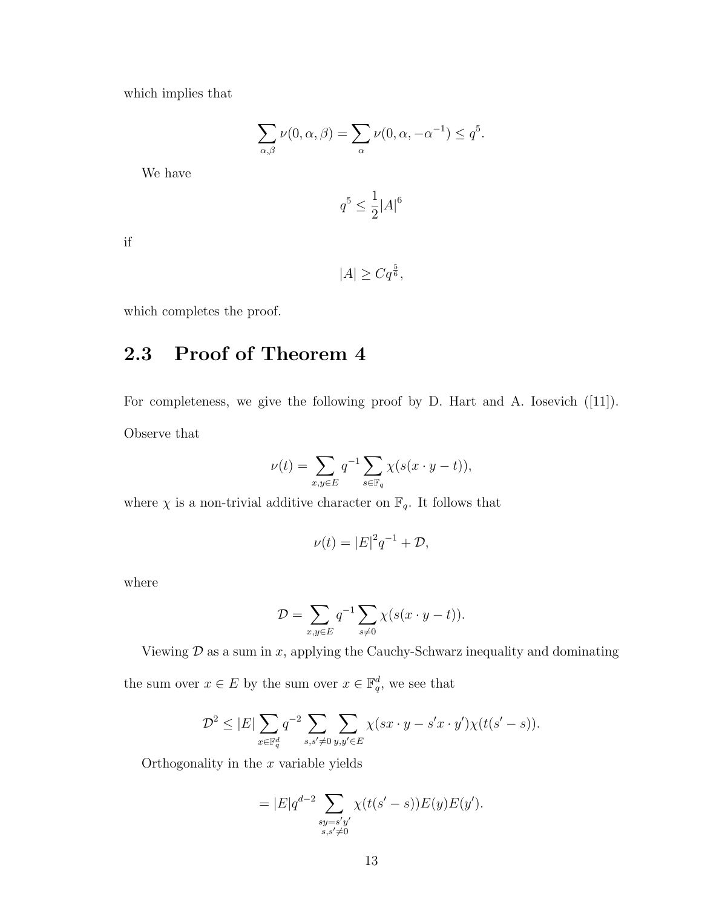which implies that

$$\sum_{\alpha,\beta} \nu(0,\alpha,\beta) = \sum_{\alpha} \nu(0,\alpha,-\alpha^{-1}) \leq q^5.$$

We have

$$q^5 \leq \frac{1}{2}|A|^6$$

if

$$|A| \geq Cq^{\frac{5}{6}},$$

which completes the proof.

## 2.3 Proof of Theorem 4

For completeness, we give the following proof by D. Hart and A. Iosevich ([11]). Observe that

$$\nu(t) = \sum_{x,y \in E} q^{-1} \sum_{s \in \mathbb{F}_q} \chi(s(x \cdot y - t)),$$

where $\chi$ is a non-trivial additive character on $\mathbb{F}_q$. It follows that

$$\nu(t) = |E|^2 q^{-1} + \mathcal{D},$$

where

$$\mathcal{D} = \sum_{x,y \in E} q^{-1} \sum_{s \neq 0} \chi(s(x \cdot y - t)).$$

Viewing $\mathcal{D}$ as a sum in $x$, applying the Cauchy-Schwarz inequality and dominating the sum over $x \in E$ by the sum over $x \in \mathbb{F}_q^d$, we see that

$$\mathcal{D}^2 \leq |E| \sum_{x \in \mathbb{F}_q^d} q^{-2} \sum_{s,s' \neq 0} \sum_{y,y' \in E} \chi(sx \cdot y - s'x \cdot y')\chi(t(s' - s)).$$

Orthogonality in the $x$ variable yields

$$= |E| q^{d-2} \sum_{\substack{sy = s'y' \\ s,s' \neq 0}} \chi(t(s' - s)) E(y) E(y').$$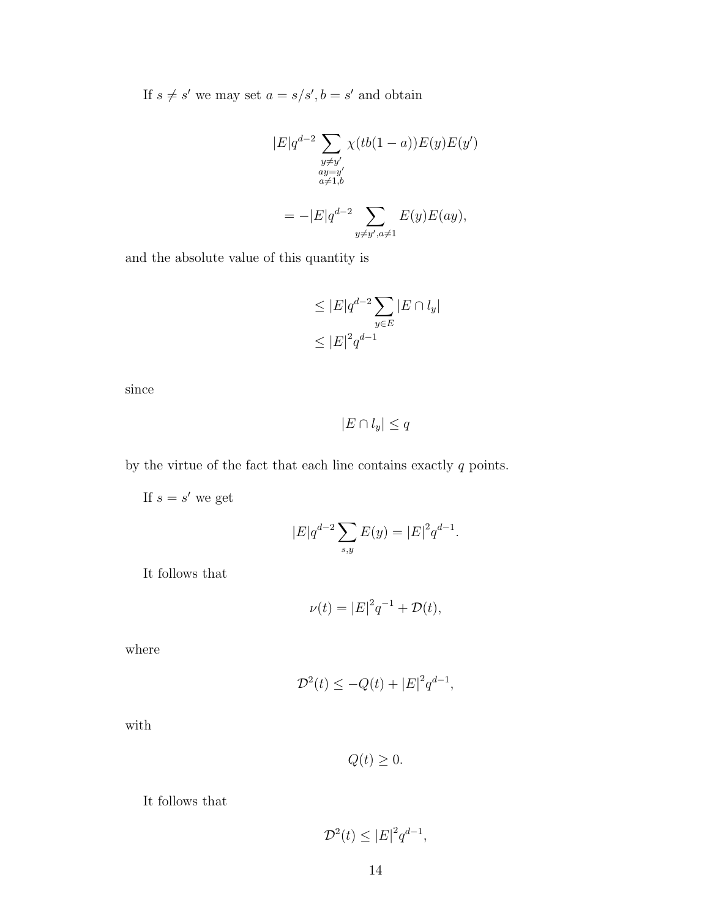If $s \neq s'$ we may set $a = s/s', b = s'$ and obtain

$$|E|q^{d-2} \sum_{\substack{y \neq y' \\ ay = y' \\ a \neq 1, b}} \chi(tb(1-a))E(y)E(y')$$

$$= -|E|q^{d-2} \sum_{y \neq y', a \neq 1} E(y)E(ay),$$

and the absolute value of this quantity is

$$\leq |E|q^{d-2} \sum_{y \in E} |E \cap l_y|$$
$$\leq |E|^2 q^{d-1}$$

since

$$|E \cap l_y| \leq q$$

by the virtue of the fact that each line contains exactly $q$ points.

If $s = s'$ we get

$$|E|q^{d-2} \sum_{s,y} E(y) = |E|^2 q^{d-1}.$$

It follows that

$$\nu(t) = |E|^2 q^{-1} + \mathcal{D}(t),$$

where

$$\mathcal{D}^2(t) \leq -Q(t) + |E|^2 q^{d-1},$$

with

$$Q(t) \geq 0.$$

It follows that

$$\mathcal{D}^2(t) \leq |E|^2 q^{d-1},$$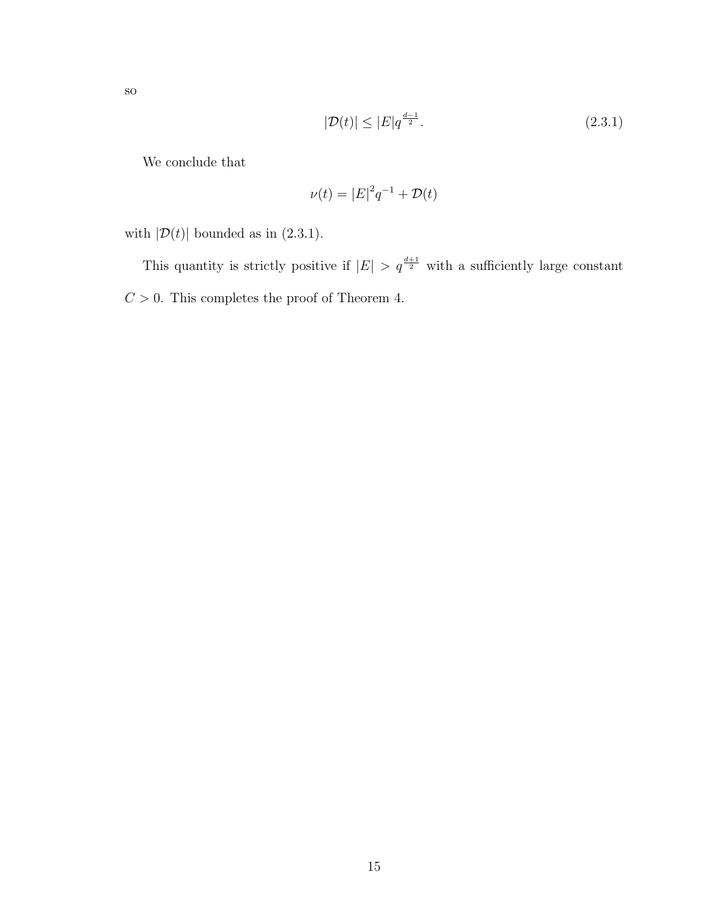so

$$|\mathcal{D}(t)| \leq |E|q^{\frac{d-1}{2}}. \tag{2.3.1}$$

We conclude that

$$\nu(t) = |E|^2 q^{-1} + \mathcal{D}(t)$$

with $|\mathcal{D}(t)|$ bounded as in (2.3.1).

This quantity is strictly positive if $|E| > q^{\frac{d+1}{2}}$ with a sufficiently large constant $C > 0$. This completes the proof of Theorem 4.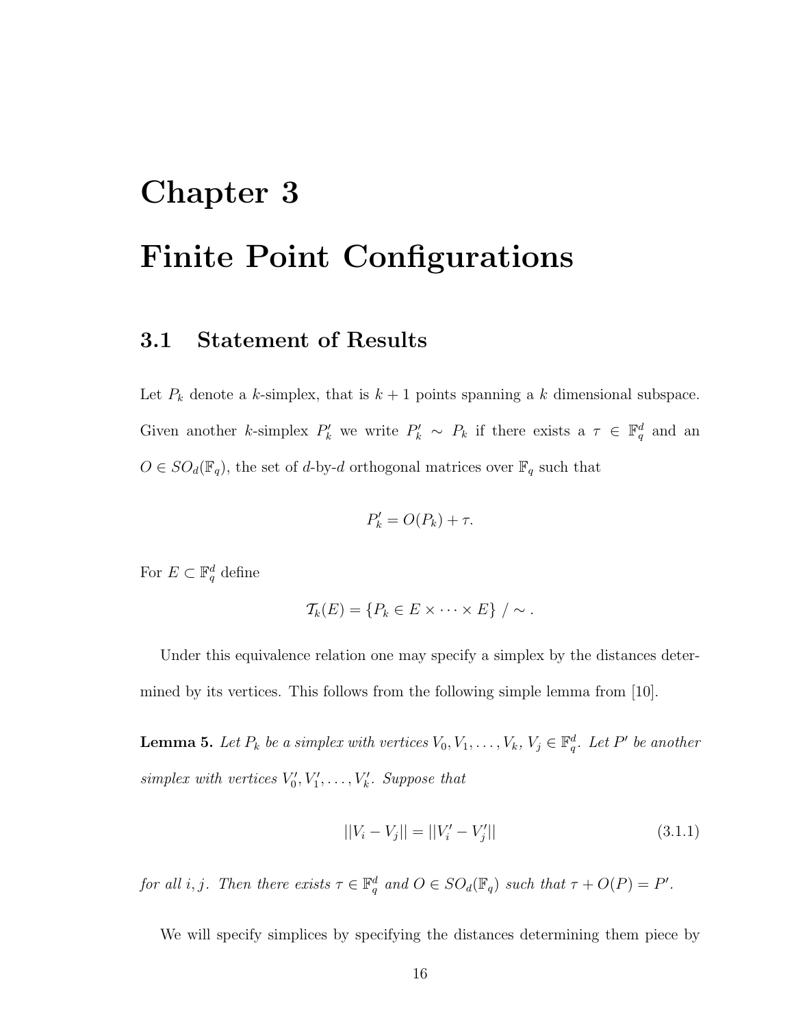# Chapter 3

# Finite Point Configurations

## 3.1 Statement of Results

Let $P_k$ denote a $k$-simplex, that is $k+1$ points spanning a $k$ dimensional subspace. Given another $k$-simplex $P_k'$ we write $P_k' \sim P_k$ if there exists a $\tau \in \mathbb{F}_q^d$ and an $O \in SO_d(\mathbb{F}_q)$, the set of $d$-by-$d$ orthogonal matrices over $\mathbb{F}_q$ such that

$$P_k' = O(P_k) + \tau.$$

For $E \subset \mathbb{F}_q^d$ define

$$\mathcal{T}_k(E) = \{P_k \in E \times \cdots \times E\} \;/ \sim .$$

Under this equivalence relation one may specify a simplex by the distances determined by its vertices. This follows from the following simple lemma from [10].

**Lemma 5.** *Let $P_k$ be a simplex with vertices $V_0, V_1, \ldots, V_k$, $V_j \in \mathbb{F}_q^d$. Let $P'$ be another simplex with vertices $V_0', V_1', \ldots, V_k'$. Suppose that*

$$||V_i - V_j|| = ||V_i' - V_j'|| \tag{3.1.1}$$

*for all $i, j$. Then there exists $\tau \in \mathbb{F}_q^d$ and $O \in SO_d(\mathbb{F}_q)$ such that $\tau + O(P) = P'$.*

We will specify simplices by specifying the distances determining them piece by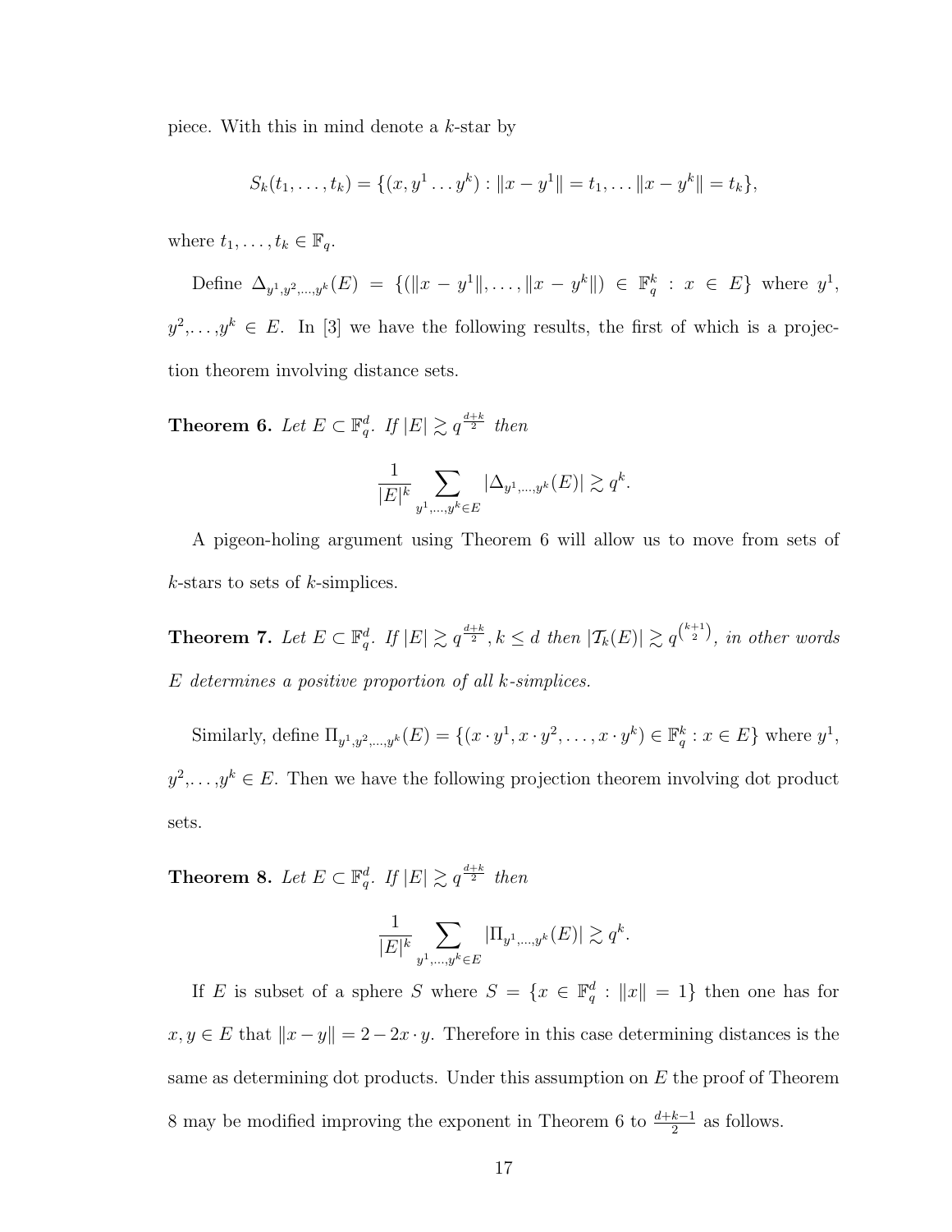piece. With this in mind denote a $k$-star by

$$S_k(t_1, \dots, t_k) = \{(x, y^1 \dots y^k) : \|x - y^1\| = t_1, \dots \|x - y^k\| = t_k\},$$

where $t_1, \dots, t_k \in \mathbb{F}_q$.

Define $\Delta_{y^1,y^2,\dots,y^k}(E) = \{(\|x - y^1\|, \dots, \|x - y^k\|) \in \mathbb{F}_q^k : x \in E\}$ where $y^1$, $y^2$,..., $y^k \in E$. In [3] we have the following results, the first of which is a projection theorem involving distance sets.

**Theorem 6.** *Let $E \subset \mathbb{F}_q^d$. If $|E| \gtrsim q^{\frac{d+k}{2}}$ then*

$$\frac{1}{|E|^k} \sum_{y^1,\dots,y^k \in E} |\Delta_{y^1,\dots,y^k}(E)| \gtrsim q^k.$$

A pigeon-holing argument using Theorem 6 will allow us to move from sets of $k$-stars to sets of $k$-simplices.

**Theorem 7.** *Let $E \subset \mathbb{F}_q^d$. If $|E| \gtrsim q^{\frac{d+k}{2}}, k \leq d$ then $|\mathcal{T}_k(E)| \gtrsim q^{\binom{k+1}{2}}$, in other words $E$ determines a positive proportion of all $k$-simplices.*

Similarly, define $\Pi_{y^1,y^2,\dots,y^k}(E) = \{(x \cdot y^1, x \cdot y^2, \dots, x \cdot y^k) \in \mathbb{F}_q^k : x \in E\}$ where $y^1$, $y^2$,..., $y^k \in E$. Then we have the following projection theorem involving dot product sets.

**Theorem 8.** *Let $E \subset \mathbb{F}_q^d$. If $|E| \gtrsim q^{\frac{d+k}{2}}$ then*

$$\frac{1}{|E|^k} \sum_{y^1,\dots,y^k \in E} |\Pi_{y^1,\dots,y^k}(E)| \gtrsim q^k.$$

If $E$ is subset of a sphere $S$ where $S = \{x \in \mathbb{F}_q^d : \|x\| = 1\}$ then one has for $x, y \in E$ that $\|x - y\| = 2 - 2x \cdot y$. Therefore in this case determining distances is the same as determining dot products. Under this assumption on $E$ the proof of Theorem 8 may be modified improving the exponent in Theorem 6 to $\frac{d+k-1}{2}$ as follows.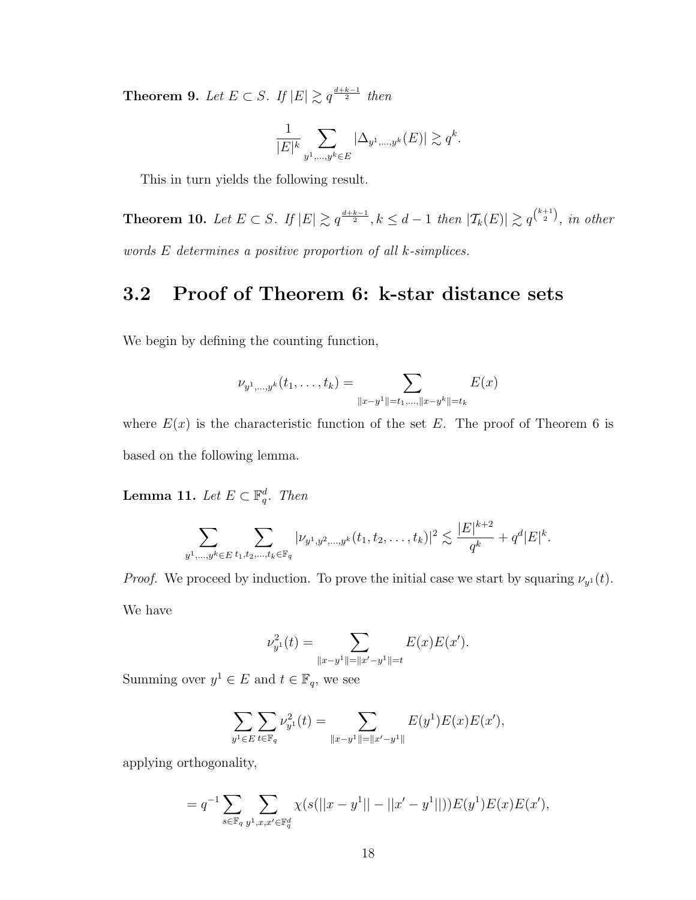**Theorem 9.** *Let $E \subset S$. If $|E| \gtrsim q^{\frac{d+k-1}{2}}$ then*

$$\frac{1}{|E|^k} \sum_{y^1,\dots,y^k \in E} |\Delta_{y^1,\dots,y^k}(E)| \gtrsim q^k.$$

This in turn yields the following result.

**Theorem 10.** *Let $E \subset S$. If $|E| \gtrsim q^{\frac{d+k-1}{2}}, k \leq d-1$ then $|\mathcal{T}_k(E)| \gtrsim q^{\binom{k+1}{2}}$, in other words $E$ determines a positive proportion of all $k$-simplices.*

## 3.2 Proof of Theorem 6: k-star distance sets

We begin by defining the counting function,

$$\nu_{y^1,\dots,y^k}(t_1,\dots,t_k) = \sum_{\|x-y^1\|=t_1,\dots,\|x-y^k\|=t_k} E(x)$$

where $E(x)$ is the characteristic function of the set $E$. The proof of Theorem 6 is based on the following lemma.

**Lemma 11.** *Let $E \subset \mathbb{F}_q^d$. Then*

$$\sum_{y^1,\dots,y^k \in E} \sum_{t_1,t_2,\dots,t_k \in \mathbb{F}_q} |\nu_{y^1,y^2,\dots,y^k}(t_1,t_2,\dots,t_k)|^2 \lesssim \frac{|E|^{k+2}}{q^k} + q^d |E|^k.$$

*Proof.* We proceed by induction. To prove the initial case we start by squaring $\nu_{y^1}(t)$. We have

$$\nu^2_{y^1}(t) = \sum_{\|x-y^1\|=\|x'-y^1\|=t} E(x)E(x').$$

Summing over $y^1 \in E$ and $t \in \mathbb{F}_q$, we see

$$\sum_{y^1 \in E} \sum_{t \in \mathbb{F}_q} \nu^2_{y^1}(t) = \sum_{\|x-y^1\|=\|x'-y^1\|} E(y^1)E(x)E(x'),$$

applying orthogonality,

$$= q^{-1} \sum_{s \in \mathbb{F}_q} \sum_{y^1,x,x' \in \mathbb{F}_q^d} \chi(s(||x-y^1|| - ||x'-y^1||))E(y^1)E(x)E(x'),$$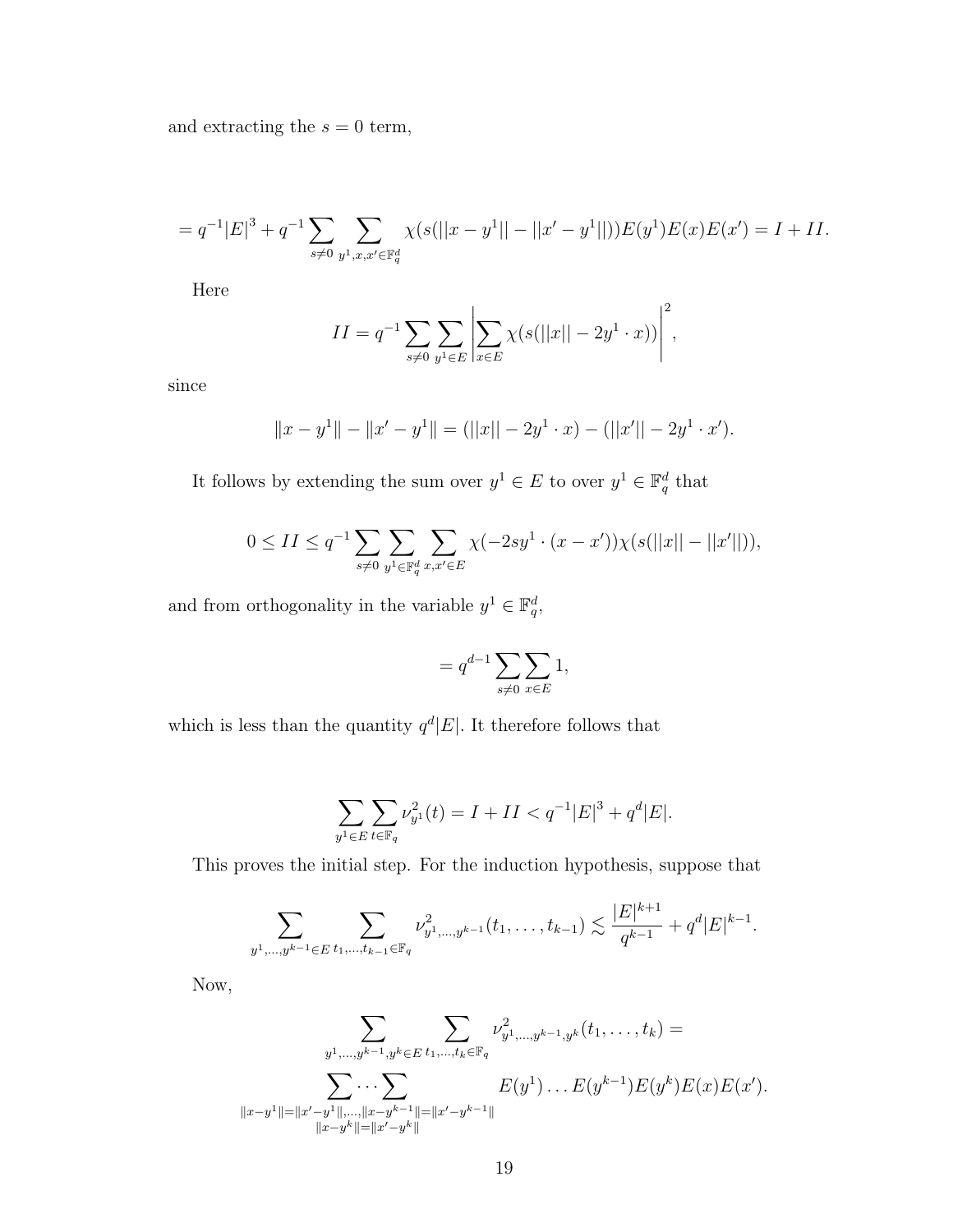and extracting the $s = 0$ term,

$$= q^{-1}|E|^3 + q^{-1}\sum_{s\neq 0}\sum_{y^1,x,x'\in\mathbb{F}_q^d} \chi(s(||x-y^1|| - ||x'-y^1||))E(y^1)E(x)E(x') = I + II.$$

Here

$$II = q^{-1}\sum_{s\neq 0}\sum_{y^1\in E}\left|\sum_{x\in E}\chi(s(||x|| - 2y^1\cdot x))\right|^2,$$

since

$$\|x-y^1\| - \|x'-y^1\| = (||x|| - 2y^1\cdot x) - (||x'|| - 2y^1\cdot x').$$

It follows by extending the sum over $y^1 \in E$ to over $y^1 \in \mathbb{F}_q^d$ that

$$0 \leq II \leq q^{-1}\sum_{s\neq 0}\sum_{y^1\in\mathbb{F}_q^d}\sum_{x,x'\in E}\chi(-2sy^1\cdot(x-x'))\chi(s(||x|| - ||x'||)),$$

and from orthogonality in the variable $y^1 \in \mathbb{F}_q^d$,

$$= q^{d-1}\sum_{s\neq 0}\sum_{x\in E} 1,$$

which is less than the quantity $q^d|E|$. It therefore follows that

$$\sum_{y^1\in E}\sum_{t\in\mathbb{F}_q}\nu_{y^1}^2(t) = I + II < q^{-1}|E|^3 + q^d|E|.$$

This proves the initial step. For the induction hypothesis, suppose that

$$\sum_{y^1,\ldots,y^{k-1}\in E}\ \sum_{t_1,\ldots,t_{k-1}\in\mathbb{F}_q}\nu_{y^1,\ldots,y^{k-1}}^2(t_1,\ldots,t_{k-1}) \lesssim \frac{|E|^{k+1}}{q^{k-1}} + q^d|E|^{k-1}.$$

Now,

$$\sum_{y^1,\ldots,y^{k-1},y^k\in E}\ \sum_{t_1,\ldots,t_k\in\mathbb{F}_q}\nu_{y^1,\ldots,y^{k-1},y^k}^2(t_1,\ldots,t_k) =$$

$$\sum_{\substack{\|x-y^1\|=\|x'-y^1\|,\ldots,\|x-y^{k-1}\|=\|x'-y^{k-1}\| \\ \|x-y^k\|=\|x'-y^k\|}}\cdots\sum E(y^1)\ldots E(y^{k-1})E(y^k)E(x)E(x').$$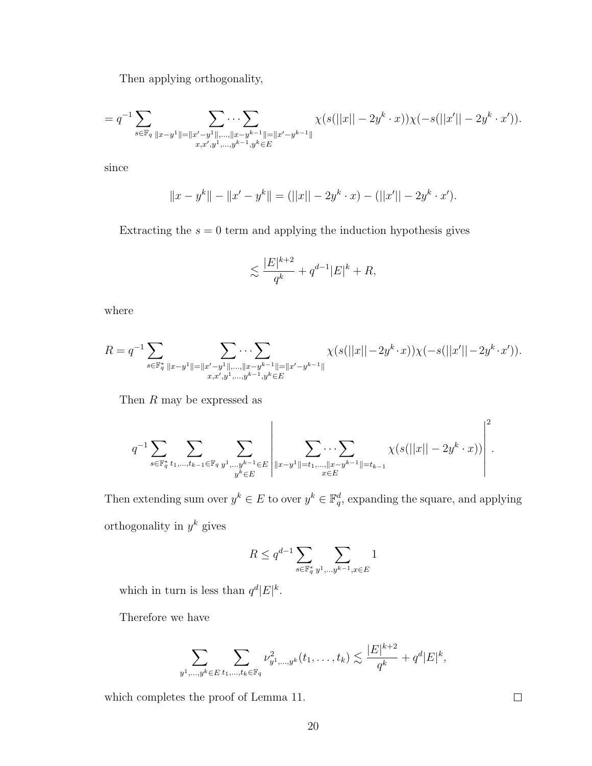Then applying orthogonality,

$$= q^{-1} \sum_{s \in \mathbb{F}_q} \sum_{\substack{\|x-y^1\|=\|x'-y^1\|,\ldots,\|x-y^{k-1}\|=\|x'-y^{k-1}\| \\ x,x',y^1,\ldots,y^{k-1},y^k \in E}} \cdots \sum \chi(s(||x|| - 2y^k \cdot x))\chi(-s(||x'|| - 2y^k \cdot x')).$$

since

$$\|x - y^k\| - \|x' - y^k\| = (||x|| - 2y^k \cdot x) - (||x'|| - 2y^k \cdot x').$$

Extracting the $s = 0$ term and applying the induction hypothesis gives

$$\lesssim \frac{|E|^{k+2}}{q^k} + q^{d-1}|E|^k + R,$$

where

$$R = q^{-1} \sum_{s \in \mathbb{F}_q^*} \sum_{\substack{\|x-y^1\|=\|x'-y^1\|,\ldots,\|x-y^{k-1}\|=\|x'-y^{k-1}\| \\ x,x',y^1,\ldots,y^{k-1},y^k \in E}} \cdots \sum \chi(s(||x|| - 2y^k \cdot x))\chi(-s(||x'|| - 2y^k \cdot x')).$$

Then $R$ may be expressed as

$$q^{-1} \sum_{s \in \mathbb{F}_q^*} \sum_{t_1,\ldots,t_{k-1} \in \mathbb{F}_q} \sum_{\substack{y^1,\ldots y^{k-1} \in E \\ y^k \in E}} \left| \sum_{\substack{\|x-y^1\|=t_1,\ldots,\|x-y^{k-1}\|=t_{k-1} \\ x \in E}} \cdots \sum \chi(s(||x|| - 2y^k \cdot x)) \right|^2.$$

Then extending sum over $y^k \in E$ to over $y^k \in \mathbb{F}_q^d$, expanding the square, and applying orthogonality in $y^k$ gives

$$R \leq q^{d-1} \sum_{s \in \mathbb{F}_q^*} \sum_{y^1,\ldots y^{k-1}, x \in E} 1$$

which in turn is less than $q^d|E|^k$.

Therefore we have

$$\sum_{y^1,\ldots,y^k \in E} \sum_{t_1,\ldots,t_k \in \mathbb{F}_q} \nu^2_{y^1,\ldots,y^k}(t_1, \ldots, t_k) \lesssim \frac{|E|^{k+2}}{q^k} + q^d|E|^k,$$

which completes the proof of Lemma 11. □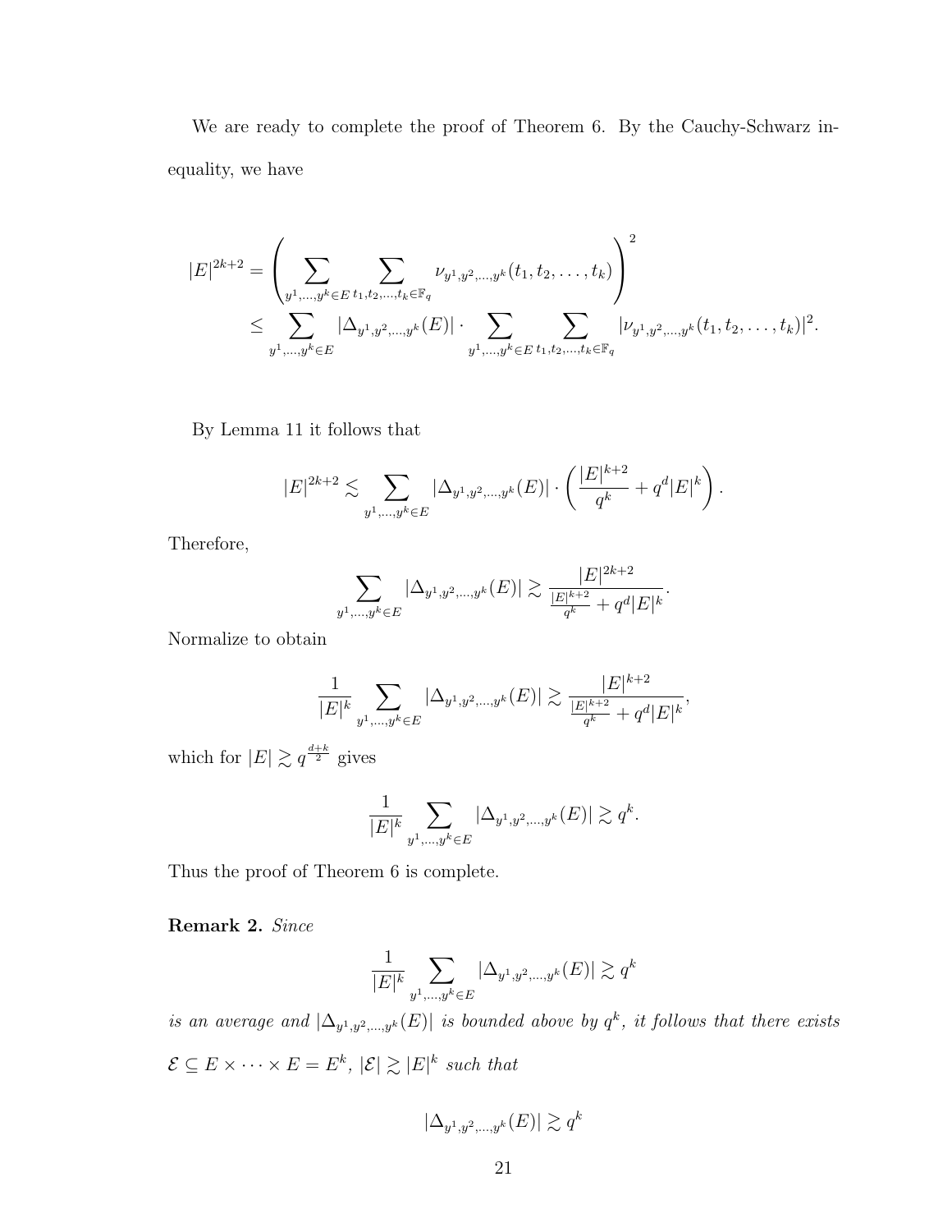We are ready to complete the proof of Theorem 6. By the Cauchy-Schwarz inequality, we have

$$
\begin{aligned}
|E|^{2k+2} &= \left( \sum_{y^1,\ldots,y^k \in E} \sum_{t_1,t_2,\ldots,t_k \in \mathbb{F}_q} \nu_{y^1,y^2,\ldots,y^k}(t_1,t_2,\ldots,t_k) \right)^2 \\
&\leq \sum_{y^1,\ldots,y^k \in E} |\Delta_{y^1,y^2,\ldots,y^k}(E)| \cdot \sum_{y^1,\ldots,y^k \in E} \sum_{t_1,t_2,\ldots,t_k \in \mathbb{F}_q} |\nu_{y^1,y^2,\ldots,y^k}(t_1,t_2,\ldots,t_k)|^2.
\end{aligned}
$$

By Lemma 11 it follows that

$$
|E|^{2k+2} \lesssim \sum_{y^1,\ldots,y^k \in E} |\Delta_{y^1,y^2,\ldots,y^k}(E)| \cdot \left( \frac{|E|^{k+2}}{q^k} + q^d |E|^k \right).
$$

Therefore,

$$
\sum_{y^1,\ldots,y^k \in E} |\Delta_{y^1,y^2,\ldots,y^k}(E)| \gtrsim \frac{|E|^{2k+2}}{\frac{|E|^{k+2}}{q^k} + q^d |E|^k}.
$$

Normalize to obtain

$$
\frac{1}{|E|^k} \sum_{y^1,\ldots,y^k \in E} |\Delta_{y^1,y^2,\ldots,y^k}(E)| \gtrsim \frac{|E|^{k+2}}{\frac{|E|^{k+2}}{q^k} + q^d |E|^k},
$$

which for $|E| \gtrsim q^{\frac{d+k}{2}}$ gives

$$
\frac{1}{|E|^k} \sum_{y^1,\ldots,y^k \in E} |\Delta_{y^1,y^2,\ldots,y^k}(E)| \gtrsim q^k.
$$

Thus the proof of Theorem 6 is complete.

**Remark 2.** *Since*

$$
\frac{1}{|E|^k} \sum_{y^1,\ldots,y^k \in E} |\Delta_{y^1,y^2,\ldots,y^k}(E)| \gtrsim q^k
$$

*is an average and* $|\Delta_{y^1,y^2,\ldots,y^k}(E)|$ *is bounded above by* $q^k$*, it follows that there exists* $\mathcal{E} \subseteq E \times \cdots \times E = E^k$*,* $|\mathcal{E}| \gtrsim |E|^k$ *such that*

$$
|\Delta_{y^1,y^2,\ldots,y^k}(E)| \gtrsim q^k
$$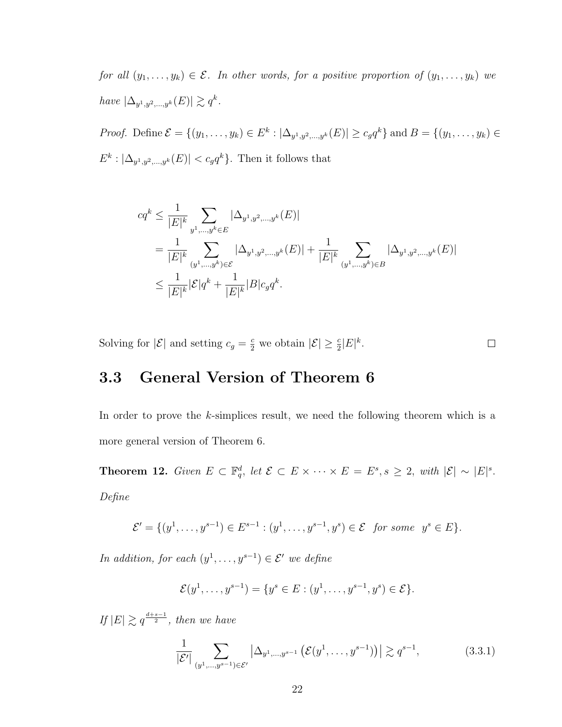*for all* $(y_1, \ldots, y_k) \in \mathcal{E}$. *In other words, for a positive proportion of* $(y_1, \ldots, y_k)$ *we have* $|\Delta_{y^1,y^2,\ldots,y^k}(E)| \gtrsim q^k$.

*Proof.* Define $\mathcal{E} = \{(y_1, \ldots, y_k) \in E^k : |\Delta_{y^1,y^2,\ldots,y^k}(E)| \geq c_g q^k\}$ and $B = \{(y_1, \ldots, y_k) \in E^k : |\Delta_{y^1,y^2,\ldots,y^k}(E)| < c_g q^k\}$. Then it follows that

$$
\begin{aligned}
cq^k &\leq \frac{1}{|E|^k} \sum_{y^1,\ldots,y^k \in E} |\Delta_{y^1,y^2,\ldots,y^k}(E)| \\
&= \frac{1}{|E|^k} \sum_{(y^1,\ldots,y^k) \in \mathcal{E}} |\Delta_{y^1,y^2,\ldots,y^k}(E)| + \frac{1}{|E|^k} \sum_{(y^1,\ldots,y^k) \in B} |\Delta_{y^1,y^2,\ldots,y^k}(E)| \\
&\leq \frac{1}{|E|^k} |\mathcal{E}| q^k + \frac{1}{|E|^k} |B| c_g q^k.
\end{aligned}
$$

Solving for $|\mathcal{E}|$ and setting $c_g = \frac{c}{2}$ we obtain $|\mathcal{E}| \geq \frac{c}{2}|E|^k$. ∎

## 3.3 General Version of Theorem 6

In order to prove the $k$-simplices result, we need the following theorem which is a more general version of Theorem 6.

**Theorem 12.** *Given* $E \subset \mathbb{F}_q^d$, *let* $\mathcal{E} \subset E \times \cdots \times E = E^s, s \geq 2$, *with* $|\mathcal{E}| \sim |E|^s$. *Define*

$$
\mathcal{E}' = \{(y^1, \ldots, y^{s-1}) \in E^{s-1} : (y^1, \ldots, y^{s-1}, y^s) \in \mathcal{E} \;\; \text{for some} \;\; y^s \in E\}.
$$

*In addition, for each* $(y^1, \ldots, y^{s-1}) \in \mathcal{E}'$ *we define*

$$
\mathcal{E}(y^1, \ldots, y^{s-1}) = \{y^s \in E : (y^1, \ldots, y^{s-1}, y^s) \in \mathcal{E}\}.
$$

*If* $|E| \gtrsim q^{\frac{d+s-1}{2}}$, *then we have*

$$
\frac{1}{|\mathcal{E}'|} \sum_{(y^1,\ldots,y^{s-1}) \in \mathcal{E}'} \left|\Delta_{y^1,\ldots,y^{s-1}}\left(\mathcal{E}(y^1, \ldots, y^{s-1})\right)\right| \gtrsim q^{s-1}, \tag{3.3.1}
$$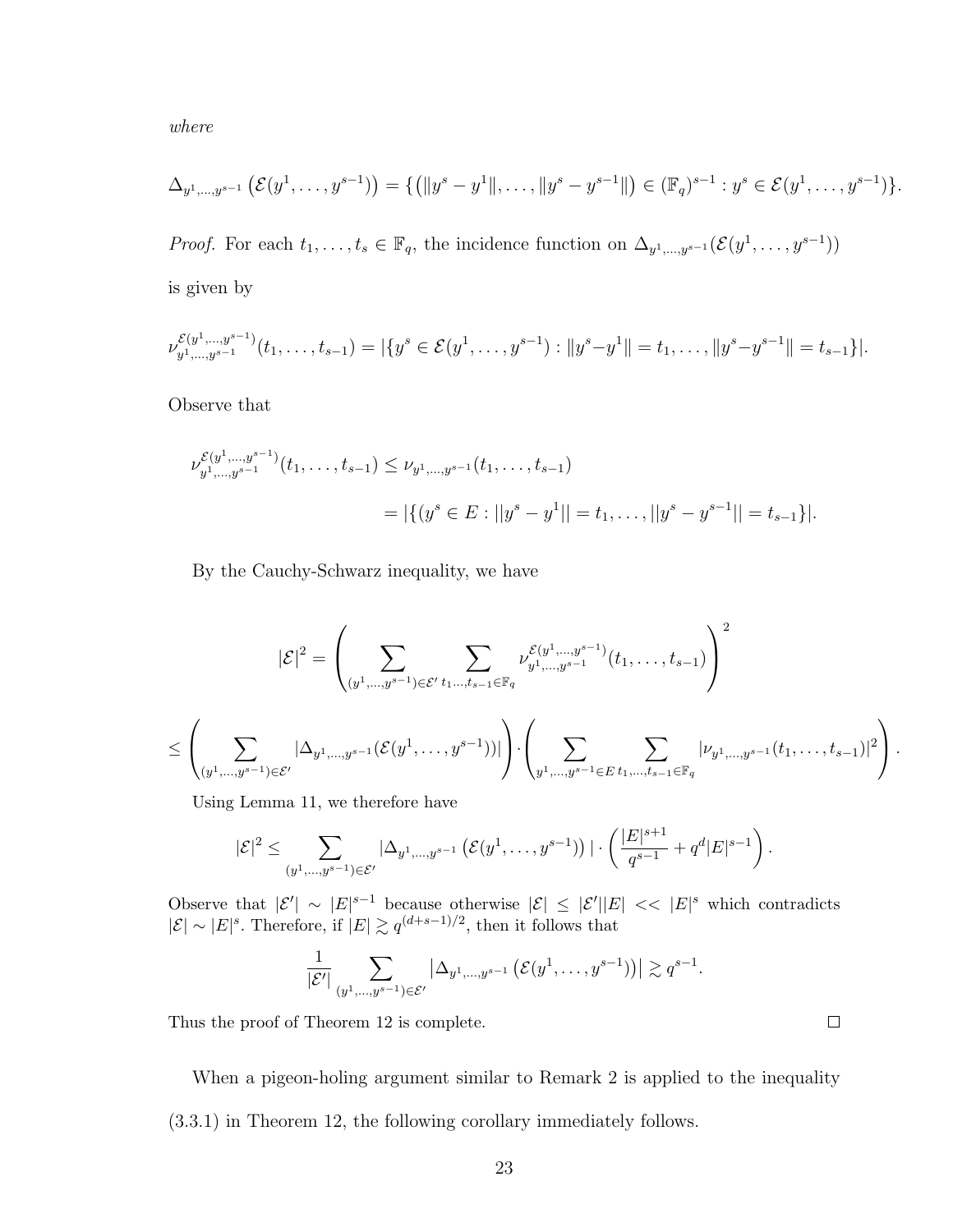*where*

$$\Delta_{y^1,\ldots,y^{s-1}}\left(\mathcal{E}(y^1,\ldots,y^{s-1})\right) = \{\left(\|y^s - y^1\|,\ldots,\|y^s - y^{s-1}\|\right) \in (\mathbb{F}_q)^{s-1} : y^s \in \mathcal{E}(y^1,\ldots,y^{s-1})\}.$$

*Proof.* For each $t_1,\ldots,t_s \in \mathbb{F}_q$, the incidence function on $\Delta_{y^1,\ldots,y^{s-1}}(\mathcal{E}(y^1,\ldots,y^{s-1}))$ is given by

$$\nu_{y^1,\ldots,y^{s-1}}^{\mathcal{E}(y^1,\ldots,y^{s-1})}(t_1,\ldots,t_{s-1}) = |\{y^s \in \mathcal{E}(y^1,\ldots,y^{s-1}) : \|y^s - y^1\| = t_1,\ldots,\|y^s - y^{s-1}\| = t_{s-1}\}|.$$

Observe that

$$\nu_{y^1,\ldots,y^{s-1}}^{\mathcal{E}(y^1,\ldots,y^{s-1})}(t_1,\ldots,t_{s-1}) \le \nu_{y^1,\ldots,y^{s-1}}(t_1,\ldots,t_{s-1})$$

$$= |\{(y^s \in E : ||y^s - y^1|| = t_1,\ldots,||y^s - y^{s-1}|| = t_{s-1}\}|.$$

By the Cauchy-Schwarz inequality, we have

$$|\mathcal{E}|^2 = \left(\sum_{(y^1,\ldots,y^{s-1})\in\mathcal{E}'}\sum_{t_1\ldots,t_{s-1}\in\mathbb{F}_q}\nu_{y^1,\ldots,y^{s-1}}^{\mathcal{E}(y^1,\ldots,y^{s-1})}(t_1,\ldots,t_{s-1})\right)^2$$

$$\le \left(\sum_{(y^1,\ldots,y^{s-1})\in\mathcal{E}'}|\Delta_{y^1,\ldots,y^{s-1}}(\mathcal{E}(y^1,\ldots,y^{s-1}))|\right)\cdot\left(\sum_{y^1,\ldots,y^{s-1}\in E}\sum_{t_1,\ldots,t_{s-1}\in\mathbb{F}_q}|\nu_{y^1,\ldots,y^{s-1}}(t_1,\ldots,t_{s-1})|^2\right).$$

Using Lemma 11, we therefore have

$$|\mathcal{E}|^2 \le \sum_{(y^1,\ldots,y^{s-1})\in\mathcal{E}'}|\Delta_{y^1,\ldots,y^{s-1}}\left(\mathcal{E}(y^1,\ldots,y^{s-1})\right)|\cdot\left(\frac{|E|^{s+1}}{q^{s-1}} + q^d|E|^{s-1}\right).$$

Observe that $|\mathcal{E}'| \sim |E|^{s-1}$ because otherwise $|\mathcal{E}| \le |\mathcal{E}'||E| << |E|^s$ which contradicts $|\mathcal{E}| \sim |E|^s$. Therefore, if $|E| \gtrsim q^{(d+s-1)/2}$, then it follows that

$$\frac{1}{|\mathcal{E}'|}\sum_{(y^1,\ldots,y^{s-1})\in\mathcal{E}'}\left|\Delta_{y^1,\ldots,y^{s-1}}\left(\mathcal{E}(y^1,\ldots,y^{s-1})\right)\right| \gtrsim q^{s-1}.$$

Thus the proof of Theorem 12 is complete. $\square$

When a pigeon-holing argument similar to Remark 2 is applied to the inequality (3.3.1) in Theorem 12, the following corollary immediately follows.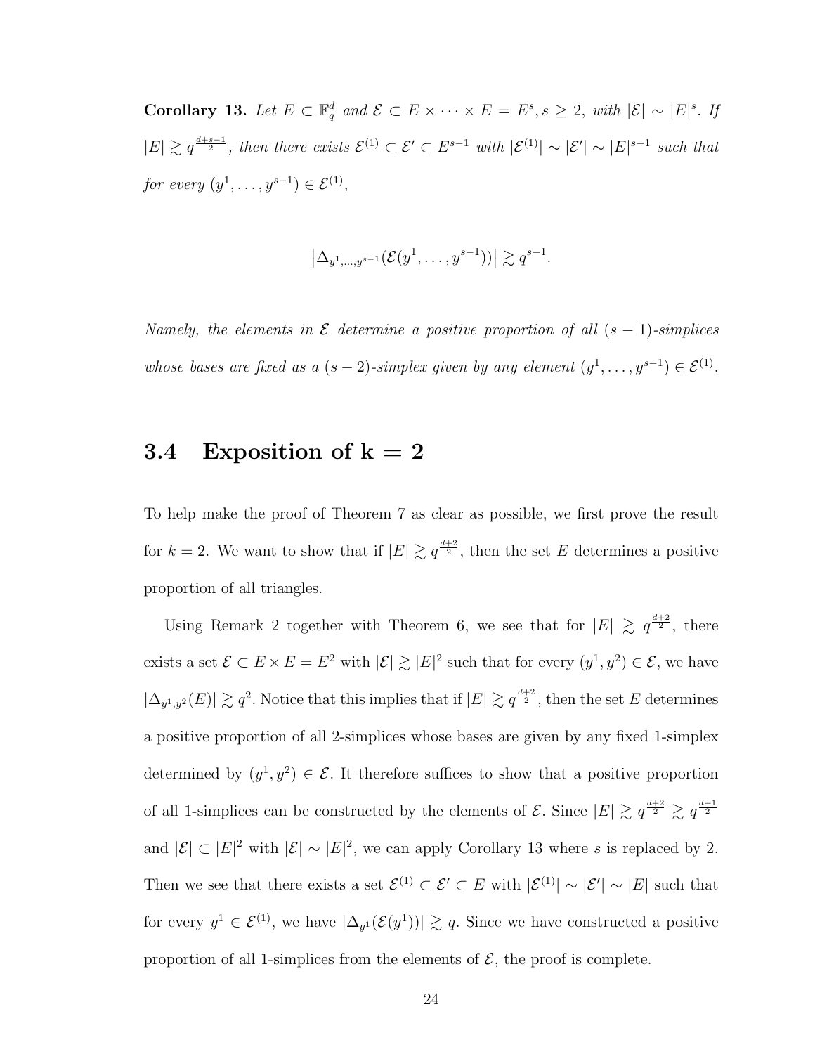**Corollary 13.** *Let $E \subset \mathbb{F}_q^d$ and $\mathcal{E} \subset E \times \cdots \times E = E^s, s \geq 2$, with $|\mathcal{E}| \sim |E|^s$. If $|E| \gtrsim q^{\frac{d+s-1}{2}}$, then there exists $\mathcal{E}^{(1)} \subset \mathcal{E}' \subset E^{s-1}$ with $|\mathcal{E}^{(1)}| \sim |\mathcal{E}'| \sim |E|^{s-1}$ such that for every $(y^1, \ldots, y^{s-1}) \in \mathcal{E}^{(1)}$,*

$$\left|\Delta_{y^1,\ldots,y^{s-1}}(\mathcal{E}(y^1, \ldots, y^{s-1}))\right| \gtrsim q^{s-1}.$$

*Namely, the elements in $\mathcal{E}$ determine a positive proportion of all $(s-1)$-simplices whose bases are fixed as a $(s-2)$-simplex given by any element $(y^1, \ldots, y^{s-1}) \in \mathcal{E}^{(1)}$.*

## 3.4 Exposition of k = 2

To help make the proof of Theorem 7 as clear as possible, we first prove the result for $k = 2$. We want to show that if $|E| \gtrsim q^{\frac{d+2}{2}}$, then the set $E$ determines a positive proportion of all triangles.

Using Remark 2 together with Theorem 6, we see that for $|E| \gtrsim q^{\frac{d+2}{2}}$, there exists a set $\mathcal{E} \subset E \times E = E^2$ with $|\mathcal{E}| \gtrsim |E|^2$ such that for every $(y^1, y^2) \in \mathcal{E}$, we have $|\Delta_{y^1,y^2}(E)| \gtrsim q^2$. Notice that this implies that if $|E| \gtrsim q^{\frac{d+2}{2}}$, then the set $E$ determines a positive proportion of all 2-simplices whose bases are given by any fixed 1-simplex determined by $(y^1, y^2) \in \mathcal{E}$. It therefore suffices to show that a positive proportion of all 1-simplices can be constructed by the elements of $\mathcal{E}$. Since $|E| \gtrsim q^{\frac{d+2}{2}} \gtrsim q^{\frac{d+1}{2}}$ and $|\mathcal{E}| \subset |E|^2$ with $|\mathcal{E}| \sim |E|^2$, we can apply Corollary 13 where $s$ is replaced by 2. Then we see that there exists a set $\mathcal{E}^{(1)} \subset \mathcal{E}' \subset E$ with $|\mathcal{E}^{(1)}| \sim |\mathcal{E}'| \sim |E|$ such that for every $y^1 \in \mathcal{E}^{(1)}$, we have $|\Delta_{y^1}(\mathcal{E}(y^1))| \gtrsim q$. Since we have constructed a positive proportion of all 1-simplices from the elements of $\mathcal{E}$, the proof is complete.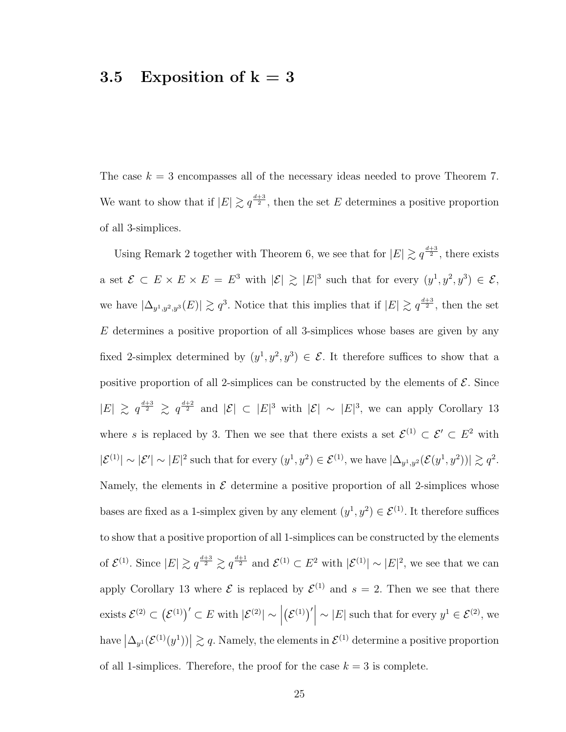### 3.5 Exposition of $\mathbf{k = 3}$

The case $k = 3$ encompasses all of the necessary ideas needed to prove Theorem 7. We want to show that if $|E| \gtrsim q^{\frac{d+3}{2}}$, then the set $E$ determines a positive proportion of all 3-simplices.

Using Remark 2 together with Theorem 6, we see that for $|E| \gtrsim q^{\frac{d+3}{2}}$, there exists a set $\mathcal{E} \subset E \times E \times E = E^3$ with $|\mathcal{E}| \gtrsim |E|^3$ such that for every $(y^1, y^2, y^3) \in \mathcal{E}$, we have $|\Delta_{y^1,y^2,y^3}(E)| \gtrsim q^3$. Notice that this implies that if $|E| \gtrsim q^{\frac{d+3}{2}}$, then the set $E$ determines a positive proportion of all 3-simplices whose bases are given by any fixed 2-simplex determined by $(y^1, y^2, y^3) \in \mathcal{E}$. It therefore suffices to show that a positive proportion of all 2-simplices can be constructed by the elements of $\mathcal{E}$. Since $|E| \gtrsim q^{\frac{d+3}{2}} \gtrsim q^{\frac{d+2}{2}}$ and $|\mathcal{E}| \subset |E|^3$ with $|\mathcal{E}| \sim |E|^3$, we can apply Corollary 13 where $s$ is replaced by 3. Then we see that there exists a set $\mathcal{E}^{(1)} \subset \mathcal{E}' \subset E^2$ with $|\mathcal{E}^{(1)}| \sim |\mathcal{E}'| \sim |E|^2$ such that for every $(y^1, y^2) \in \mathcal{E}^{(1)}$, we have $|\Delta_{y^1,y^2}(\mathcal{E}(y^1, y^2))| \gtrsim q^2$. Namely, the elements in $\mathcal{E}$ determine a positive proportion of all 2-simplices whose bases are fixed as a 1-simplex given by any element $(y^1, y^2) \in \mathcal{E}^{(1)}$. It therefore suffices to show that a positive proportion of all 1-simplices can be constructed by the elements of $\mathcal{E}^{(1)}$. Since $|E| \gtrsim q^{\frac{d+3}{2}} \gtrsim q^{\frac{d+1}{2}}$ and $\mathcal{E}^{(1)} \subset E^2$ with $|\mathcal{E}^{(1)}| \sim |E|^2$, we see that we can apply Corollary 13 where $\mathcal{E}$ is replaced by $\mathcal{E}^{(1)}$ and $s = 2$. Then we see that there exists $\mathcal{E}^{(2)} \subset \left(\mathcal{E}^{(1)}\right)' \subset E$ with $|\mathcal{E}^{(2)}| \sim \left|\left(\mathcal{E}^{(1)}\right)'\right| \sim |E|$ such that for every $y^1 \in \mathcal{E}^{(2)}$, we have $\left|\Delta_{y^1}(\mathcal{E}^{(1)}(y^1))\right| \gtrsim q$. Namely, the elements in $\mathcal{E}^{(1)}$ determine a positive proportion of all 1-simplices. Therefore, the proof for the case $k = 3$ is complete.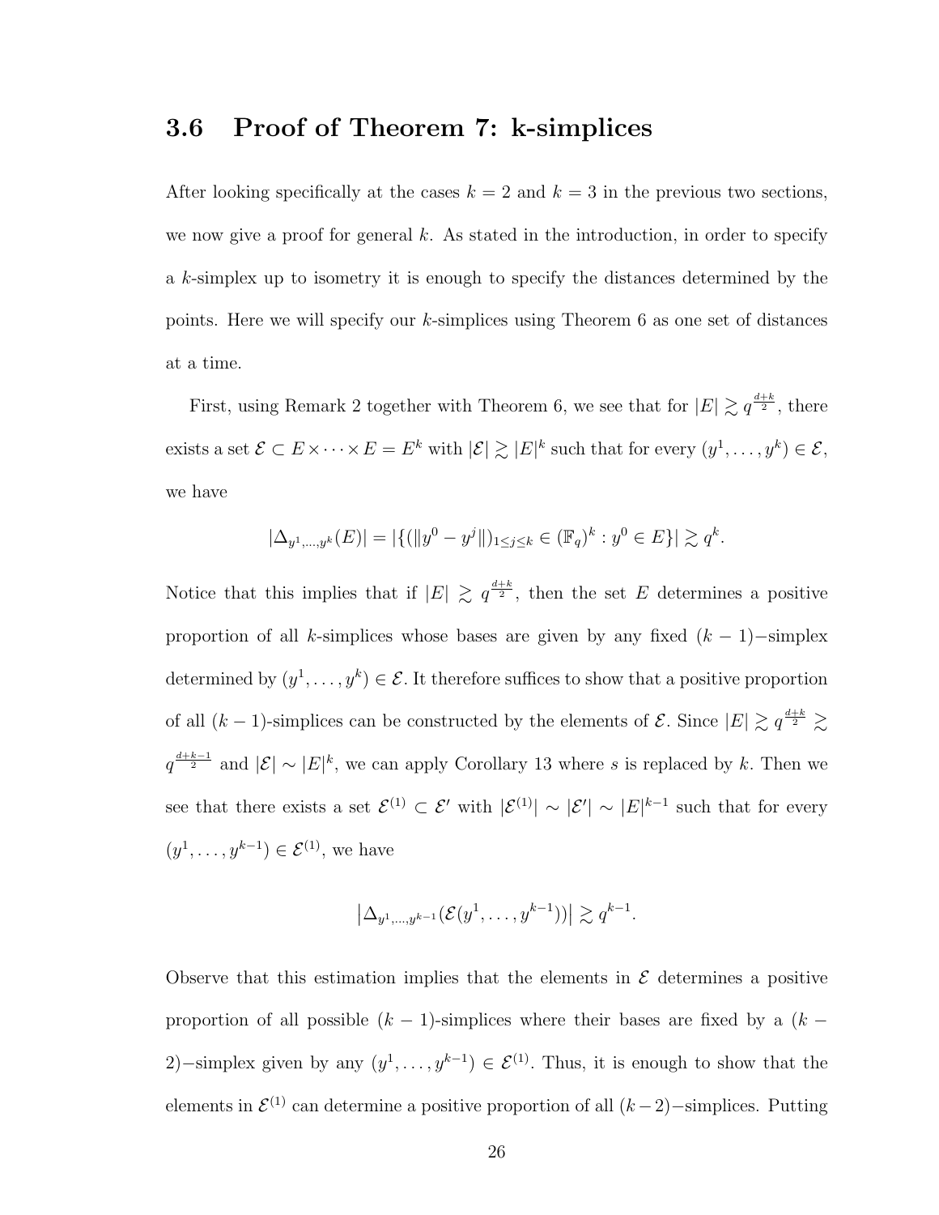### 3.6 Proof of Theorem 7: k-simplices

After looking specifically at the cases $k = 2$ and $k = 3$ in the previous two sections, we now give a proof for general $k$. As stated in the introduction, in order to specify a $k$-simplex up to isometry it is enough to specify the distances determined by the points. Here we will specify our $k$-simplices using Theorem 6 as one set of distances at a time.

First, using Remark 2 together with Theorem 6, we see that for $|E| \gtrsim q^{\frac{d+k}{2}}$, there exists a set $\mathcal{E} \subset E \times \cdots \times E = E^k$ with $|\mathcal{E}| \gtrsim |E|^k$ such that for every $(y^1, \ldots, y^k) \in \mathcal{E}$, we have

$$|\Delta_{y^1,\ldots,y^k}(E)| = |\{(\|y^0 - y^j\|)_{1 \le j \le k} \in (\mathbb{F}_q)^k : y^0 \in E\}| \gtrsim q^k.$$

Notice that this implies that if $|E| \gtrsim q^{\frac{d+k}{2}}$, then the set $E$ determines a positive proportion of all $k$-simplices whose bases are given by any fixed $(k-1)-$simplex determined by $(y^1, \ldots, y^k) \in \mathcal{E}$. It therefore suffices to show that a positive proportion of all $(k-1)$-simplices can be constructed by the elements of $\mathcal{E}$. Since $|E| \gtrsim q^{\frac{d+k}{2}} \gtrsim q^{\frac{d+k-1}{2}}$ and $|\mathcal{E}| \sim |E|^k$, we can apply Corollary 13 where $s$ is replaced by $k$. Then we see that there exists a set $\mathcal{E}^{(1)} \subset \mathcal{E}'$ with $|\mathcal{E}^{(1)}| \sim |\mathcal{E}'| \sim |E|^{k-1}$ such that for every $(y^1, \ldots, y^{k-1}) \in \mathcal{E}^{(1)}$, we have

$$\left|\Delta_{y^1,\ldots,y^{k-1}}(\mathcal{E}(y^1, \ldots, y^{k-1}))\right| \gtrsim q^{k-1}.$$

Observe that this estimation implies that the elements in $\mathcal{E}$ determines a positive proportion of all possible $(k-1)$-simplices where their bases are fixed by a $(k-2)-$simplex given by any $(y^1, \ldots, y^{k-1}) \in \mathcal{E}^{(1)}$. Thus, it is enough to show that the elements in $\mathcal{E}^{(1)}$ can determine a positive proportion of all $(k-2)-$simplices. Putting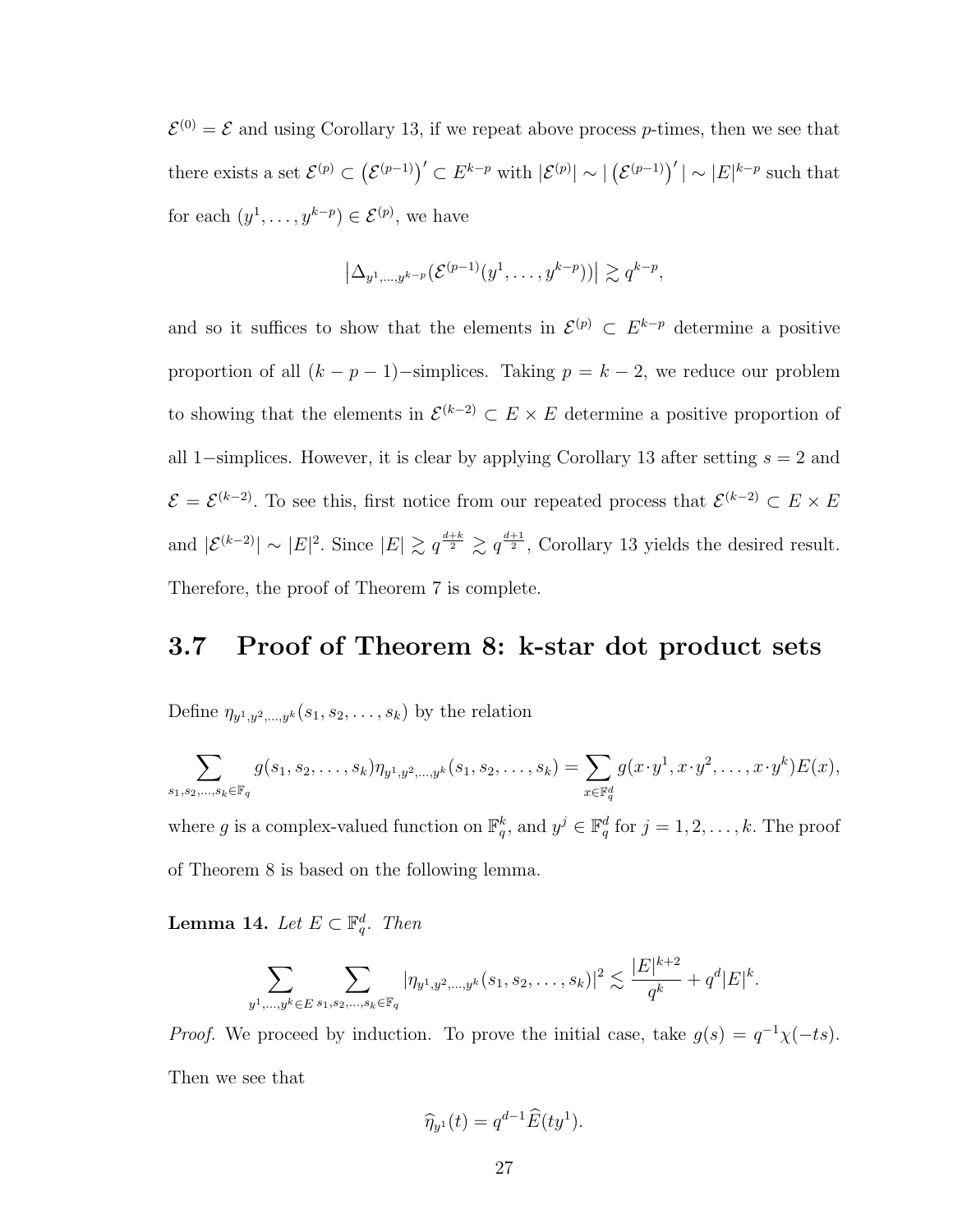$\mathcal{E}^{(0)} = \mathcal{E}$ and using Corollary 13, if we repeat above process $p$-times, then we see that there exists a set $\mathcal{E}^{(p)} \subset \left(\mathcal{E}^{(p-1)}\right)' \subset E^{k-p}$ with $|\mathcal{E}^{(p)}| \sim |\left(\mathcal{E}^{(p-1)}\right)'| \sim |E|^{k-p}$ such that for each $(y^1, \ldots, y^{k-p}) \in \mathcal{E}^{(p)}$, we have

$$\left|\Delta_{y^1,\ldots,y^{k-p}}(\mathcal{E}^{(p-1)}(y^1,\ldots,y^{k-p}))\right| \gtrsim q^{k-p},$$

and so it suffices to show that the elements in $\mathcal{E}^{(p)} \subset E^{k-p}$ determine a positive proportion of all $(k-p-1)-$simplices. Taking $p = k-2$, we reduce our problem to showing that the elements in $\mathcal{E}^{(k-2)} \subset E \times E$ determine a positive proportion of all $1-$simplices. However, it is clear by applying Corollary 13 after setting $s = 2$ and $\mathcal{E} = \mathcal{E}^{(k-2)}$. To see this, first notice from our repeated process that $\mathcal{E}^{(k-2)} \subset E \times E$ and $|\mathcal{E}^{(k-2)}| \sim |E|^2$. Since $|E| \gtrsim q^{\frac{d+k}{2}} \gtrsim q^{\frac{d+1}{2}}$, Corollary 13 yields the desired result. Therefore, the proof of Theorem 7 is complete.

## 3.7 Proof of Theorem 8: k-star dot product sets

Define $\eta_{y^1,y^2,\ldots,y^k}(s_1, s_2, \ldots, s_k)$ by the relation

$$\sum_{s_1,s_2,\ldots,s_k \in \mathbb{F}_q} g(s_1, s_2, \ldots, s_k)\eta_{y^1,y^2,\ldots,y^k}(s_1, s_2, \ldots, s_k) = \sum_{x \in \mathbb{F}_q^d} g(x \cdot y^1, x \cdot y^2, \ldots, x \cdot y^k)E(x),$$

where $g$ is a complex-valued function on $\mathbb{F}_q^k$, and $y^j \in \mathbb{F}_q^d$ for $j = 1, 2, \ldots, k$. The proof of Theorem 8 is based on the following lemma.

**Lemma 14.** *Let $E \subset \mathbb{F}_q^d$. Then*

$$\sum_{y^1,\ldots,y^k \in E} \sum_{s_1,s_2,\ldots,s_k \in \mathbb{F}_q} |\eta_{y^1,y^2,\ldots,y^k}(s_1, s_2, \ldots, s_k)|^2 \lesssim \frac{|E|^{k+2}}{q^k} + q^d|E|^k.$$

*Proof.* We proceed by induction. To prove the initial case, take $g(s) = q^{-1}\chi(-ts)$. Then we see that

$$\widehat{\eta}_{y^1}(t) = q^{d-1}\widehat{E}(ty^1).$$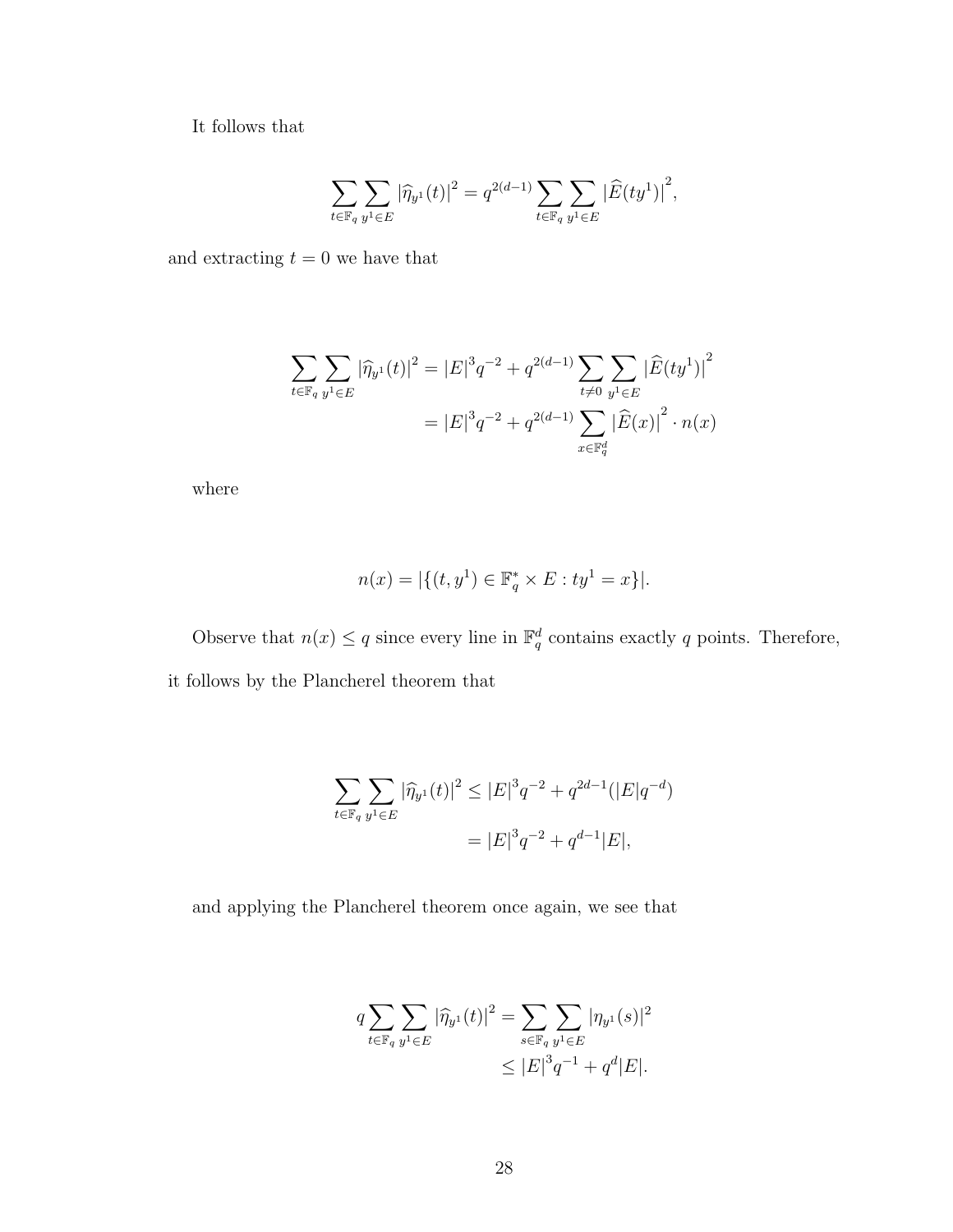It follows that

$$\sum_{t \in \mathbb{F}_q} \sum_{y^1 \in E} |\widehat{\eta}_{y^1}(t)|^2 = q^{2(d-1)} \sum_{t \in \mathbb{F}_q} \sum_{y^1 \in E} \left|\widehat{E}(ty^1)\right|^2,$$

and extracting $t = 0$ we have that

$$\begin{aligned}
\sum_{t \in \mathbb{F}_q} \sum_{y^1 \in E} |\widehat{\eta}_{y^1}(t)|^2 &= |E|^3 q^{-2} + q^{2(d-1)} \sum_{t \neq 0} \sum_{y^1 \in E} \left|\widehat{E}(ty^1)\right|^2 \\
&= |E|^3 q^{-2} + q^{2(d-1)} \sum_{x \in \mathbb{F}_q^d} \left|\widehat{E}(x)\right|^2 \cdot n(x)
\end{aligned}$$

where

$$n(x) = |\{(t, y^1) \in \mathbb{F}_q^* \times E : ty^1 = x\}|.$$

Observe that $n(x) \leq q$ since every line in $\mathbb{F}_q^d$ contains exactly $q$ points. Therefore, it follows by the Plancherel theorem that

$$\begin{aligned}
\sum_{t \in \mathbb{F}_q} \sum_{y^1 \in E} |\widehat{\eta}_{y^1}(t)|^2 &\leq |E|^3 q^{-2} + q^{2d-1}(|E| q^{-d}) \\
&= |E|^3 q^{-2} + q^{d-1}|E|,
\end{aligned}$$

and applying the Plancherel theorem once again, we see that

$$\begin{aligned}
q \sum_{t \in \mathbb{F}_q} \sum_{y^1 \in E} |\widehat{\eta}_{y^1}(t)|^2 &= \sum_{s \in \mathbb{F}_q} \sum_{y^1 \in E} |\eta_{y^1}(s)|^2 \\
&\leq |E|^3 q^{-1} + q^d |E|.
\end{aligned}$$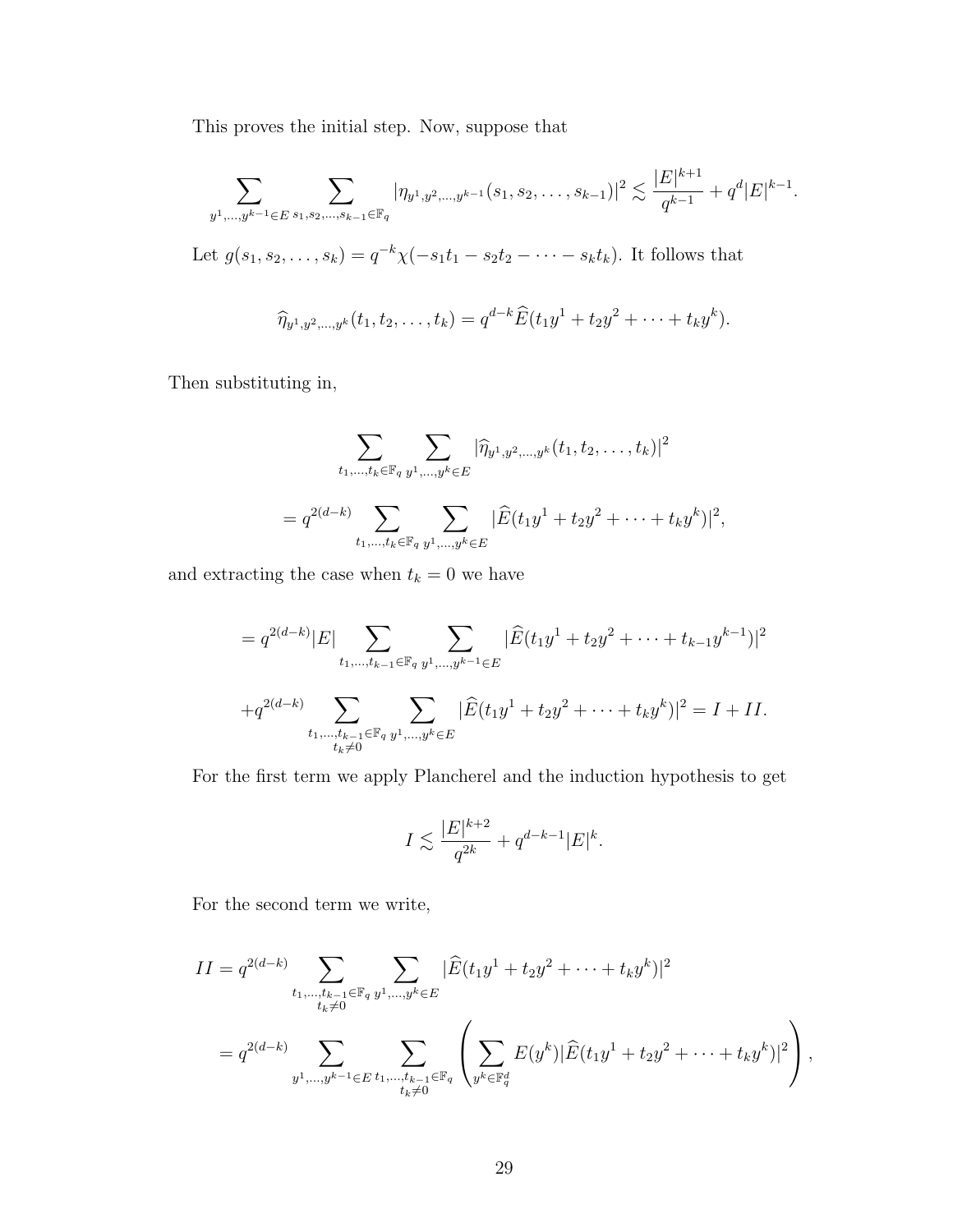This proves the initial step. Now, suppose that

$$\sum_{y^1,\dots,y^{k-1}\in E}\ \sum_{s_1,s_2,\dots,s_{k-1}\in\mathbb{F}_q} |\eta_{y^1,y^2,\dots,y^{k-1}}(s_1,s_2,\dots,s_{k-1})|^2 \lesssim \frac{|E|^{k+1}}{q^{k-1}} + q^d|E|^{k-1}.$$

Let $g(s_1,s_2,\dots,s_k) = q^{-k}\chi(-s_1t_1 - s_2t_2 - \cdots - s_kt_k)$. It follows that

$$\widehat{\eta}_{y^1,y^2,\dots,y^k}(t_1,t_2,\dots,t_k) = q^{d-k}\widehat{E}(t_1y^1 + t_2y^2 + \cdots + t_ky^k).$$

Then substituting in,

$$\sum_{t_1,\dots,t_k\in\mathbb{F}_q}\ \sum_{y^1,\dots,y^k\in E} |\widehat{\eta}_{y^1,y^2,\dots,y^k}(t_1,t_2,\dots,t_k)|^2$$

$$= q^{2(d-k)}\sum_{t_1,\dots,t_k\in\mathbb{F}_q}\ \sum_{y^1,\dots,y^k\in E} |\widehat{E}(t_1y^1 + t_2y^2 + \cdots + t_ky^k)|^2,$$

and extracting the case when $t_k = 0$ we have

$$= q^{2(d-k)}|E|\sum_{t_1,\dots,t_{k-1}\in\mathbb{F}_q}\ \sum_{y^1,\dots,y^{k-1}\in E} |\widehat{E}(t_1y^1 + t_2y^2 + \cdots + t_{k-1}y^{k-1})|^2$$

$$+ q^{2(d-k)}\sum_{\substack{t_1,\dots,t_{k-1}\in\mathbb{F}_q\\ t_k\neq 0}}\ \sum_{y^1,\dots,y^k\in E} |\widehat{E}(t_1y^1 + t_2y^2 + \cdots + t_ky^k)|^2 = I + II.$$

For the first term we apply Plancherel and the induction hypothesis to get

$$I \lesssim \frac{|E|^{k+2}}{q^{2k}} + q^{d-k-1}|E|^k.$$

For the second term we write,

$$II = q^{2(d-k)}\sum_{\substack{t_1,\dots,t_{k-1}\in\mathbb{F}_q\\ t_k\neq 0}}\ \sum_{y^1,\dots,y^k\in E} |\widehat{E}(t_1y^1 + t_2y^2 + \cdots + t_ky^k)|^2$$

$$= q^{2(d-k)}\sum_{y^1,\dots,y^{k-1}\in E}\ \sum_{\substack{t_1,\dots,t_{k-1}\in\mathbb{F}_q\\ t_k\neq 0}} \left(\sum_{y^k\in\mathbb{F}_q^d} E(y^k)|\widehat{E}(t_1y^1 + t_2y^2 + \cdots + t_ky^k)|^2\right),$$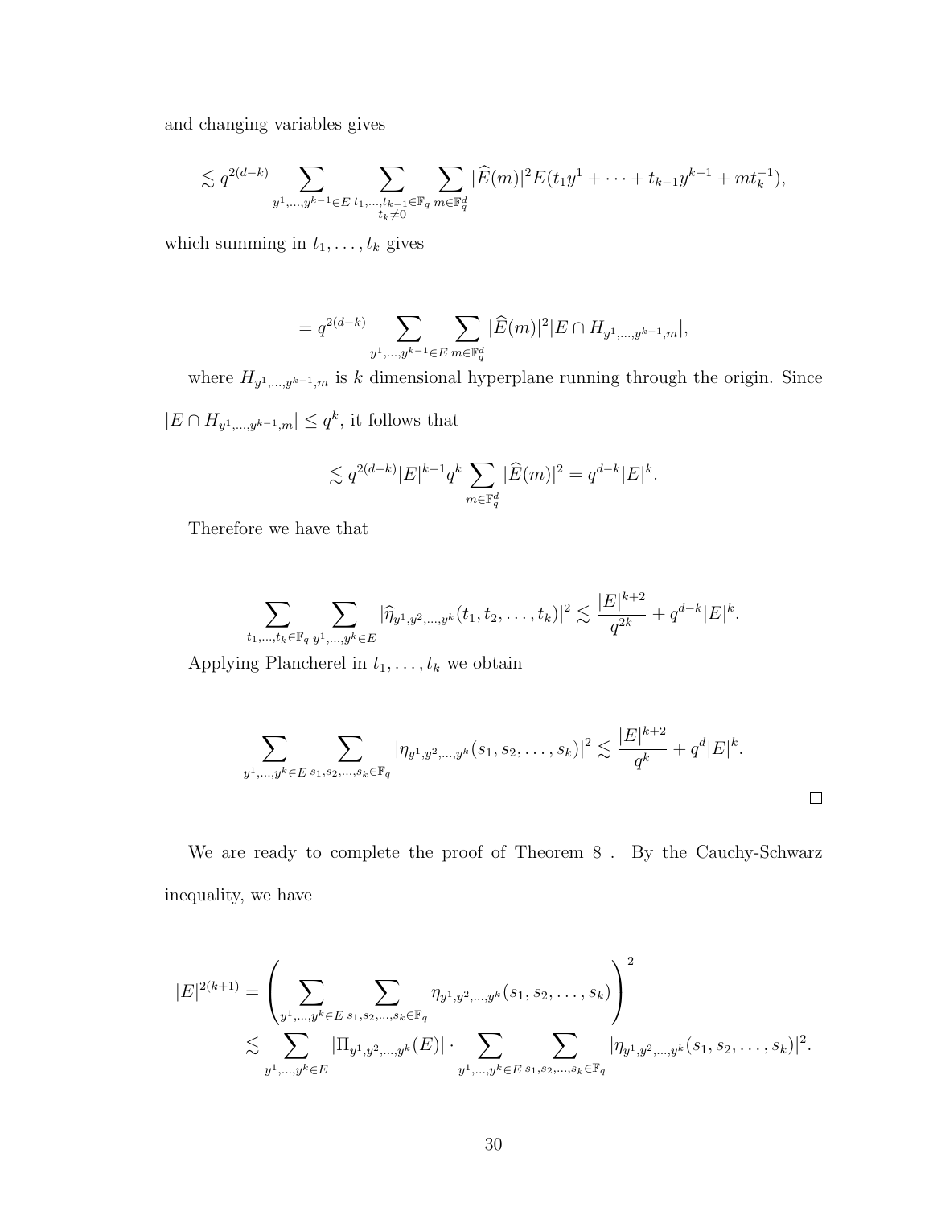and changing variables gives

$$\lesssim q^{2(d-k)} \sum_{y^1,\dots,y^{k-1}\in E} \sum_{\substack{t_1,\dots,t_{k-1}\in\mathbb{F}_q \\ t_k\neq 0}} \sum_{m\in\mathbb{F}_q^d} |\widehat{E}(m)|^2 E(t_1 y^1 + \cdots + t_{k-1}y^{k-1} + mt_k^{-1}),$$

which summing in $t_1, \dots, t_k$ gives

$$= q^{2(d-k)} \sum_{y^1,\dots,y^{k-1}\in E} \sum_{m\in\mathbb{F}_q^d} |\widehat{E}(m)|^2 |E \cap H_{y^1,\dots,y^{k-1},m}|,$$

where $H_{y^1,\dots,y^{k-1},m}$ is $k$ dimensional hyperplane running through the origin. Since $|E \cap H_{y^1,\dots,y^{k-1},m}| \leq q^k$, it follows that

$$\lesssim q^{2(d-k)} |E|^{k-1} q^k \sum_{m\in\mathbb{F}_q^d} |\widehat{E}(m)|^2 = q^{d-k}|E|^k.$$

Therefore we have that

$$\sum_{t_1,\dots,t_k\in\mathbb{F}_q} \sum_{y^1,\dots,y^k\in E} |\widehat{\eta}_{y^1,y^2,\dots,y^k}(t_1,t_2,\dots,t_k)|^2 \lesssim \frac{|E|^{k+2}}{q^{2k}} + q^{d-k}|E|^k.$$

Applying Plancherel in $t_1, \dots, t_k$ we obtain

$$\sum_{y^1,\dots,y^k\in E} \sum_{s_1,s_2,\dots,s_k\in\mathbb{F}_q} |\eta_{y^1,y^2,\dots,y^k}(s_1,s_2,\dots,s_k)|^2 \lesssim \frac{|E|^{k+2}}{q^k} + q^d|E|^k.$$

□

We are ready to complete the proof of Theorem 8 . By the Cauchy-Schwarz inequality, we have

$$\begin{aligned}
|E|^{2(k+1)} &= \left( \sum_{y^1,\dots,y^k\in E} \sum_{s_1,s_2,\dots,s_k\in\mathbb{F}_q} \eta_{y^1,y^2,\dots,y^k}(s_1,s_2,\dots,s_k) \right)^2 \\
&\lesssim \sum_{y^1,\dots,y^k\in E} |\Pi_{y^1,y^2,\dots,y^k}(E)| \cdot \sum_{y^1,\dots,y^k\in E} \sum_{s_1,s_2,\dots,s_k\in\mathbb{F}_q} |\eta_{y^1,y^2,\dots,y^k}(s_1,s_2,\dots,s_k)|^2.
\end{aligned}$$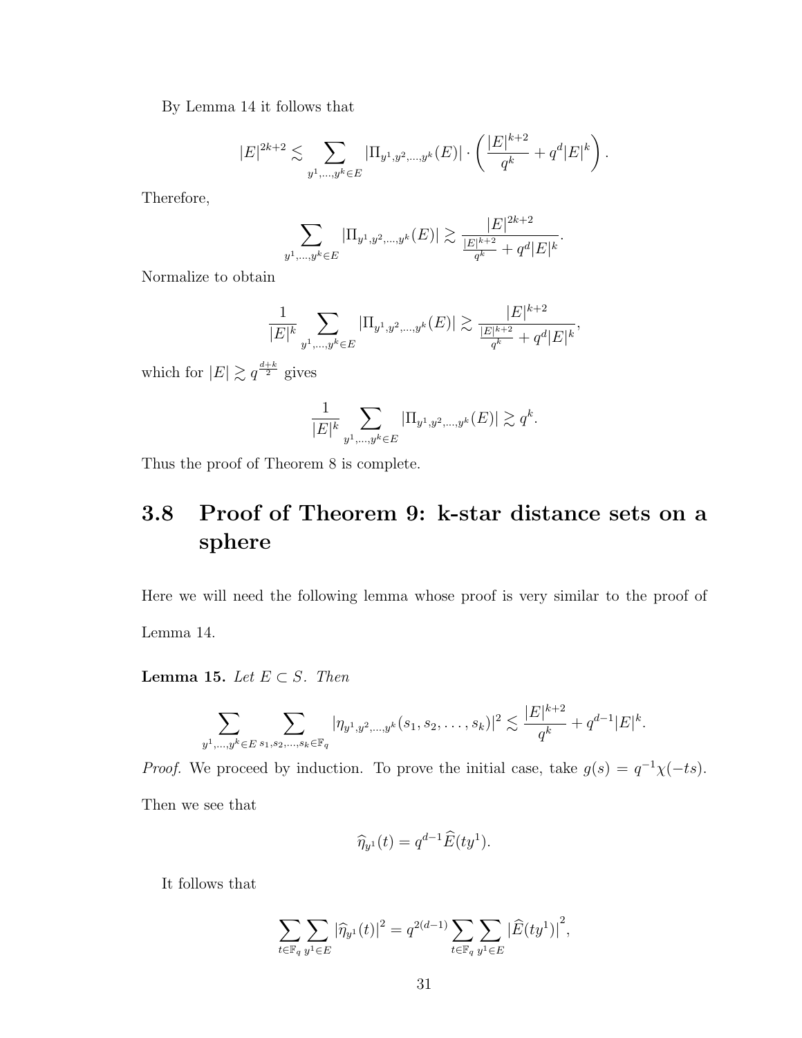By Lemma 14 it follows that

$$|E|^{2k+2} \lesssim \sum_{y^1,\dots,y^k \in E} |\Pi_{y^1,y^2,\dots,y^k}(E)| \cdot \left( \frac{|E|^{k+2}}{q^k} + q^d |E|^k \right).$$

Therefore,

$$\sum_{y^1,\dots,y^k \in E} |\Pi_{y^1,y^2,\dots,y^k}(E)| \gtrsim \frac{|E|^{2k+2}}{\frac{|E|^{k+2}}{q^k} + q^d |E|^k}.$$

Normalize to obtain

$$\frac{1}{|E|^k} \sum_{y^1,\dots,y^k \in E} |\Pi_{y^1,y^2,\dots,y^k}(E)| \gtrsim \frac{|E|^{k+2}}{\frac{|E|^{k+2}}{q^k} + q^d |E|^k},$$

which for $|E| \gtrsim q^{\frac{d+k}{2}}$ gives

$$\frac{1}{|E|^k} \sum_{y^1,\dots,y^k \in E} |\Pi_{y^1,y^2,\dots,y^k}(E)| \gtrsim q^k.$$

Thus the proof of Theorem 8 is complete.

## 3.8 Proof of Theorem 9: k-star distance sets on a sphere

Here we will need the following lemma whose proof is very similar to the proof of Lemma 14.

**Lemma 15.** *Let $E \subset S$. Then*

$$\sum_{y^1,\dots,y^k \in E} \sum_{s_1,s_2,\dots,s_k \in \mathbb{F}_q} |\eta_{y^1,y^2,\dots,y^k}(s_1,s_2,\dots,s_k)|^2 \lesssim \frac{|E|^{k+2}}{q^k} + q^{d-1}|E|^k.$$

*Proof.* We proceed by induction. To prove the initial case, take $g(s) = q^{-1}\chi(-ts)$. Then we see that

$$\widehat{\eta}_{y^1}(t) = q^{d-1}\widehat{E}(ty^1).$$

It follows that

$$\sum_{t \in \mathbb{F}_q} \sum_{y^1 \in E} \left|\widehat{\eta}_{y^1}(t)\right|^2 = q^{2(d-1)} \sum_{t \in \mathbb{F}_q} \sum_{y^1 \in E} \left|\widehat{E}(ty^1)\right|^2,$$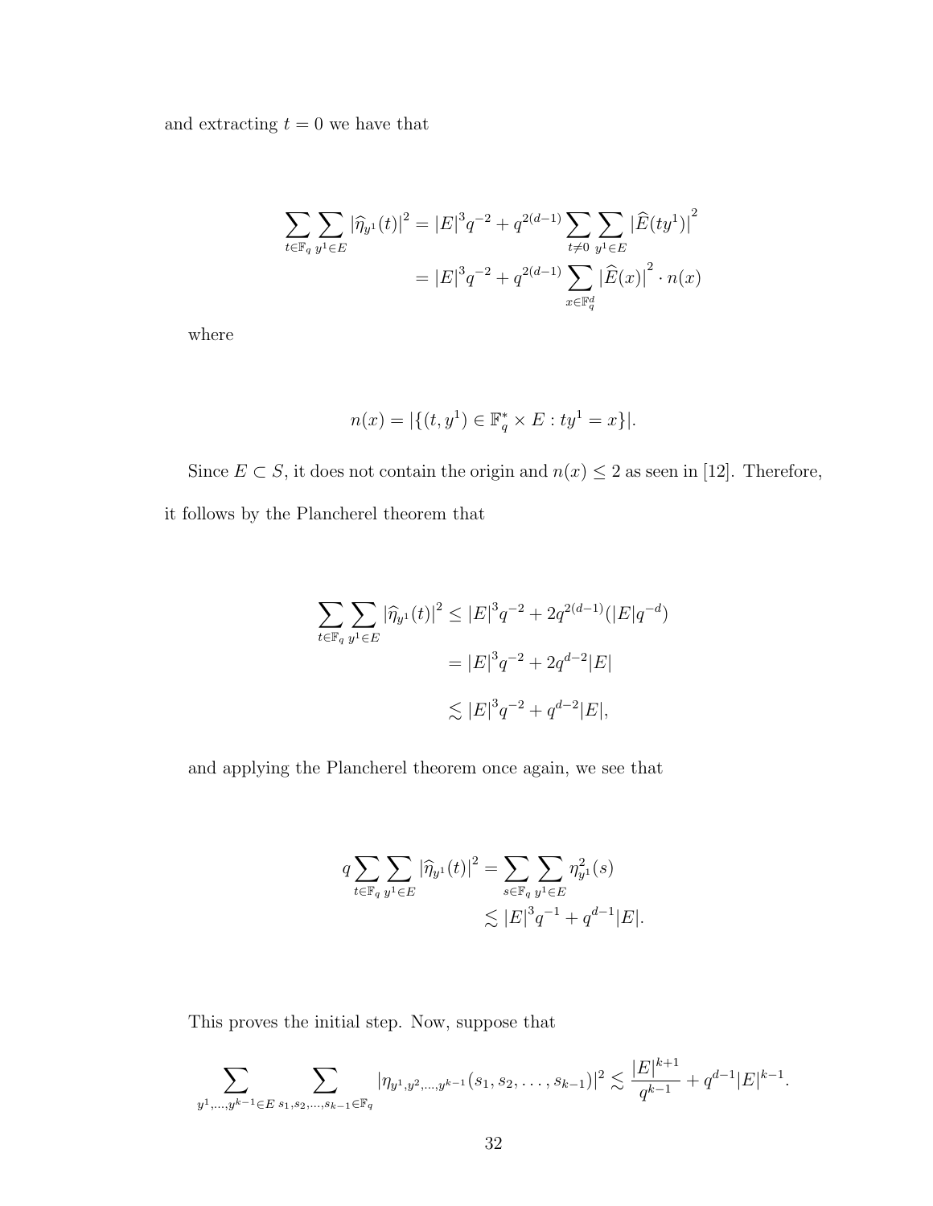and extracting $t = 0$ we have that

$$
\begin{aligned}
\sum_{t \in \mathbb{F}_q} \sum_{y^1 \in E} |\widehat{\eta}_{y^1}(t)|^2 &= |E|^3 q^{-2} + q^{2(d-1)} \sum_{t \neq 0} \sum_{y^1 \in E} \left|\widehat{E}(ty^1)\right|^2 \\
&= |E|^3 q^{-2} + q^{2(d-1)} \sum_{x \in \mathbb{F}_q^d} \left|\widehat{E}(x)\right|^2 \cdot n(x)
\end{aligned}
$$

where

$$
n(x) = |\{(t, y^1) \in \mathbb{F}_q^* \times E : ty^1 = x\}|.
$$

Since $E \subset S$, it does not contain the origin and $n(x) \leq 2$ as seen in [12]. Therefore, it follows by the Plancherel theorem that

$$
\begin{aligned}
\sum_{t \in \mathbb{F}_q} \sum_{y^1 \in E} |\widehat{\eta}_{y^1}(t)|^2 &\leq |E|^3 q^{-2} + 2q^{2(d-1)}(|E| q^{-d}) \\
&= |E|^3 q^{-2} + 2q^{d-2}|E| \\
&\lesssim |E|^3 q^{-2} + q^{d-2}|E|,
\end{aligned}
$$

and applying the Plancherel theorem once again, we see that

$$
\begin{aligned}
q \sum_{t \in \mathbb{F}_q} \sum_{y^1 \in E} |\widehat{\eta}_{y^1}(t)|^2 &= \sum_{s \in \mathbb{F}_q} \sum_{y^1 \in E} \eta_{y^1}^2(s) \\
&\lesssim |E|^3 q^{-1} + q^{d-1}|E|.
\end{aligned}
$$

This proves the initial step. Now, suppose that

$$
\sum_{y^1, \ldots, y^{k-1} \in E} \sum_{s_1, s_2, \ldots, s_{k-1} \in \mathbb{F}_q} |\eta_{y^1, y^2, \ldots, y^{k-1}}(s_1, s_2, \ldots, s_{k-1})|^2 \lesssim \frac{|E|^{k+1}}{q^{k-1}} + q^{d-1}|E|^{k-1}.
$$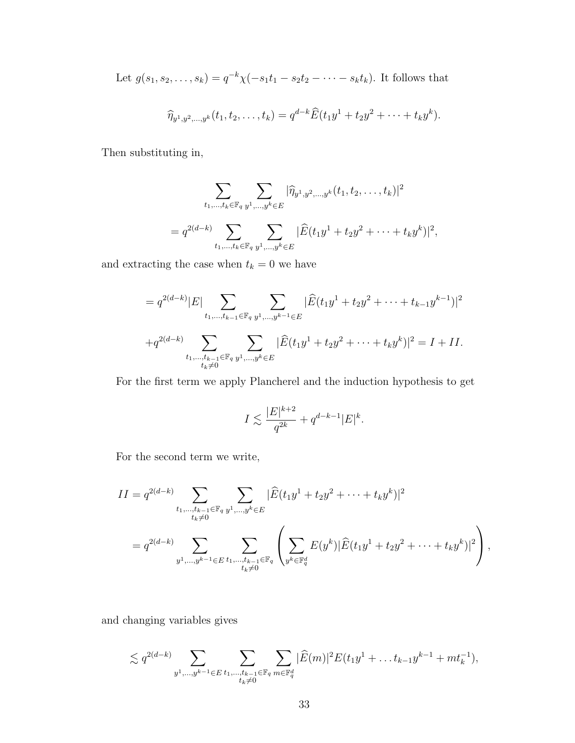Let $g(s_1, s_2, \ldots, s_k) = q^{-k}\chi(-s_1t_1 - s_2t_2 - \cdots - s_kt_k)$. It follows that

$$\widehat{\eta}_{y^1,y^2,\ldots,y^k}(t_1, t_2, \ldots, t_k) = q^{d-k}\widehat{E}(t_1y^1 + t_2y^2 + \cdots + t_ky^k).$$

Then substituting in,

$$\sum_{t_1,\ldots,t_k \in \mathbb{F}_q} \sum_{y^1,\ldots,y^k \in E} |\widehat{\eta}_{y^1,y^2,\ldots,y^k}(t_1, t_2, \ldots, t_k)|^2$$

$$= q^{2(d-k)} \sum_{t_1,\ldots,t_k \in \mathbb{F}_q} \sum_{y^1,\ldots,y^k \in E} |\widehat{E}(t_1y^1 + t_2y^2 + \cdots + t_ky^k)|^2,$$

and extracting the case when $t_k = 0$ we have

$$= q^{2(d-k)}|E| \sum_{t_1,\ldots,t_{k-1} \in \mathbb{F}_q} \sum_{y^1,\ldots,y^{k-1} \in E} |\widehat{E}(t_1y^1 + t_2y^2 + \cdots + t_{k-1}y^{k-1})|^2$$

$$+ q^{2(d-k)} \sum_{\substack{t_1,\ldots,t_{k-1} \in \mathbb{F}_q \\ t_k \neq 0}} \sum_{y^1,\ldots,y^k \in E} |\widehat{E}(t_1y^1 + t_2y^2 + \cdots + t_ky^k)|^2 = I + II.$$

For the first term we apply Plancherel and the induction hypothesis to get

$$I \lesssim \frac{|E|^{k+2}}{q^{2k}} + q^{d-k-1}|E|^k.$$

For the second term we write,

$$II = q^{2(d-k)} \sum_{\substack{t_1,\ldots,t_{k-1} \in \mathbb{F}_q \\ t_k \neq 0}} \sum_{y^1,\ldots,y^k \in E} |\widehat{E}(t_1y^1 + t_2y^2 + \cdots + t_ky^k)|^2$$

$$= q^{2(d-k)} \sum_{y^1,\ldots,y^{k-1} \in E} \sum_{\substack{t_1,\ldots,t_{k-1} \in \mathbb{F}_q \\ t_k \neq 0}} \left( \sum_{y^k \in \mathbb{F}_q^d} E(y^k)|\widehat{E}(t_1y^1 + t_2y^2 + \cdots + t_ky^k)|^2 \right),$$

and changing variables gives

$$\lesssim q^{2(d-k)} \sum_{y^1,\ldots,y^{k-1} \in E} \sum_{\substack{t_1,\ldots,t_{k-1} \in \mathbb{F}_q \\ t_k \neq 0}} \sum_{m \in \mathbb{F}_q^d} |\widehat{E}(m)|^2 E(t_1y^1 + \ldots t_{k-1}y^{k-1} + mt_k^{-1}),$$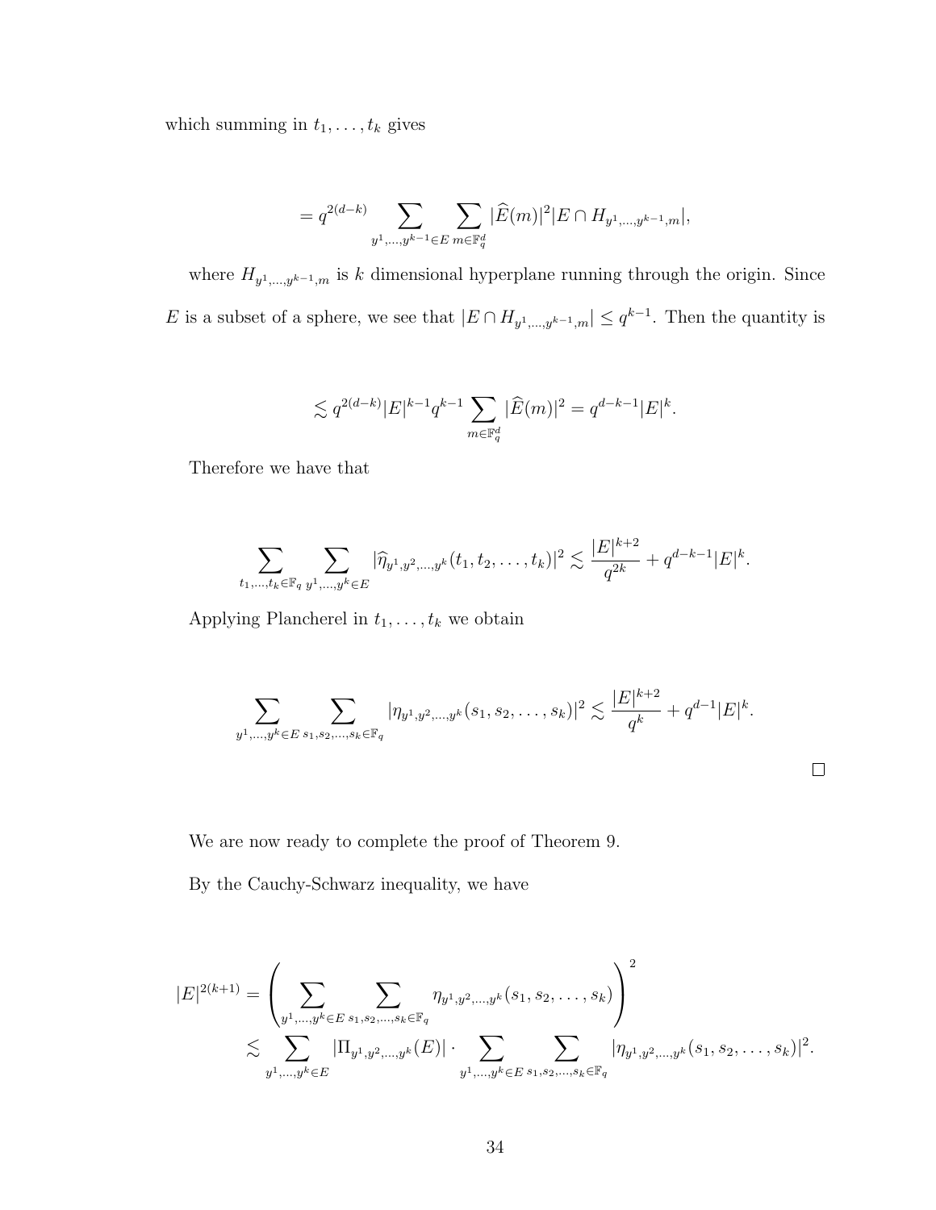which summing in $t_1, \ldots, t_k$ gives

$$= q^{2(d-k)} \sum_{y^1,\ldots,y^{k-1} \in E} \sum_{m \in \mathbb{F}_q^d} |\widehat{E}(m)|^2 |E \cap H_{y^1,\ldots,y^{k-1},m}|,$$

where $H_{y^1,\ldots,y^{k-1},m}$ is $k$ dimensional hyperplane running through the origin. Since $E$ is a subset of a sphere, we see that $|E \cap H_{y^1,\ldots,y^{k-1},m}| \leq q^{k-1}$. Then the quantity is

$$\lesssim q^{2(d-k)} |E|^{k-1} q^{k-1} \sum_{m \in \mathbb{F}_q^d} |\widehat{E}(m)|^2 = q^{d-k-1} |E|^k.$$

Therefore we have that

$$\sum_{t_1,\ldots,t_k \in \mathbb{F}_q} \sum_{y^1,\ldots,y^k \in E} |\widehat{\eta}_{y^1,y^2,\ldots,y^k}(t_1, t_2, \ldots, t_k)|^2 \lesssim \frac{|E|^{k+2}}{q^{2k}} + q^{d-k-1}|E|^k.$$

Applying Plancherel in $t_1, \ldots, t_k$ we obtain

$$\sum_{y^1,\ldots,y^k \in E} \sum_{s_1,s_2,\ldots,s_k \in \mathbb{F}_q} |\eta_{y^1,y^2,\ldots,y^k}(s_1, s_2, \ldots, s_k)|^2 \lesssim \frac{|E|^{k+2}}{q^k} + q^{d-1}|E|^k.$$

□

We are now ready to complete the proof of Theorem 9.

By the Cauchy-Schwarz inequality, we have

$$\begin{aligned}
|E|^{2(k+1)} &= \left( \sum_{y^1,\ldots,y^k \in E} \sum_{s_1,s_2,\ldots,s_k \in \mathbb{F}_q} \eta_{y^1,y^2,\ldots,y^k}(s_1, s_2, \ldots, s_k) \right)^2 \\
&\lesssim \sum_{y^1,\ldots,y^k \in E} |\Pi_{y^1,y^2,\ldots,y^k}(E)| \cdot \sum_{y^1,\ldots,y^k \in E} \sum_{s_1,s_2,\ldots,s_k \in \mathbb{F}_q} |\eta_{y^1,y^2,\ldots,y^k}(s_1, s_2, \ldots, s_k)|^2.
\end{aligned}$$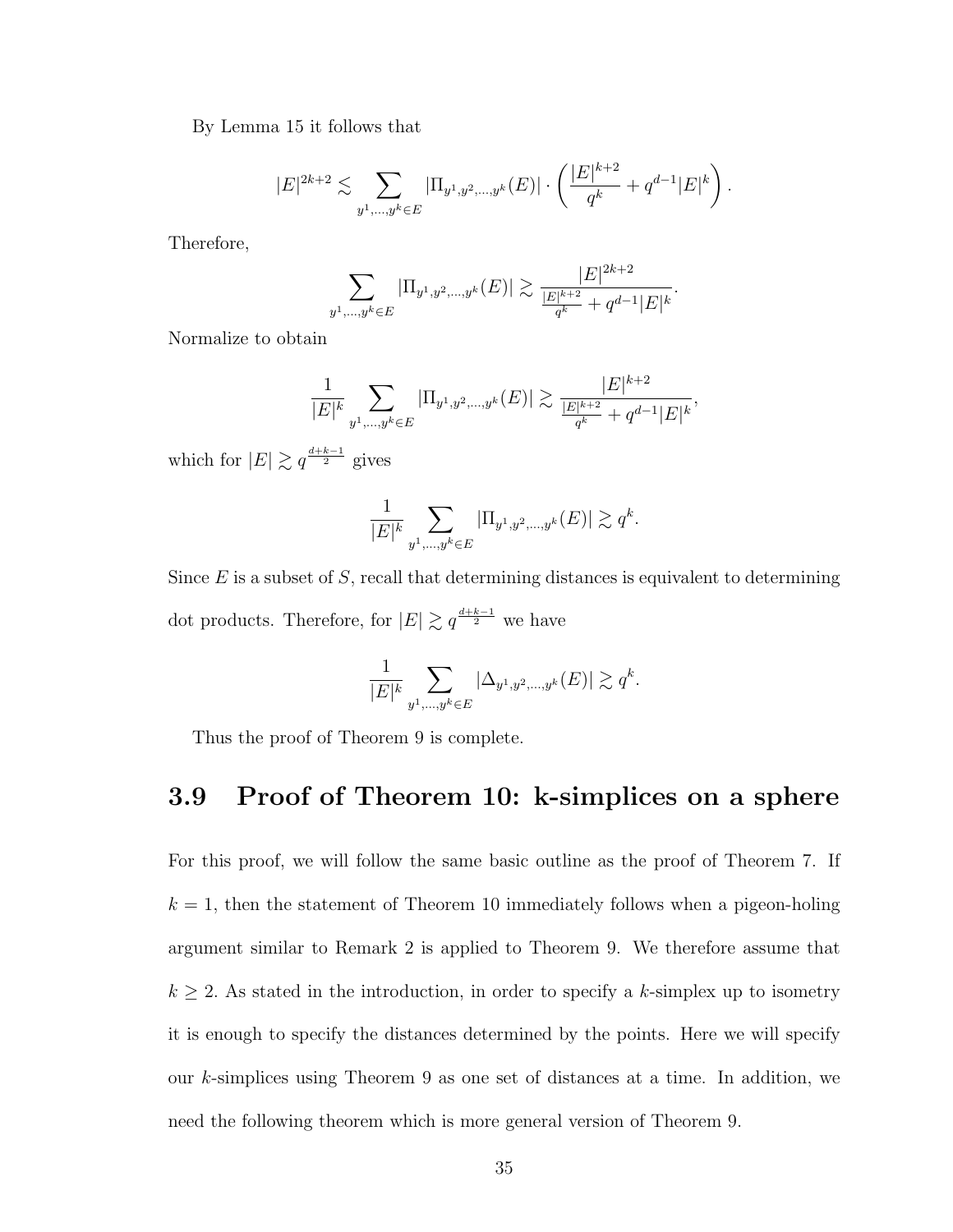By Lemma 15 it follows that

$$|E|^{2k+2} \lesssim \sum_{y^1,\ldots,y^k \in E} |\Pi_{y^1,y^2,\ldots,y^k}(E)| \cdot \left( \frac{|E|^{k+2}}{q^k} + q^{d-1}|E|^k \right).$$

Therefore,

$$\sum_{y^1,\ldots,y^k \in E} |\Pi_{y^1,y^2,\ldots,y^k}(E)| \gtrsim \frac{|E|^{2k+2}}{\frac{|E|^{k+2}}{q^k} + q^{d-1}|E|^k}.$$

Normalize to obtain

$$\frac{1}{|E|^k} \sum_{y^1,\ldots,y^k \in E} |\Pi_{y^1,y^2,\ldots,y^k}(E)| \gtrsim \frac{|E|^{k+2}}{\frac{|E|^{k+2}}{q^k} + q^{d-1}|E|^k},$$

which for $|E| \gtrsim q^{\frac{d+k-1}{2}}$ gives

$$\frac{1}{|E|^k} \sum_{y^1,\ldots,y^k \in E} |\Pi_{y^1,y^2,\ldots,y^k}(E)| \gtrsim q^k.$$

Since $E$ is a subset of $S$, recall that determining distances is equivalent to determining dot products. Therefore, for $|E| \gtrsim q^{\frac{d+k-1}{2}}$ we have

$$\frac{1}{|E|^k} \sum_{y^1,\ldots,y^k \in E} |\Delta_{y^1,y^2,\ldots,y^k}(E)| \gtrsim q^k.$$

Thus the proof of Theorem 9 is complete.

## 3.9 Proof of Theorem 10: k-simplices on a sphere

For this proof, we will follow the same basic outline as the proof of Theorem 7. If $k = 1$, then the statement of Theorem 10 immediately follows when a pigeon-holing argument similar to Remark 2 is applied to Theorem 9. We therefore assume that $k \geq 2$. As stated in the introduction, in order to specify a $k$-simplex up to isometry it is enough to specify the distances determined by the points. Here we will specify our $k$-simplices using Theorem 9 as one set of distances at a time. In addition, we need the following theorem which is more general version of Theorem 9.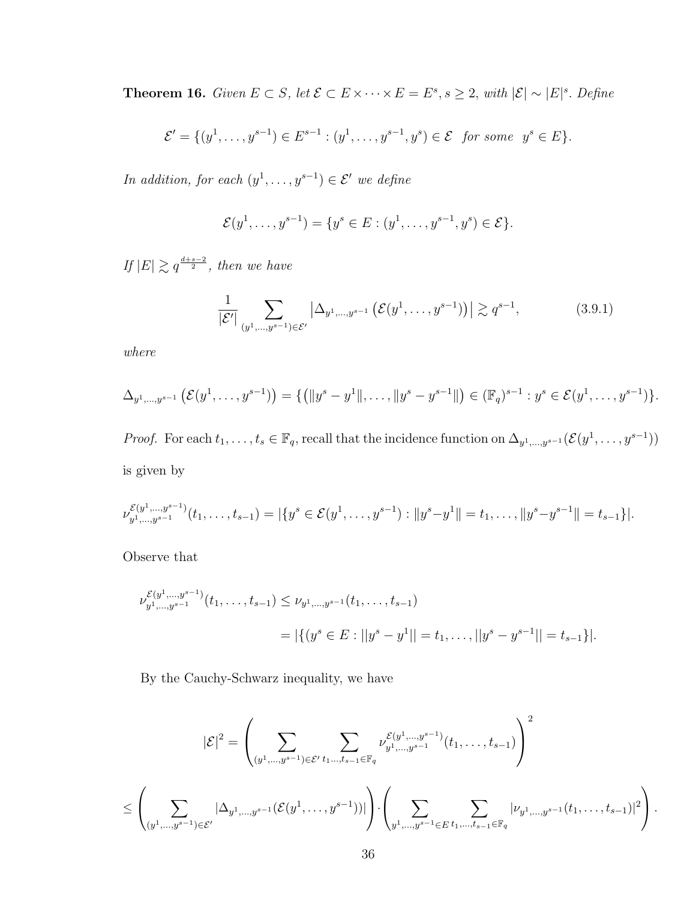**Theorem 16.** *Given $E \subset S$, let $\mathcal{E} \subset E \times \cdots \times E = E^s$, $s \geq 2$, with $|\mathcal{E}| \sim |E|^s$. Define*

$$\mathcal{E}' = \{(y^1, \ldots, y^{s-1}) \in E^{s-1} : (y^1, \ldots, y^{s-1}, y^s) \in \mathcal{E} \quad \text{for some} \quad y^s \in E\}.$$

*In addition, for each $(y^1, \ldots, y^{s-1}) \in \mathcal{E}'$ we define*

$$\mathcal{E}(y^1, \ldots, y^{s-1}) = \{y^s \in E : (y^1, \ldots, y^{s-1}, y^s) \in \mathcal{E}\}.$$

*If $|E| \gtrsim q^{\frac{d+s-2}{2}}$, then we have*

$$\frac{1}{|\mathcal{E}'|} \sum_{(y^1,\ldots,y^{s-1}) \in \mathcal{E}'} \left| \Delta_{y^1,\ldots,y^{s-1}} \left( \mathcal{E}(y^1, \ldots, y^{s-1}) \right) \right| \gtrsim q^{s-1}, \tag{3.9.1}$$

*where*

$$\Delta_{y^1,\ldots,y^{s-1}} \left( \mathcal{E}(y^1, \ldots, y^{s-1}) \right) = \{ \left( \|y^s - y^1\|, \ldots, \|y^s - y^{s-1}\| \right) \in (\mathbb{F}_q)^{s-1} : y^s \in \mathcal{E}(y^1, \ldots, y^{s-1}) \}.$$

*Proof.* For each $t_1, \ldots, t_s \in \mathbb{F}_q$, recall that the incidence function on $\Delta_{y^1,\ldots,y^{s-1}}(\mathcal{E}(y^1, \ldots, y^{s-1}))$ is given by

$$\nu_{y^1,\ldots,y^{s-1}}^{\mathcal{E}(y^1,\ldots,y^{s-1})}(t_1, \ldots, t_{s-1}) = |\{y^s \in \mathcal{E}(y^1, \ldots, y^{s-1}) : \|y^s - y^1\| = t_1, \ldots, \|y^s - y^{s-1}\| = t_{s-1}\}|.$$

Observe that

$$\begin{aligned} \nu_{y^1,\ldots,y^{s-1}}^{\mathcal{E}(y^1,\ldots,y^{s-1})}(t_1, \ldots, t_{s-1}) &\leq \nu_{y^1,\ldots,y^{s-1}}(t_1, \ldots, t_{s-1}) \\ &= |\{(y^s \in E : ||y^s - y^1|| = t_1, \ldots, ||y^s - y^{s-1}|| = t_{s-1}\}|. \end{aligned}$$

By the Cauchy-Schwarz inequality, we have

$$|\mathcal{E}|^2 = \left( \sum_{(y^1,\ldots,y^{s-1}) \in \mathcal{E}'} \sum_{t_1 \ldots, t_{s-1} \in \mathbb{F}_q} \nu_{y^1,\ldots,y^{s-1}}^{\mathcal{E}(y^1,\ldots,y^{s-1})}(t_1, \ldots, t_{s-1}) \right)^2$$

$$\leq \left( \sum_{(y^1,\ldots,y^{s-1}) \in \mathcal{E}'} |\Delta_{y^1,\ldots,y^{s-1}}(\mathcal{E}(y^1, \ldots, y^{s-1}))| \right) \cdot \left( \sum_{y^1,\ldots,y^{s-1} \in E} \sum_{t_1,\ldots,t_{s-1} \in \mathbb{F}_q} |\nu_{y^1,\ldots,y^{s-1}}(t_1, \ldots, t_{s-1})|^2 \right).$$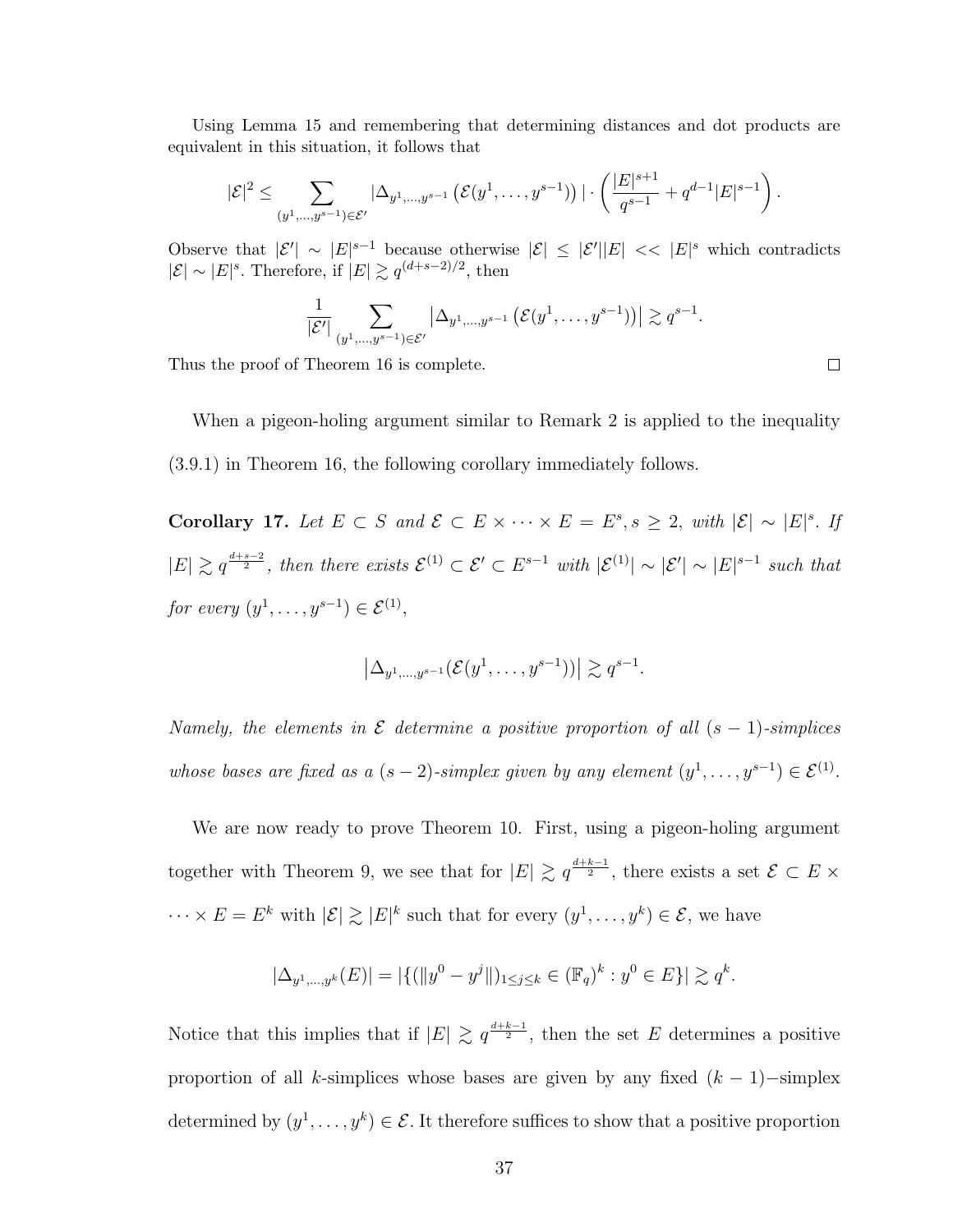Using Lemma 15 and remembering that determining distances and dot products are equivalent in this situation, it follows that

$$|\mathcal{E}|^2 \leq \sum_{(y^1,\ldots,y^{s-1})\in\mathcal{E}'} |\Delta_{y^1,\ldots,y^{s-1}}\left(\mathcal{E}(y^1,\ldots,y^{s-1})\right)| \cdot \left(\frac{|E|^{s+1}}{q^{s-1}} + q^{d-1}|E|^{s-1}\right).$$

Observe that $|\mathcal{E}'| \sim |E|^{s-1}$ because otherwise $|\mathcal{E}| \leq |\mathcal{E}'||E| << |E|^s$ which contradicts $|\mathcal{E}| \sim |E|^s$. Therefore, if $|E| \gtrsim q^{(d+s-2)/2}$, then

$$\frac{1}{|\mathcal{E}'|}\sum_{(y^1,\ldots,y^{s-1})\in\mathcal{E}'} \left|\Delta_{y^1,\ldots,y^{s-1}}\left(\mathcal{E}(y^1,\ldots,y^{s-1})\right)\right| \gtrsim q^{s-1}.$$

Thus the proof of Theorem 16 is complete. □

When a pigeon-holing argument similar to Remark 2 is applied to the inequality (3.9.1) in Theorem 16, the following corollary immediately follows.

**Corollary 17.** *Let $E \subset S$ and $\mathcal{E} \subset E \times \cdots \times E = E^s, s \geq 2,$ with $|\mathcal{E}| \sim |E|^s$. If $|E| \gtrsim q^{\frac{d+s-2}{2}}$, then there exists $\mathcal{E}^{(1)} \subset \mathcal{E}' \subset E^{s-1}$ with $|\mathcal{E}^{(1)}| \sim |\mathcal{E}'| \sim |E|^{s-1}$ such that for every $(y^1,\ldots,y^{s-1}) \in \mathcal{E}^{(1)}$,*

$$\left|\Delta_{y^1,\ldots,y^{s-1}}(\mathcal{E}(y^1,\ldots,y^{s-1}))\right| \gtrsim q^{s-1}.$$

*Namely, the elements in $\mathcal{E}$ determine a positive proportion of all $(s-1)$-simplices whose bases are fixed as a $(s-2)$-simplex given by any element $(y^1,\ldots,y^{s-1}) \in \mathcal{E}^{(1)}$.*

We are now ready to prove Theorem 10. First, using a pigeon-holing argument together with Theorem 9, we see that for $|E| \gtrsim q^{\frac{d+k-1}{2}}$, there exists a set $\mathcal{E} \subset E \times \cdots \times E = E^k$ with $|\mathcal{E}| \gtrsim |E|^k$ such that for every $(y^1,\ldots,y^k) \in \mathcal{E}$, we have

$$|\Delta_{y^1,\ldots,y^k}(E)| = |\{(\|y^0 - y^j\|)_{1\leq j\leq k} \in (\mathbb{F}_q)^k : y^0 \in E\}| \gtrsim q^k.$$

Notice that this implies that if $|E| \gtrsim q^{\frac{d+k-1}{2}}$, then the set $E$ determines a positive proportion of all $k$-simplices whose bases are given by any fixed $(k-1)-$simplex determined by $(y^1,\ldots,y^k) \in \mathcal{E}$. It therefore suffices to show that a positive proportion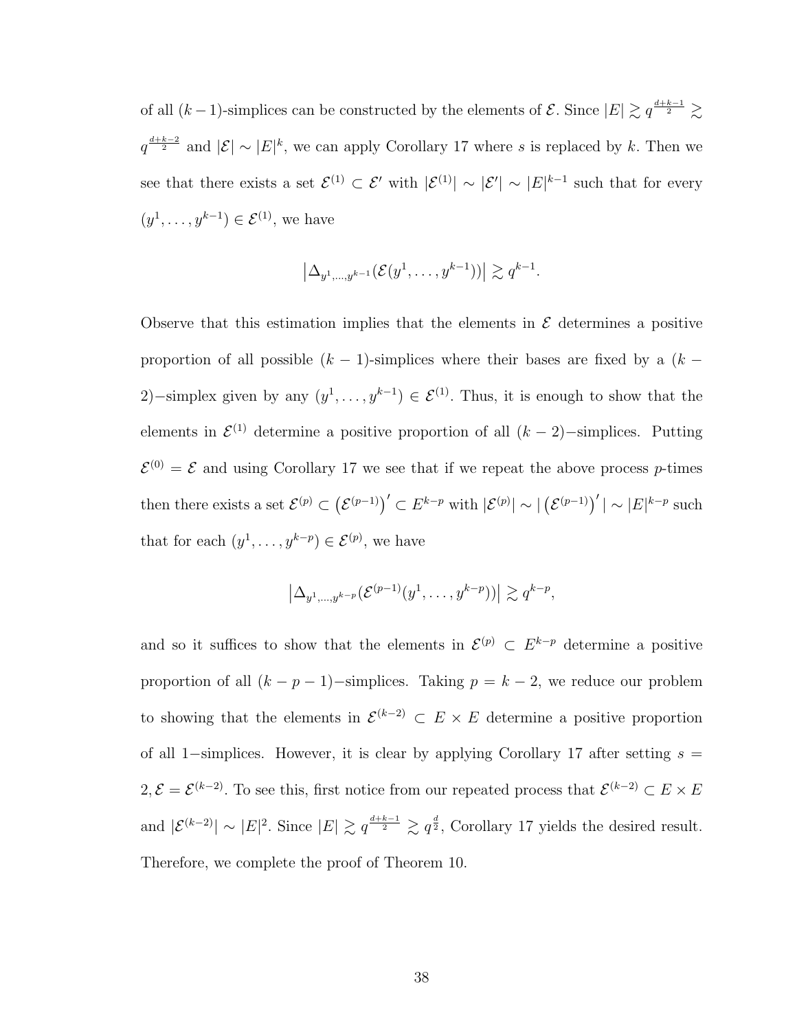of all $(k-1)$-simplices can be constructed by the elements of $\mathcal{E}$. Since $|E| \gtrsim q^{\frac{d+k-1}{2}} \gtrsim q^{\frac{d+k-2}{2}}$ and $|\mathcal{E}| \sim |E|^k$, we can apply Corollary 17 where $s$ is replaced by $k$. Then we see that there exists a set $\mathcal{E}^{(1)} \subset \mathcal{E}'$ with $|\mathcal{E}^{(1)}| \sim |\mathcal{E}'| \sim |E|^{k-1}$ such that for every $(y^1, \ldots, y^{k-1}) \in \mathcal{E}^{(1)}$, we have

$$\left|\Delta_{y^1,\ldots,y^{k-1}}(\mathcal{E}(y^1, \ldots, y^{k-1}))\right| \gtrsim q^{k-1}.$$

Observe that this estimation implies that the elements in $\mathcal{E}$ determines a positive proportion of all possible $(k-1)$-simplices where their bases are fixed by a $(k-2)-$simplex given by any $(y^1, \ldots, y^{k-1}) \in \mathcal{E}^{(1)}$. Thus, it is enough to show that the elements in $\mathcal{E}^{(1)}$ determine a positive proportion of all $(k-2)-$simplices. Putting $\mathcal{E}^{(0)} = \mathcal{E}$ and using Corollary 17 we see that if we repeat the above process $p$-times then there exists a set $\mathcal{E}^{(p)} \subset \left(\mathcal{E}^{(p-1)}\right)' \subset E^{k-p}$ with $|\mathcal{E}^{(p)}| \sim |\left(\mathcal{E}^{(p-1)}\right)'| \sim |E|^{k-p}$ such that for each $(y^1, \ldots, y^{k-p}) \in \mathcal{E}^{(p)}$, we have

$$\left|\Delta_{y^1,\ldots,y^{k-p}}(\mathcal{E}^{(p-1)}(y^1, \ldots, y^{k-p}))\right| \gtrsim q^{k-p},$$

and so it suffices to show that the elements in $\mathcal{E}^{(p)} \subset E^{k-p}$ determine a positive proportion of all $(k-p-1)-$simplices. Taking $p = k-2$, we reduce our problem to showing that the elements in $\mathcal{E}^{(k-2)} \subset E \times E$ determine a positive proportion of all $1-$simplices. However, it is clear by applying Corollary 17 after setting $s = 2, \mathcal{E} = \mathcal{E}^{(k-2)}$. To see this, first notice from our repeated process that $\mathcal{E}^{(k-2)} \subset E \times E$ and $|\mathcal{E}^{(k-2)}| \sim |E|^2$. Since $|E| \gtrsim q^{\frac{d+k-1}{2}} \gtrsim q^{\frac{d}{2}}$, Corollary 17 yields the desired result. Therefore, we complete the proof of Theorem 10.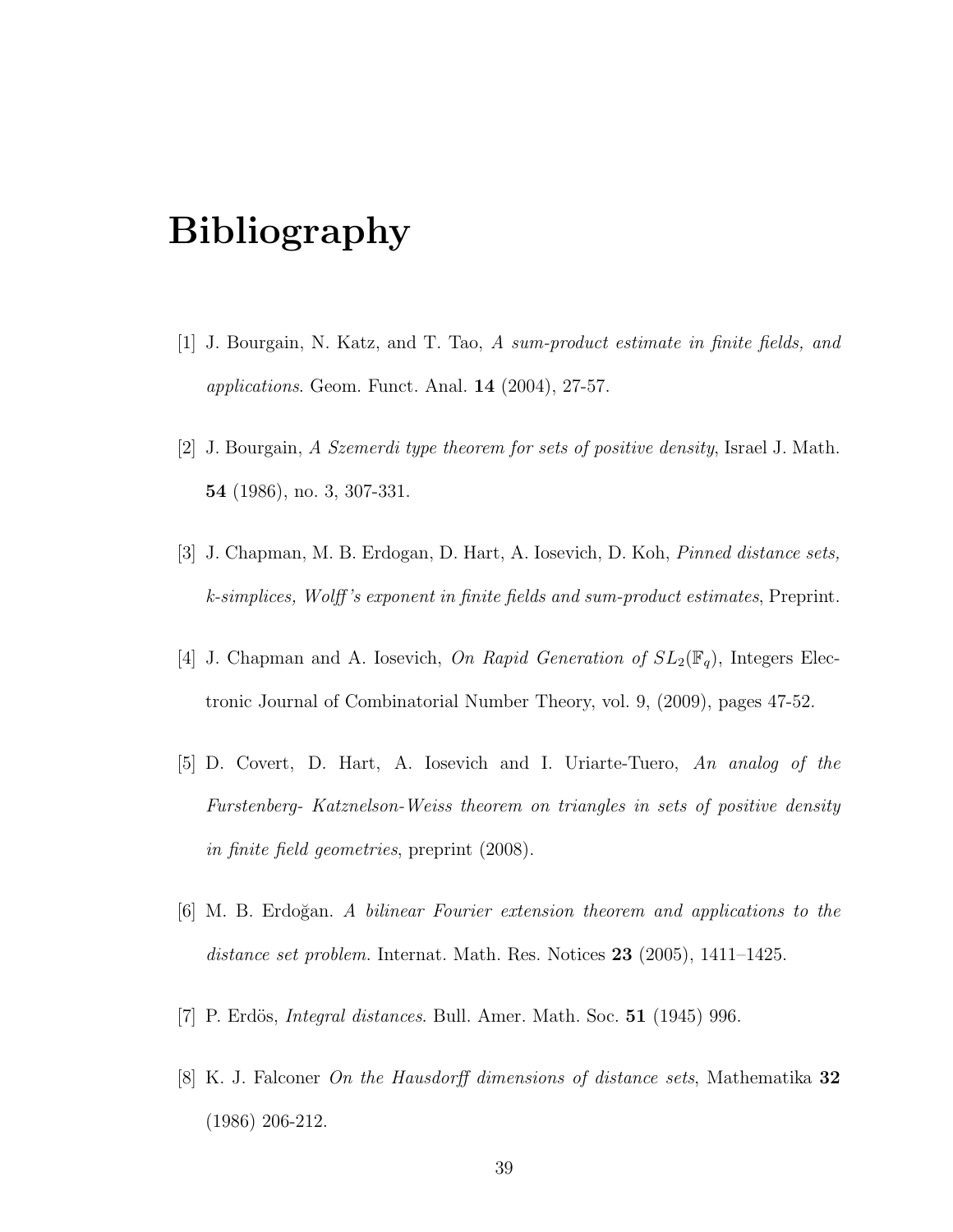# Bibliography

[1] J. Bourgain, N. Katz, and T. Tao, *A sum-product estimate in finite fields, and applications*. Geom. Funct. Anal. **14** (2004), 27-57.

[2] J. Bourgain, *A Szemerdi type theorem for sets of positive density*, Israel J. Math. **54** (1986), no. 3, 307-331.

[3] J. Chapman, M. B. Erdogan, D. Hart, A. Iosevich, D. Koh, *Pinned distance sets, k-simplices, Wolff's exponent in finite fields and sum-product estimates*, Preprint.

[4] J. Chapman and A. Iosevich, *On Rapid Generation of $SL_2(\mathbb{F}_q)$*, Integers Electronic Journal of Combinatorial Number Theory, vol. 9, (2009), pages 47-52.

[5] D. Covert, D. Hart, A. Iosevich and I. Uriarte-Tuero, *An analog of the Furstenberg- Katznelson-Weiss theorem on triangles in sets of positive density in finite field geometries*, preprint (2008).

[6] M. B. Erdoğan. *A bilinear Fourier extension theorem and applications to the distance set problem.* Internat. Math. Res. Notices **23** (2005), 1411–1425.

[7] P. Erdös, *Integral distances*. Bull. Amer. Math. Soc. **51** (1945) 996.

[8] K. J. Falconer *On the Hausdorff dimensions of distance sets*, Mathematika **32** (1986) 206-212.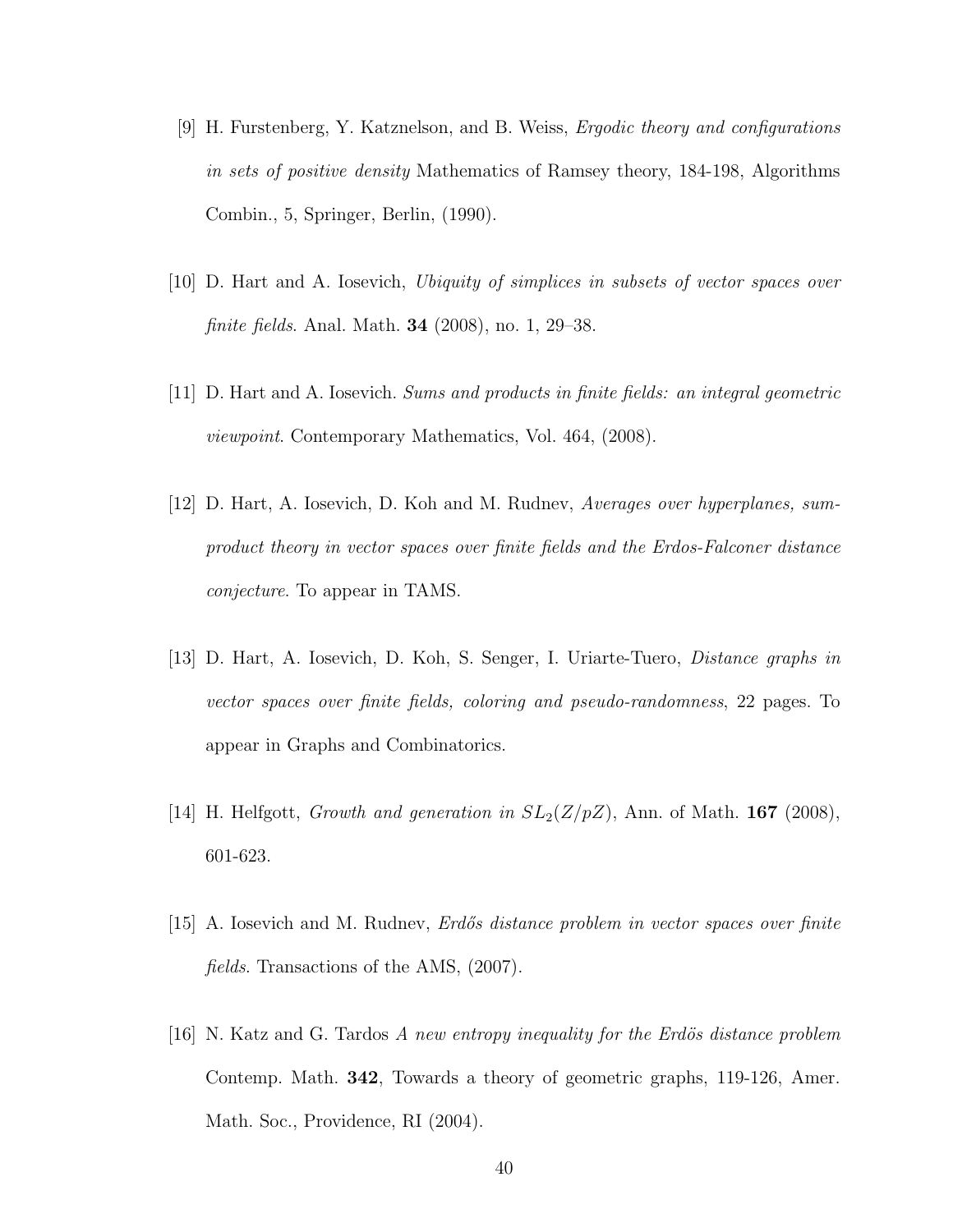[9] H. Furstenberg, Y. Katznelson, and B. Weiss, *Ergodic theory and configurations in sets of positive density* Mathematics of Ramsey theory, 184-198, Algorithms Combin., 5, Springer, Berlin, (1990).

[10] D. Hart and A. Iosevich, *Ubiquity of simplices in subsets of vector spaces over finite fields*. Anal. Math. **34** (2008), no. 1, 29–38.

[11] D. Hart and A. Iosevich. *Sums and products in finite fields: an integral geometric viewpoint*. Contemporary Mathematics, Vol. 464, (2008).

[12] D. Hart, A. Iosevich, D. Koh and M. Rudnev, *Averages over hyperplanes, sum-product theory in vector spaces over finite fields and the Erdos-Falconer distance conjecture*. To appear in TAMS.

[13] D. Hart, A. Iosevich, D. Koh, S. Senger, I. Uriarte-Tuero, *Distance graphs in vector spaces over finite fields, coloring and pseudo-randomness*, 22 pages. To appear in Graphs and Combinatorics.

[14] H. Helfgott, *Growth and generation in $SL_2(Z/pZ)$*, Ann. of Math. **167** (2008), 601-623.

[15] A. Iosevich and M. Rudnev, *Erdős distance problem in vector spaces over finite fields*. Transactions of the AMS, (2007).

[16] N. Katz and G. Tardos *A new entropy inequality for the Erdös distance problem* Contemp. Math. **342**, Towards a theory of geometric graphs, 119-126, Amer. Math. Soc., Providence, RI (2004).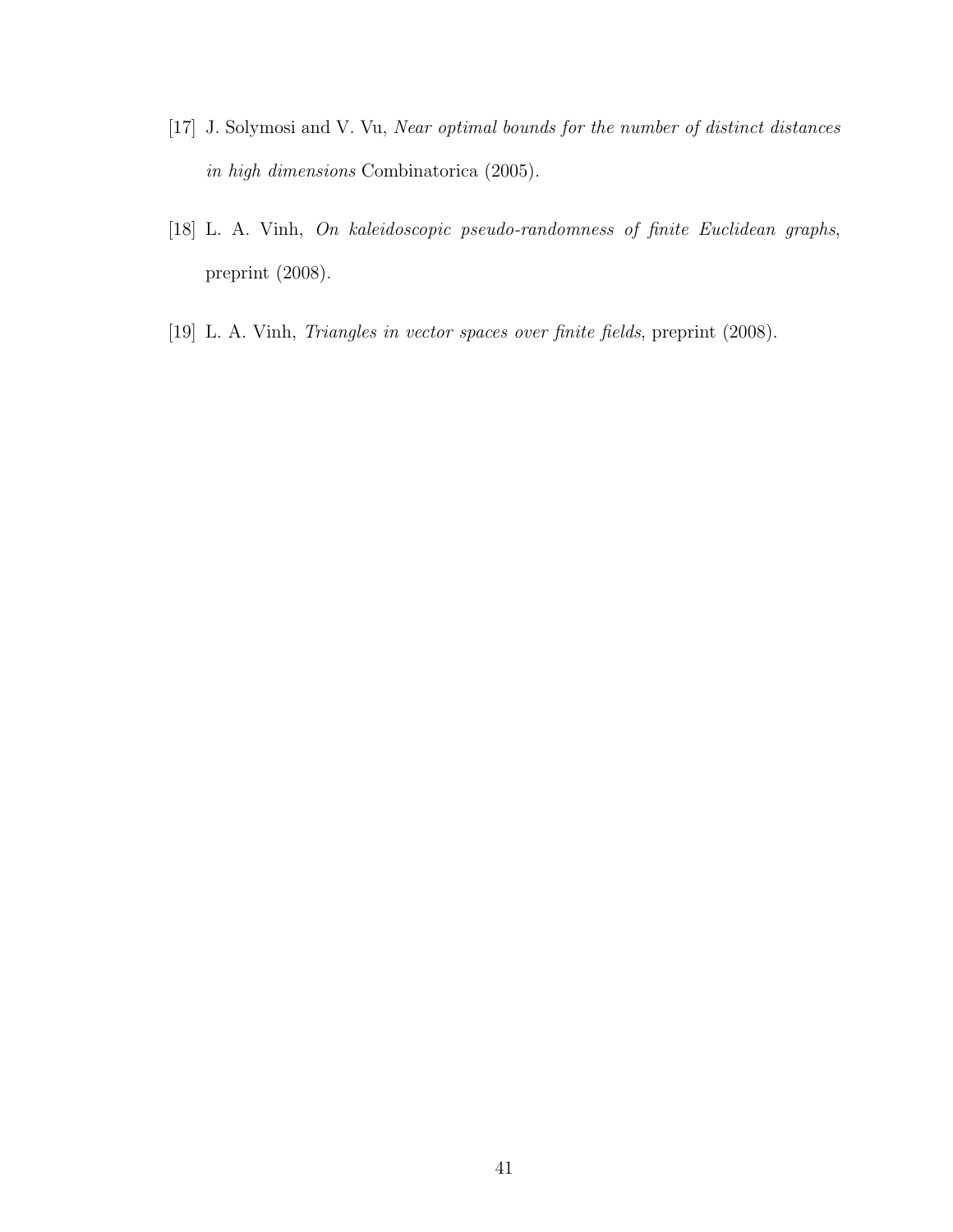[17] J. Solymosi and V. Vu, *Near optimal bounds for the number of distinct distances in high dimensions* Combinatorica (2005).

[18] L. A. Vinh, *On kaleidoscopic pseudo-randomness of finite Euclidean graphs*, preprint (2008).

[19] L. A. Vinh, *Triangles in vector spaces over finite fields*, preprint (2008).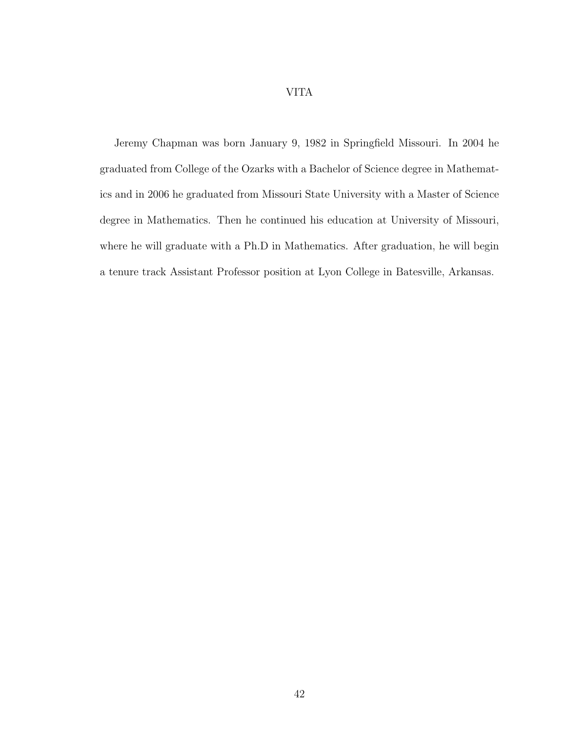# VITA

Jeremy Chapman was born January 9, 1982 in Springfield Missouri. In 2004 he graduated from College of the Ozarks with a Bachelor of Science degree in Mathematics and in 2006 he graduated from Missouri State University with a Master of Science degree in Mathematics. Then he continued his education at University of Missouri, where he will graduate with a Ph.D in Mathematics. After graduation, he will begin a tenure track Assistant Professor position at Lyon College in Batesville, Arkansas.